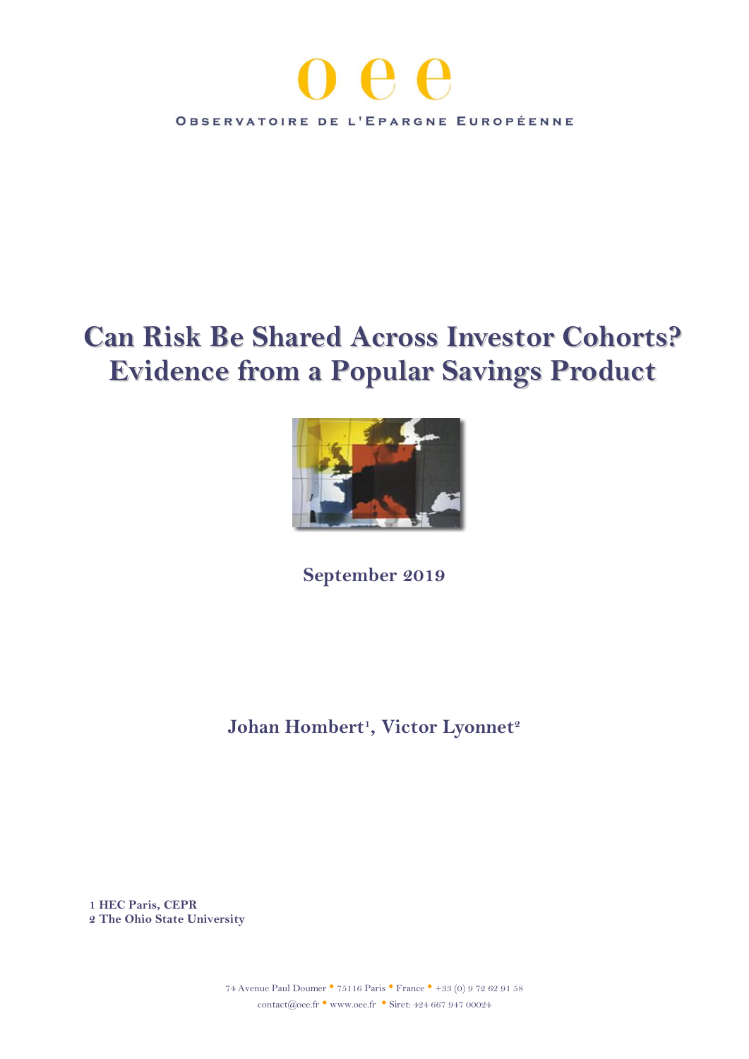oee

OBSERVATOIRE DE L'EPARGNE EUROPÉENNE

# Can Risk Be Shared Across Investor Cohorts? Evidence from a Popular Savings Product

**September 2019**

**Johan Hombert[1], Victor Lyonnet[2]**

[1] HEC Paris, CEPR
[2] The Ohio State University

74 Avenue Paul Doumer • 75116 Paris • France • +33 (0) 9 72 62 91 58
contact@oee.fr • www.oee.fr • Siret: 424 667 947 00024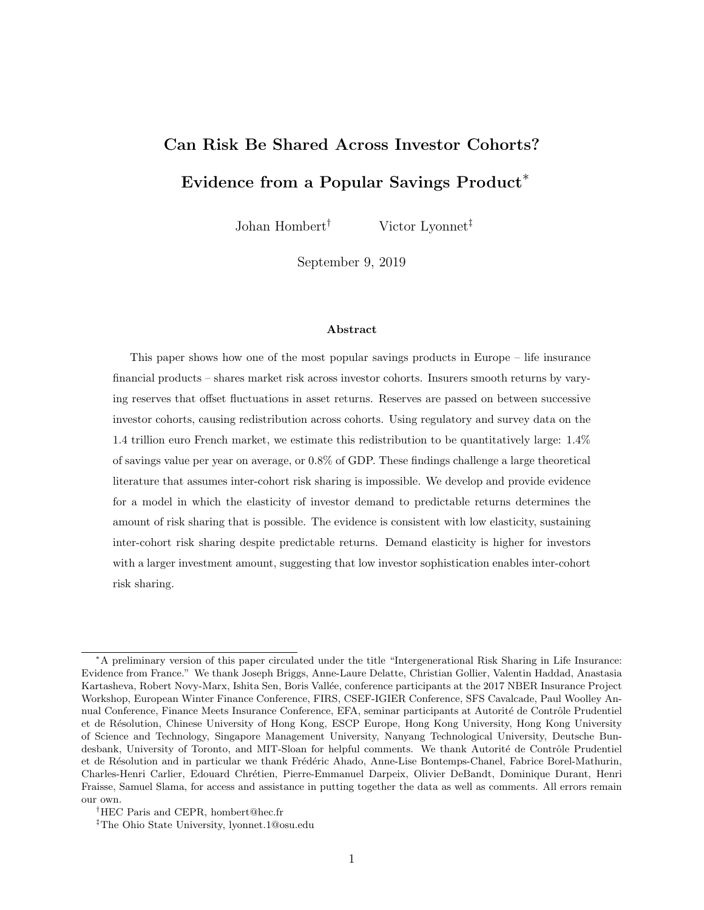# Can Risk Be Shared Across Investor Cohorts?

# Evidence from a Popular Savings Product[*]

Johan Hombert[†] Victor Lyonnet[‡]

September 9, 2019

## Abstract

This paper shows how one of the most popular savings products in Europe – life insurance financial products – shares market risk across investor cohorts. Insurers smooth returns by varying reserves that offset fluctuations in asset returns. Reserves are passed on between successive investor cohorts, causing redistribution across cohorts. Using regulatory and survey data on the 1.4 trillion euro French market, we estimate this redistribution to be quantitatively large: 1.4% of savings value per year on average, or 0.8% of GDP. These findings challenge a large theoretical literature that assumes inter-cohort risk sharing is impossible. We develop and provide evidence for a model in which the elasticity of investor demand to predictable returns determines the amount of risk sharing that is possible. The evidence is consistent with low elasticity, sustaining inter-cohort risk sharing despite predictable returns. Demand elasticity is higher for investors with a larger investment amount, suggesting that low investor sophistication enables inter-cohort risk sharing.

---

[*] A preliminary version of this paper circulated under the title "Intergenerational Risk Sharing in Life Insurance: Evidence from France." We thank Joseph Briggs, Anne-Laure Delatte, Christian Gollier, Valentin Haddad, Anastasia Kartasheva, Robert Novy-Marx, Ishita Sen, Boris Vallée, conference participants at the 2017 NBER Insurance Project Workshop, European Winter Finance Conference, FIRS, CSEF-IGIER Conference, SFS Cavalcade, Paul Woolley Annual Conference, Finance Meets Insurance Conference, EFA, seminar participants at Autorité de Contrôle Prudentiel et de Résolution, Chinese University of Hong Kong, ESCP Europe, Hong Kong University, Hong Kong University of Science and Technology, Singapore Management University, Nanyang Technological University, Deutsche Bundesbank, University of Toronto, and MIT-Sloan for helpful comments. We thank Autorité de Contrôle Prudentiel et de Résolution and in particular we thank Frédéric Ahado, Anne-Lise Bontemps-Chanel, Fabrice Borel-Mathurin, Charles-Henri Carlier, Edouard Chrétien, Pierre-Emmanuel Darpeix, Olivier DeBandt, Dominique Durant, Henri Fraisse, Samuel Slama, for access and assistance in putting together the data as well as comments. All errors remain our own.

[†] HEC Paris and CEPR, hombert@hec.fr

[‡] The Ohio State University, lyonnet.1@osu.edu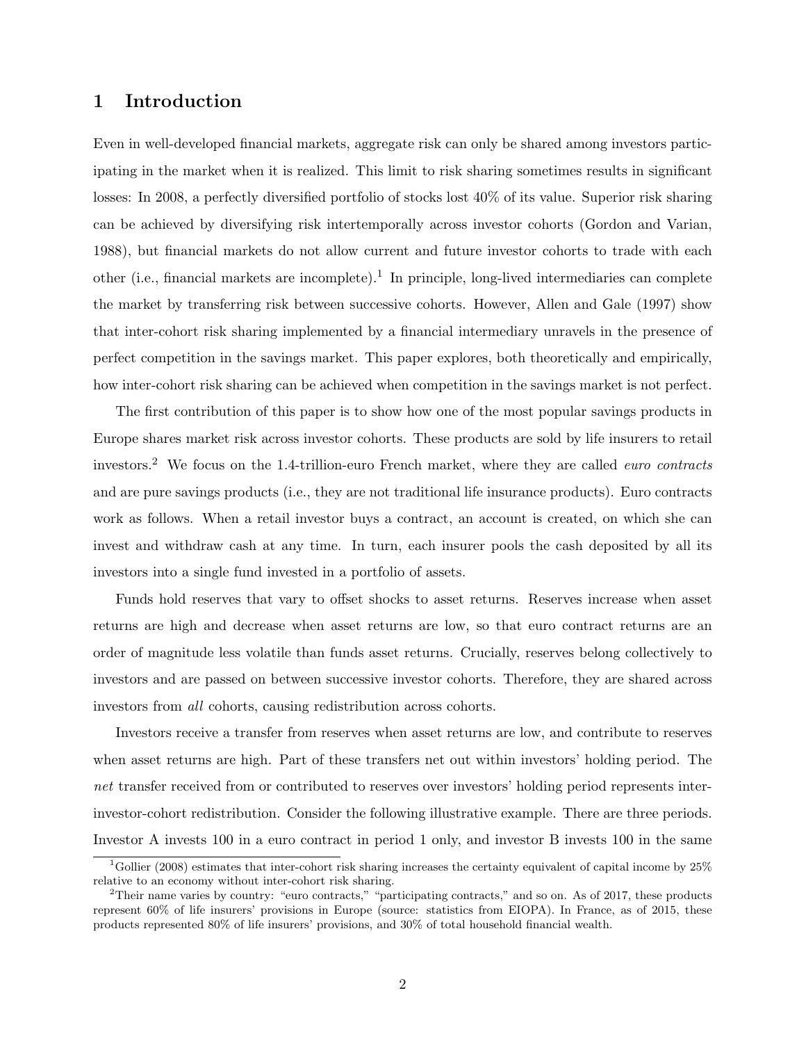# 1 Introduction

Even in well-developed financial markets, aggregate risk can only be shared among investors participating in the market when it is realized. This limit to risk sharing sometimes results in significant losses: In 2008, a perfectly diversified portfolio of stocks lost 40% of its value. Superior risk sharing can be achieved by diversifying risk intertemporally across investor cohorts (Gordon and Varian, 1988), but financial markets do not allow current and future investor cohorts to trade with each other (i.e., financial markets are incomplete).[1] In principle, long-lived intermediaries can complete the market by transferring risk between successive cohorts. However, Allen and Gale (1997) show that inter-cohort risk sharing implemented by a financial intermediary unravels in the presence of perfect competition in the savings market. This paper explores, both theoretically and empirically, how inter-cohort risk sharing can be achieved when competition in the savings market is not perfect.

The first contribution of this paper is to show how one of the most popular savings products in Europe shares market risk across investor cohorts. These products are sold by life insurers to retail investors.[2] We focus on the 1.4-trillion-euro French market, where they are called *euro contracts* and are pure savings products (i.e., they are not traditional life insurance products). Euro contracts work as follows. When a retail investor buys a contract, an account is created, on which she can invest and withdraw cash at any time. In turn, each insurer pools the cash deposited by all its investors into a single fund invested in a portfolio of assets.

Funds hold reserves that vary to offset shocks to asset returns. Reserves increase when asset returns are high and decrease when asset returns are low, so that euro contract returns are an order of magnitude less volatile than funds asset returns. Crucially, reserves belong collectively to investors and are passed on between successive investor cohorts. Therefore, they are shared across investors from *all* cohorts, causing redistribution across cohorts.

Investors receive a transfer from reserves when asset returns are low, and contribute to reserves when asset returns are high. Part of these transfers net out within investors' holding period. The *net* transfer received from or contributed to reserves over investors' holding period represents inter-investor-cohort redistribution. Consider the following illustrative example. There are three periods. Investor A invests 100 in a euro contract in period 1 only, and investor B invests 100 in the same

[1] Gollier (2008) estimates that inter-cohort risk sharing increases the certainty equivalent of capital income by 25% relative to an economy without inter-cohort risk sharing.

[2] Their name varies by country: "euro contracts," "participating contracts," and so on. As of 2017, these products represent 60% of life insurers' provisions in Europe (source: statistics from EIOPA). In France, as of 2015, these products represented 80% of life insurers' provisions, and 30% of total household financial wealth.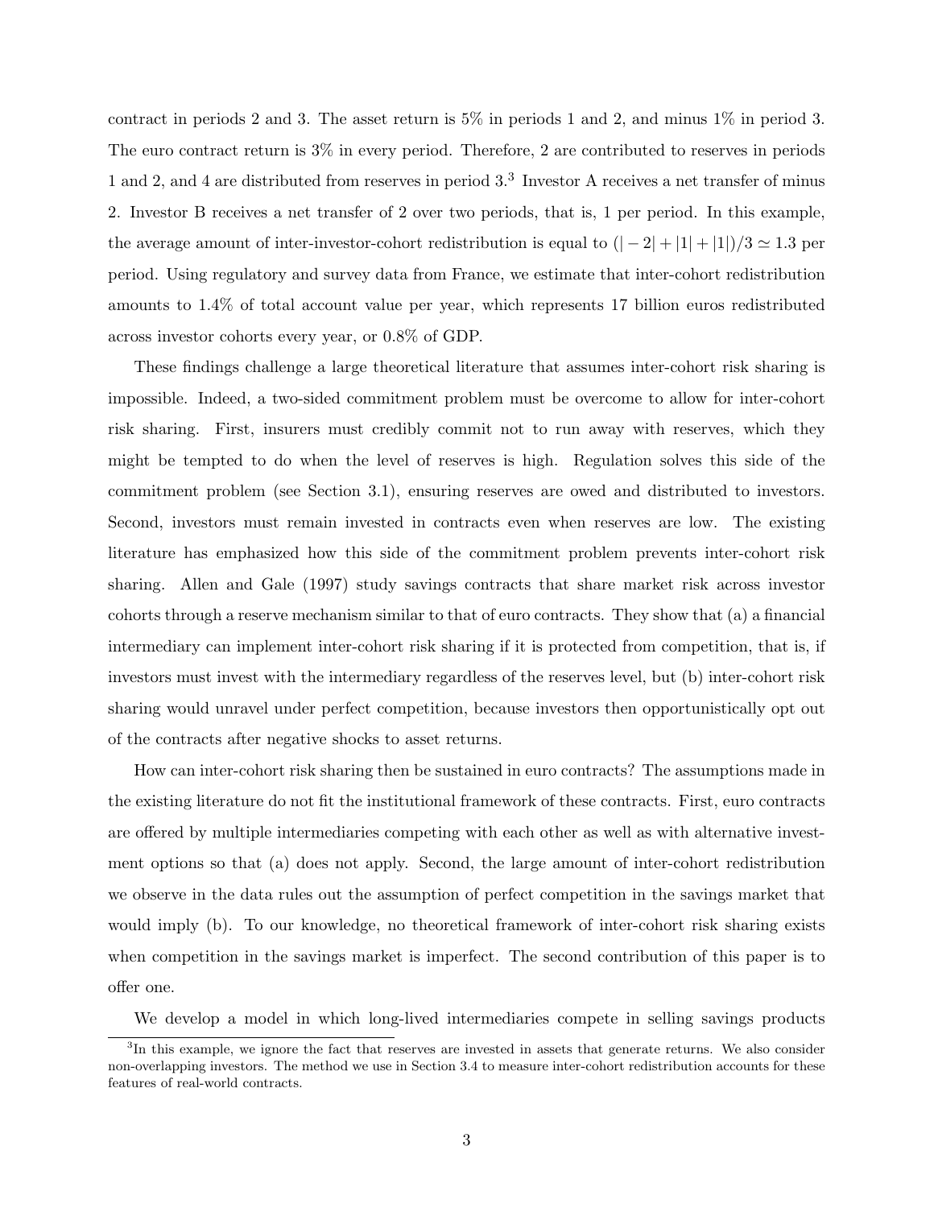contract in periods 2 and 3. The asset return is 5% in periods 1 and 2, and minus 1% in period 3. The euro contract return is 3% in every period. Therefore, 2 are contributed to reserves in periods 1 and 2, and 4 are distributed from reserves in period 3.[3] Investor A receives a net transfer of minus 2. Investor B receives a net transfer of 2 over two periods, that is, 1 per period. In this example, the average amount of inter-investor-cohort redistribution is equal to $(|-2|+|1|+|1|)/3 \simeq 1.3$ per period. Using regulatory and survey data from France, we estimate that inter-cohort redistribution amounts to 1.4% of total account value per year, which represents 17 billion euros redistributed across investor cohorts every year, or 0.8% of GDP.

These findings challenge a large theoretical literature that assumes inter-cohort risk sharing is impossible. Indeed, a two-sided commitment problem must be overcome to allow for inter-cohort risk sharing. First, insurers must credibly commit not to run away with reserves, which they might be tempted to do when the level of reserves is high. Regulation solves this side of the commitment problem (see Section 3.1), ensuring reserves are owed and distributed to investors. Second, investors must remain invested in contracts even when reserves are low. The existing literature has emphasized how this side of the commitment problem prevents inter-cohort risk sharing. Allen and Gale (1997) study savings contracts that share market risk across investor cohorts through a reserve mechanism similar to that of euro contracts. They show that (a) a financial intermediary can implement inter-cohort risk sharing if it is protected from competition, that is, if investors must invest with the intermediary regardless of the reserves level, but (b) inter-cohort risk sharing would unravel under perfect competition, because investors then opportunistically opt out of the contracts after negative shocks to asset returns.

How can inter-cohort risk sharing then be sustained in euro contracts? The assumptions made in the existing literature do not fit the institutional framework of these contracts. First, euro contracts are offered by multiple intermediaries competing with each other as well as with alternative investment options so that (a) does not apply. Second, the large amount of inter-cohort redistribution we observe in the data rules out the assumption of perfect competition in the savings market that would imply (b). To our knowledge, no theoretical framework of inter-cohort risk sharing exists when competition in the savings market is imperfect. The second contribution of this paper is to offer one.

We develop a model in which long-lived intermediaries compete in selling savings products

[3] In this example, we ignore the fact that reserves are invested in assets that generate returns. We also consider non-overlapping investors. The method we use in Section 3.4 to measure inter-cohort redistribution accounts for these features of real-world contracts.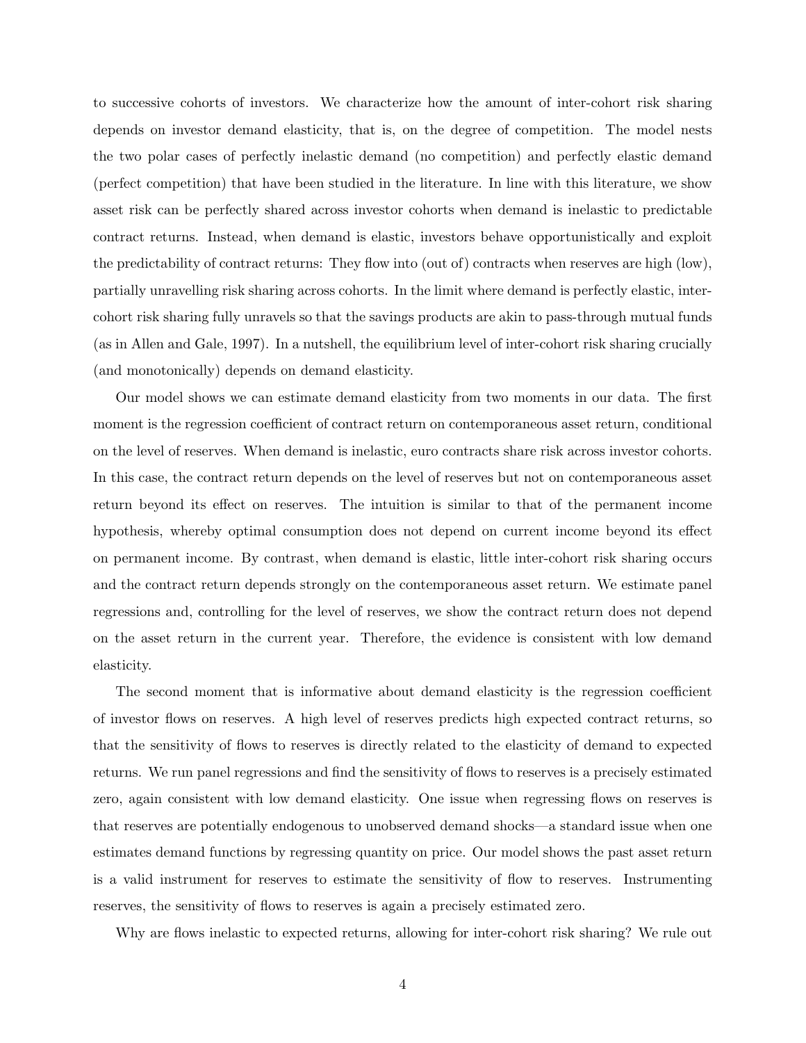to successive cohorts of investors. We characterize how the amount of inter-cohort risk sharing depends on investor demand elasticity, that is, on the degree of competition. The model nests the two polar cases of perfectly inelastic demand (no competition) and perfectly elastic demand (perfect competition) that have been studied in the literature. In line with this literature, we show asset risk can be perfectly shared across investor cohorts when demand is inelastic to predictable contract returns. Instead, when demand is elastic, investors behave opportunistically and exploit the predictability of contract returns: They flow into (out of) contracts when reserves are high (low), partially unravelling risk sharing across cohorts. In the limit where demand is perfectly elastic, inter-cohort risk sharing fully unravels so that the savings products are akin to pass-through mutual funds (as in Allen and Gale, 1997). In a nutshell, the equilibrium level of inter-cohort risk sharing crucially (and monotonically) depends on demand elasticity.

Our model shows we can estimate demand elasticity from two moments in our data. The first moment is the regression coefficient of contract return on contemporaneous asset return, conditional on the level of reserves. When demand is inelastic, euro contracts share risk across investor cohorts. In this case, the contract return depends on the level of reserves but not on contemporaneous asset return beyond its effect on reserves. The intuition is similar to that of the permanent income hypothesis, whereby optimal consumption does not depend on current income beyond its effect on permanent income. By contrast, when demand is elastic, little inter-cohort risk sharing occurs and the contract return depends strongly on the contemporaneous asset return. We estimate panel regressions and, controlling for the level of reserves, we show the contract return does not depend on the asset return in the current year. Therefore, the evidence is consistent with low demand elasticity.

The second moment that is informative about demand elasticity is the regression coefficient of investor flows on reserves. A high level of reserves predicts high expected contract returns, so that the sensitivity of flows to reserves is directly related to the elasticity of demand to expected returns. We run panel regressions and find the sensitivity of flows to reserves is a precisely estimated zero, again consistent with low demand elasticity. One issue when regressing flows on reserves is that reserves are potentially endogenous to unobserved demand shocks—a standard issue when one estimates demand functions by regressing quantity on price. Our model shows the past asset return is a valid instrument for reserves to estimate the sensitivity of flow to reserves. Instrumenting reserves, the sensitivity of flows to reserves is again a precisely estimated zero.

Why are flows inelastic to expected returns, allowing for inter-cohort risk sharing? We rule out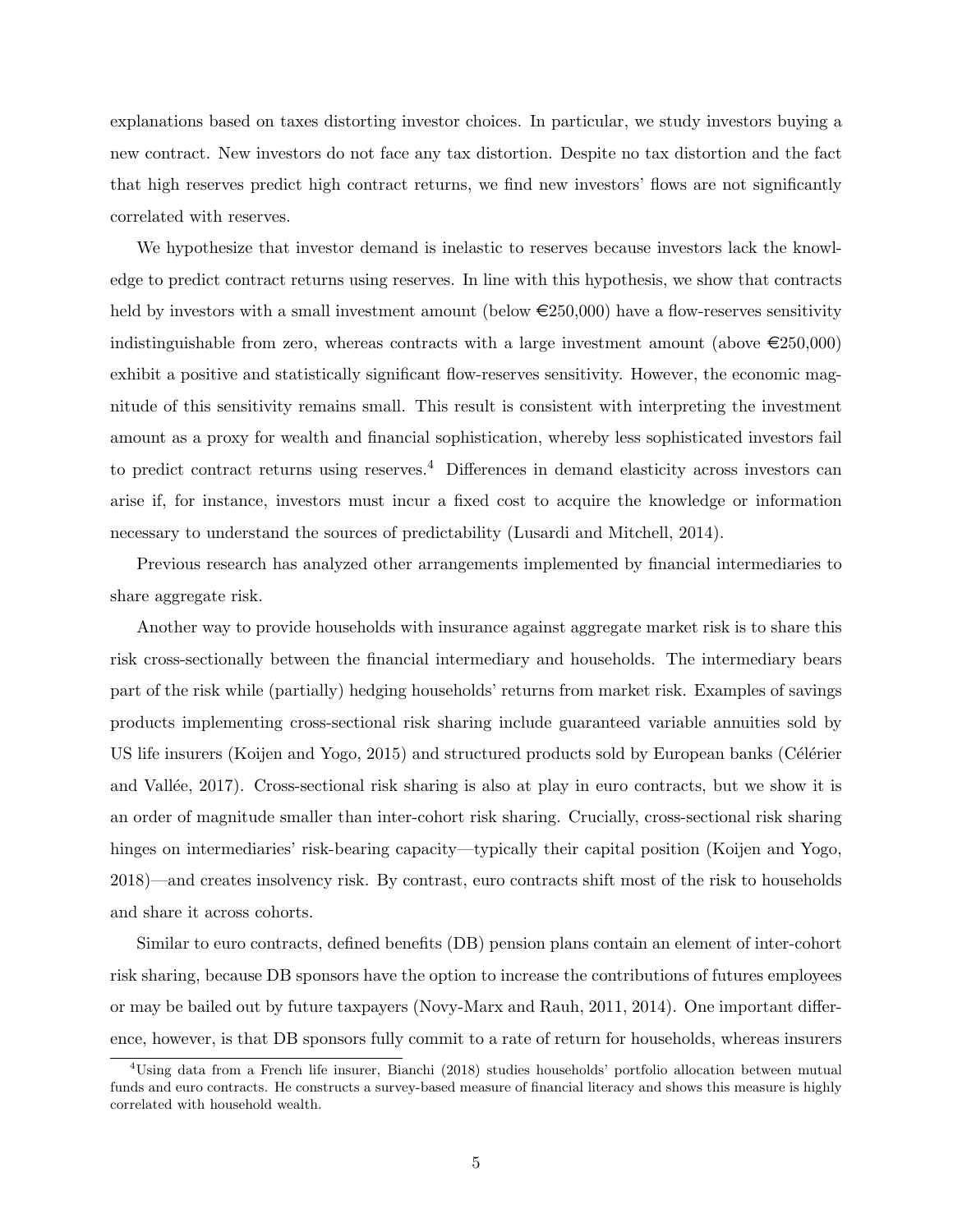explanations based on taxes distorting investor choices. In particular, we study investors buying a new contract. New investors do not face any tax distortion. Despite no tax distortion and the fact that high reserves predict high contract returns, we find new investors' flows are not significantly correlated with reserves.

We hypothesize that investor demand is inelastic to reserves because investors lack the knowledge to predict contract returns using reserves. In line with this hypothesis, we show that contracts held by investors with a small investment amount (below €250,000) have a flow-reserves sensitivity indistinguishable from zero, whereas contracts with a large investment amount (above €250,000) exhibit a positive and statistically significant flow-reserves sensitivity. However, the economic magnitude of this sensitivity remains small. This result is consistent with interpreting the investment amount as a proxy for wealth and financial sophistication, whereby less sophisticated investors fail to predict contract returns using reserves.[4] Differences in demand elasticity across investors can arise if, for instance, investors must incur a fixed cost to acquire the knowledge or information necessary to understand the sources of predictability (Lusardi and Mitchell, 2014).

Previous research has analyzed other arrangements implemented by financial intermediaries to share aggregate risk.

Another way to provide households with insurance against aggregate market risk is to share this risk cross-sectionally between the financial intermediary and households. The intermediary bears part of the risk while (partially) hedging households' returns from market risk. Examples of savings products implementing cross-sectional risk sharing include guaranteed variable annuities sold by US life insurers (Koijen and Yogo, 2015) and structured products sold by European banks (Célérier and Vallée, 2017). Cross-sectional risk sharing is also at play in euro contracts, but we show it is an order of magnitude smaller than inter-cohort risk sharing. Crucially, cross-sectional risk sharing hinges on intermediaries' risk-bearing capacity—typically their capital position (Koijen and Yogo, 2018)—and creates insolvency risk. By contrast, euro contracts shift most of the risk to households and share it across cohorts.

Similar to euro contracts, defined benefits (DB) pension plans contain an element of inter-cohort risk sharing, because DB sponsors have the option to increase the contributions of futures employees or may be bailed out by future taxpayers (Novy-Marx and Rauh, 2011, 2014). One important difference, however, is that DB sponsors fully commit to a rate of return for households, whereas insurers

[4] Using data from a French life insurer, Bianchi (2018) studies households' portfolio allocation between mutual funds and euro contracts. He constructs a survey-based measure of financial literacy and shows this measure is highly correlated with household wealth.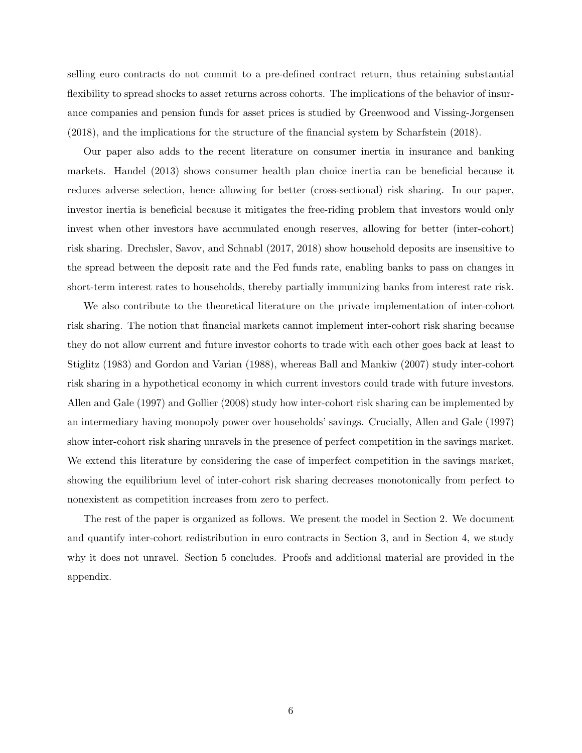selling euro contracts do not commit to a pre-defined contract return, thus retaining substantial flexibility to spread shocks to asset returns across cohorts. The implications of the behavior of insurance companies and pension funds for asset prices is studied by Greenwood and Vissing-Jorgensen (2018), and the implications for the structure of the financial system by Scharfstein (2018).

Our paper also adds to the recent literature on consumer inertia in insurance and banking markets. Handel (2013) shows consumer health plan choice inertia can be beneficial because it reduces adverse selection, hence allowing for better (cross-sectional) risk sharing. In our paper, investor inertia is beneficial because it mitigates the free-riding problem that investors would only invest when other investors have accumulated enough reserves, allowing for better (inter-cohort) risk sharing. Drechsler, Savov, and Schnabl (2017, 2018) show household deposits are insensitive to the spread between the deposit rate and the Fed funds rate, enabling banks to pass on changes in short-term interest rates to households, thereby partially immunizing banks from interest rate risk.

We also contribute to the theoretical literature on the private implementation of inter-cohort risk sharing. The notion that financial markets cannot implement inter-cohort risk sharing because they do not allow current and future investor cohorts to trade with each other goes back at least to Stiglitz (1983) and Gordon and Varian (1988), whereas Ball and Mankiw (2007) study inter-cohort risk sharing in a hypothetical economy in which current investors could trade with future investors. Allen and Gale (1997) and Gollier (2008) study how inter-cohort risk sharing can be implemented by an intermediary having monopoly power over households' savings. Crucially, Allen and Gale (1997) show inter-cohort risk sharing unravels in the presence of perfect competition in the savings market. We extend this literature by considering the case of imperfect competition in the savings market, showing the equilibrium level of inter-cohort risk sharing decreases monotonically from perfect to nonexistent as competition increases from zero to perfect.

The rest of the paper is organized as follows. We present the model in Section 2. We document and quantify inter-cohort redistribution in euro contracts in Section 3, and in Section 4, we study why it does not unravel. Section 5 concludes. Proofs and additional material are provided in the appendix.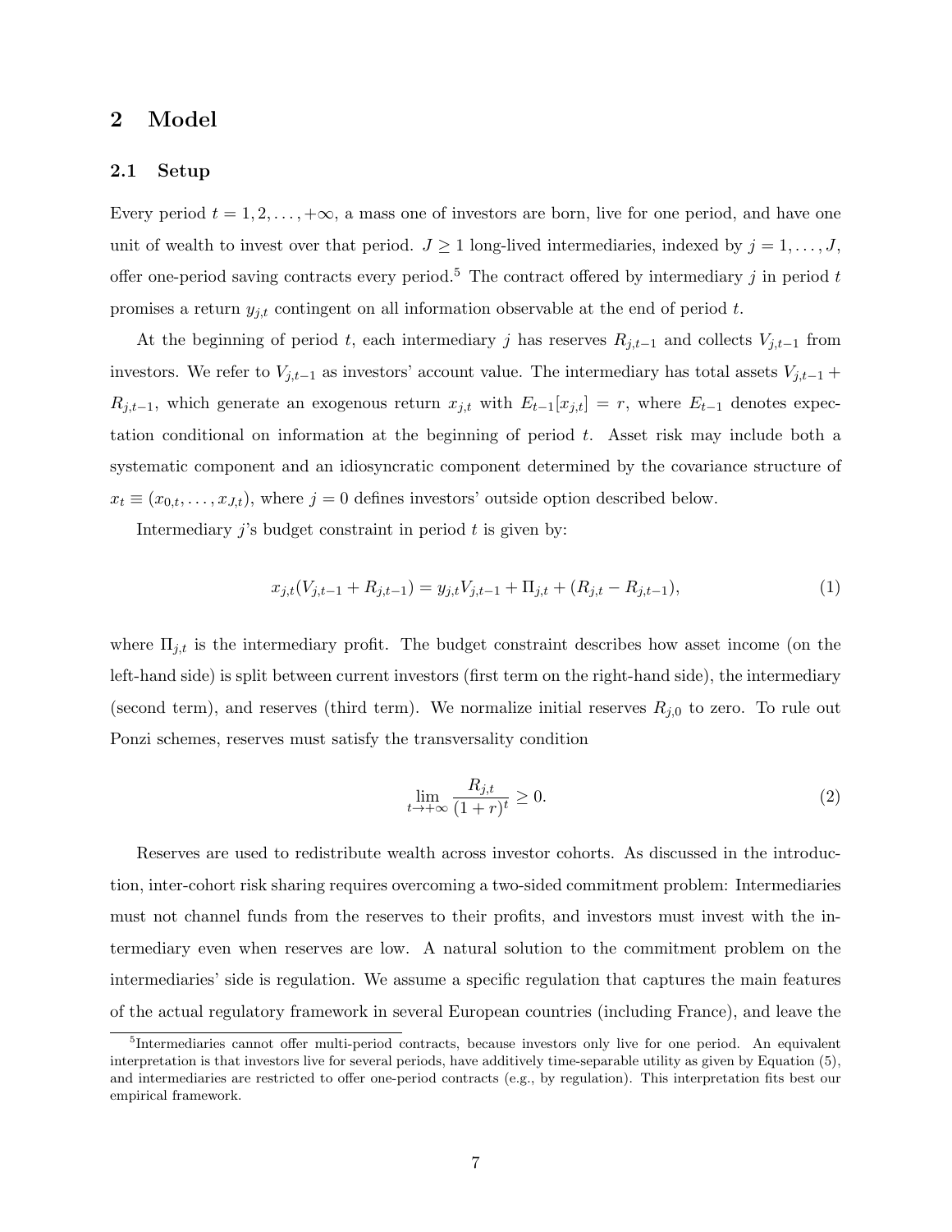## 2 Model

### 2.1 Setup

Every period $t = 1, 2, \ldots, +\infty$, a mass one of investors are born, live for one period, and have one unit of wealth to invest over that period. $J \geq 1$ long-lived intermediaries, indexed by $j = 1, \ldots, J$, offer one-period saving contracts every period.[5] The contract offered by intermediary $j$ in period $t$ promises a return $y_{j,t}$ contingent on all information observable at the end of period $t$.

At the beginning of period $t$, each intermediary $j$ has reserves $R_{j,t-1}$ and collects $V_{j,t-1}$ from investors. We refer to $V_{j,t-1}$ as investors' account value. The intermediary has total assets $V_{j,t-1} + R_{j,t-1}$, which generate an exogenous return $x_{j,t}$ with $E_{t-1}[x_{j,t}] = r$, where $E_{t-1}$ denotes expectation conditional on information at the beginning of period $t$. Asset risk may include both a systematic component and an idiosyncratic component determined by the covariance structure of $x_t \equiv (x_{0,t}, \ldots, x_{J,t})$, where $j = 0$ defines investors' outside option described below.

Intermediary $j$'s budget constraint in period $t$ is given by:

$$x_{j,t}(V_{j,t-1} + R_{j,t-1}) = y_{j,t}V_{j,t-1} + \Pi_{j,t} + (R_{j,t} - R_{j,t-1}), \tag{1}$$

where $\Pi_{j,t}$ is the intermediary profit. The budget constraint describes how asset income (on the left-hand side) is split between current investors (first term on the right-hand side), the intermediary (second term), and reserves (third term). We normalize initial reserves $R_{j,0}$ to zero. To rule out Ponzi schemes, reserves must satisfy the transversality condition

$$\lim_{t \to +\infty} \frac{R_{j,t}}{(1+r)^t} \geq 0. \tag{2}$$

Reserves are used to redistribute wealth across investor cohorts. As discussed in the introduction, inter-cohort risk sharing requires overcoming a two-sided commitment problem: Intermediaries must not channel funds from the reserves to their profits, and investors must invest with the intermediary even when reserves are low. A natural solution to the commitment problem on the intermediaries' side is regulation. We assume a specific regulation that captures the main features of the actual regulatory framework in several European countries (including France), and leave the

[5] Intermediaries cannot offer multi-period contracts, because investors only live for one period. An equivalent interpretation is that investors live for several periods, have additively time-separable utility as given by Equation (5), and intermediaries are restricted to offer one-period contracts (e.g., by regulation). This interpretation fits best our empirical framework.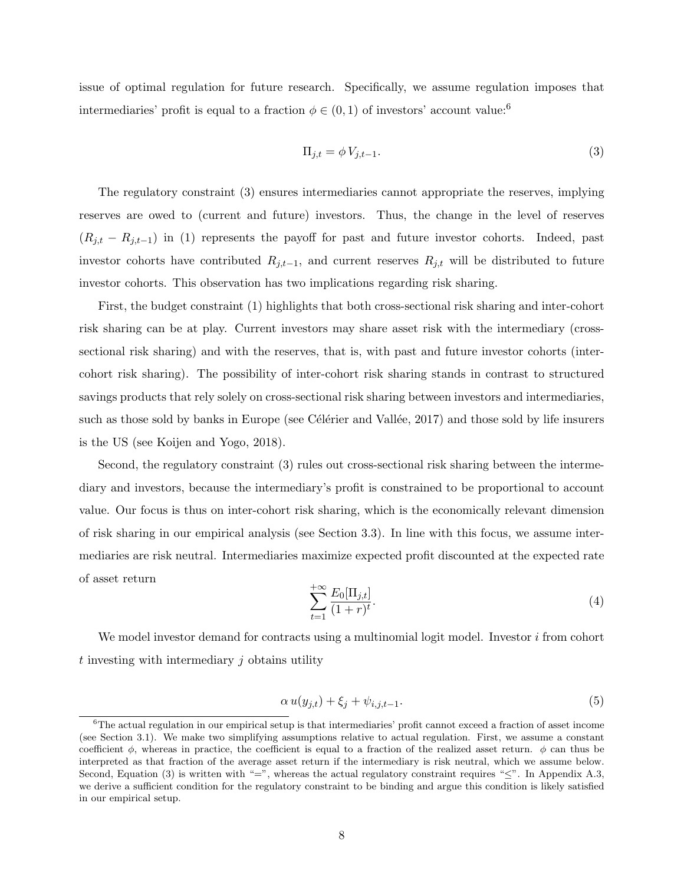issue of optimal regulation for future research. Specifically, we assume regulation imposes that intermediaries' profit is equal to a fraction $\phi \in (0,1)$ of investors' account value:[6]

$$\Pi_{j,t} = \phi\, V_{j,t-1}. \tag{3}$$

The regulatory constraint (3) ensures intermediaries cannot appropriate the reserves, implying reserves are owed to (current and future) investors. Thus, the change in the level of reserves $(R_{j,t} - R_{j,t-1})$ in (1) represents the payoff for past and future investor cohorts. Indeed, past investor cohorts have contributed $R_{j,t-1}$, and current reserves $R_{j,t}$ will be distributed to future investor cohorts. This observation has two implications regarding risk sharing.

First, the budget constraint (1) highlights that both cross-sectional risk sharing and inter-cohort risk sharing can be at play. Current investors may share asset risk with the intermediary (cross-sectional risk sharing) and with the reserves, that is, with past and future investor cohorts (inter-cohort risk sharing). The possibility of inter-cohort risk sharing stands in contrast to structured savings products that rely solely on cross-sectional risk sharing between investors and intermediaries, such as those sold by banks in Europe (see Célérier and Vallée, 2017) and those sold by life insurers is the US (see Koijen and Yogo, 2018).

Second, the regulatory constraint (3) rules out cross-sectional risk sharing between the intermediary and investors, because the intermediary's profit is constrained to be proportional to account value. Our focus is thus on inter-cohort risk sharing, which is the economically relevant dimension of risk sharing in our empirical analysis (see Section 3.3). In line with this focus, we assume intermediaries are risk neutral. Intermediaries maximize expected profit discounted at the expected rate of asset return

$$\sum_{t=1}^{+\infty} \frac{E_0[\Pi_{j,t}]}{(1+r)^t}. \tag{4}$$

We model investor demand for contracts using a multinomial logit model. Investor $i$ from cohort $t$ investing with intermediary $j$ obtains utility

$$\alpha\, u(y_{j,t}) + \xi_j + \psi_{i,j,t-1}. \tag{5}$$

[6] The actual regulation in our empirical setup is that intermediaries' profit cannot exceed a fraction of asset income (see Section 3.1). We make two simplifying assumptions relative to actual regulation. First, we assume a constant coefficient $\phi$, whereas in practice, the coefficient is equal to a fraction of the realized asset return. $\phi$ can thus be interpreted as that fraction of the average asset return if the intermediary is risk neutral, which we assume below. Second, Equation (3) is written with "=", whereas the actual regulatory constraint requires "≤". In Appendix A.3, we derive a sufficient condition for the regulatory constraint to be binding and argue this condition is likely satisfied in our empirical setup.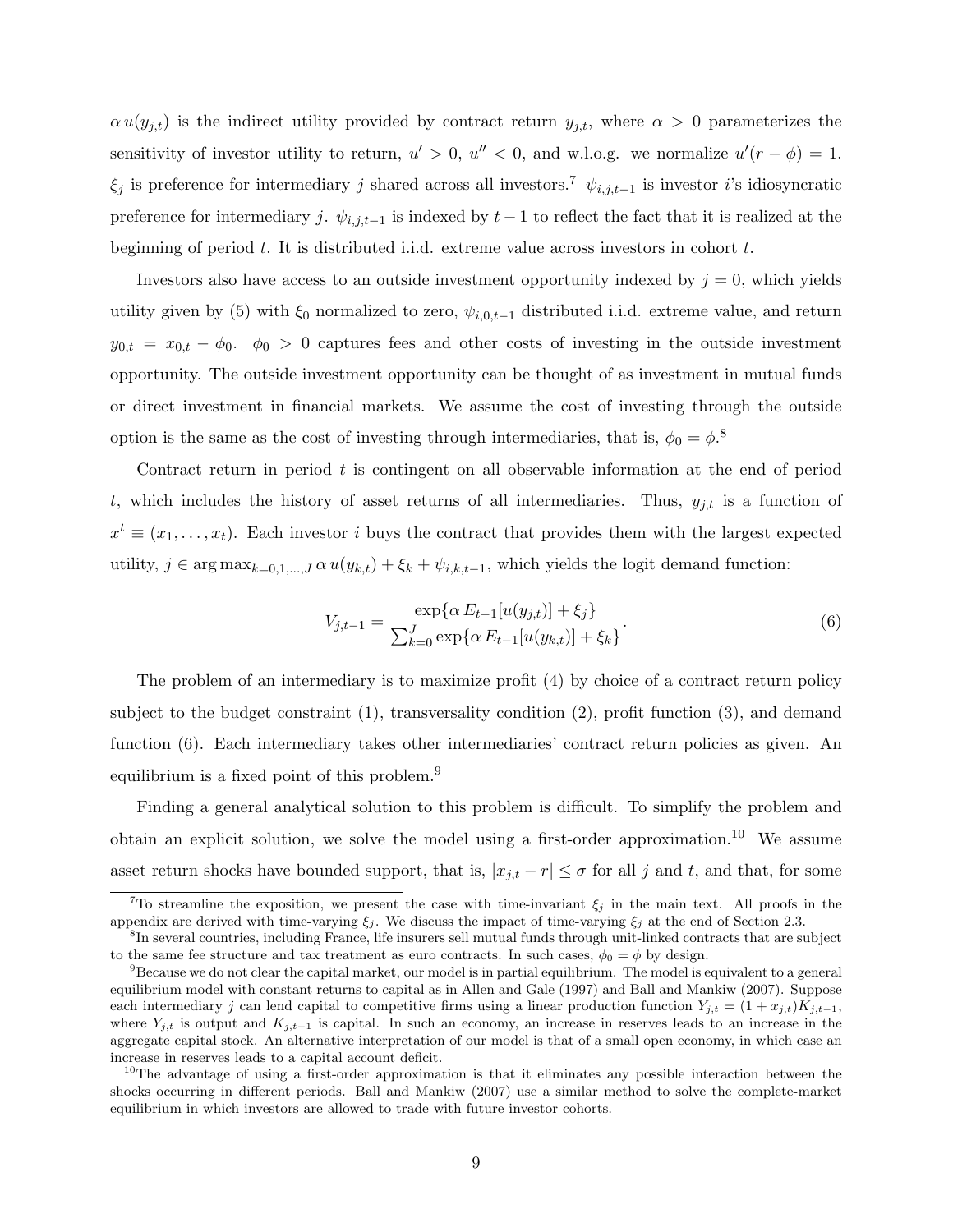$\alpha\, u(y_{j,t})$ is the indirect utility provided by contract return $y_{j,t}$, where $\alpha > 0$ parameterizes the sensitivity of investor utility to return, $u' > 0$, $u'' < 0$, and w.l.o.g. we normalize $u'(r - \phi) = 1$. $\xi_j$ is preference for intermediary $j$ shared across all investors.[7] $\psi_{i,j,t-1}$ is investor $i$'s idiosyncratic preference for intermediary $j$. $\psi_{i,j,t-1}$ is indexed by $t-1$ to reflect the fact that it is realized at the beginning of period $t$. It is distributed i.i.d. extreme value across investors in cohort $t$.

Investors also have access to an outside investment opportunity indexed by $j = 0$, which yields utility given by (5) with $\xi_0$ normalized to zero, $\psi_{i,0,t-1}$ distributed i.i.d. extreme value, and return $y_{0,t} = x_{0,t} - \phi_0$. $\phi_0 > 0$ captures fees and other costs of investing in the outside investment opportunity. The outside investment opportunity can be thought of as investment in mutual funds or direct investment in financial markets. We assume the cost of investing through the outside option is the same as the cost of investing through intermediaries, that is, $\phi_0 = \phi$.[8]

Contract return in period $t$ is contingent on all observable information at the end of period $t$, which includes the history of asset returns of all intermediaries. Thus, $y_{j,t}$ is a function of $x^t \equiv (x_1, \ldots, x_t)$. Each investor $i$ buys the contract that provides them with the largest expected utility, $j \in \arg\max_{k=0,1,\ldots,J} \alpha\, u(y_{k,t}) + \xi_k + \psi_{i,k,t-1}$, which yields the logit demand function:

$$V_{j,t-1} = \frac{\exp\{\alpha\, E_{t-1}[u(y_{j,t})] + \xi_j\}}{\sum_{k=0}^{J} \exp\{\alpha\, E_{t-1}[u(y_{k,t})] + \xi_k\}}. \tag{6}$$

The problem of an intermediary is to maximize profit (4) by choice of a contract return policy subject to the budget constraint (1), transversality condition (2), profit function (3), and demand function (6). Each intermediary takes other intermediaries' contract return policies as given. An equilibrium is a fixed point of this problem.[9]

Finding a general analytical solution to this problem is difficult. To simplify the problem and obtain an explicit solution, we solve the model using a first-order approximation.[10] We assume asset return shocks have bounded support, that is, $|x_{j,t} - r| \leq \sigma$ for all $j$ and $t$, and that, for some

---

[7] To streamline the exposition, we present the case with time-invariant $\xi_j$ in the main text. All proofs in the appendix are derived with time-varying $\xi_j$. We discuss the impact of time-varying $\xi_j$ at the end of Section 2.3.

[8] In several countries, including France, life insurers sell mutual funds through unit-linked contracts that are subject to the same fee structure and tax treatment as euro contracts. In such cases, $\phi_0 = \phi$ by design.

[9] Because we do not clear the capital market, our model is in partial equilibrium. The model is equivalent to a general equilibrium model with constant returns to capital as in Allen and Gale (1997) and Ball and Mankiw (2007). Suppose each intermediary $j$ can lend capital to competitive firms using a linear production function $Y_{j,t} = (1 + x_{j,t})K_{j,t-1}$, where $Y_{j,t}$ is output and $K_{j,t-1}$ is capital. In such an economy, an increase in reserves leads to an increase in the aggregate capital stock. An alternative interpretation of our model is that of a small open economy, in which case an increase in reserves leads to a capital account deficit.

[10] The advantage of using a first-order approximation is that it eliminates any possible interaction between the shocks occurring in different periods. Ball and Mankiw (2007) use a similar method to solve the complete-market equilibrium in which investors are allowed to trade with future investor cohorts.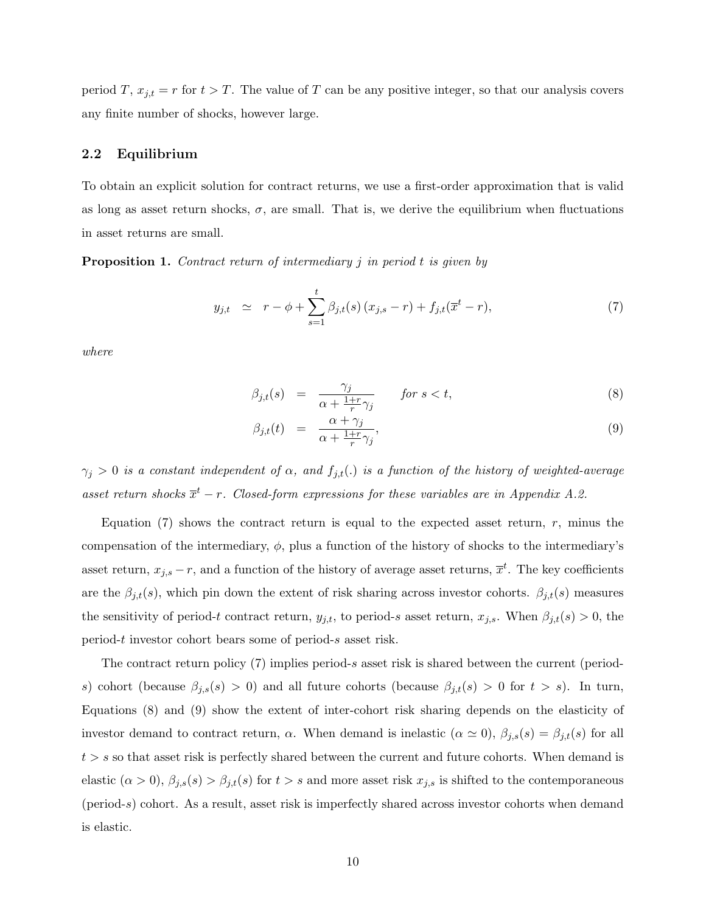period $T$, $x_{j,t} = r$ for $t > T$. The value of $T$ can be any positive integer, so that our analysis covers any finite number of shocks, however large.

### 2.2 Equilibrium

To obtain an explicit solution for contract returns, we use a first-order approximation that is valid as long as asset return shocks, $\sigma$, are small. That is, we derive the equilibrium when fluctuations in asset returns are small.

**Proposition 1.** *Contract return of intermediary $j$ in period $t$ is given by*

$$y_{j,t} \simeq r - \phi + \sum_{s=1}^{t} \beta_{j,t}(s) \left(x_{j,s} - r\right) + f_{j,t}(\overline{x}^t - r), \tag{7}$$

*where*

$$\beta_{j,t}(s) = \frac{\gamma_j}{\alpha + \frac{1+r}{r}\gamma_j} \qquad \textit{for } s < t, \tag{8}$$

$$\beta_{j,t}(t) = \frac{\alpha + \gamma_j}{\alpha + \frac{1+r}{r}\gamma_j}, \tag{9}$$

*$\gamma_j > 0$ is a constant independent of $\alpha$, and $f_{j,t}(.)$ is a function of the history of weighted-average asset return shocks $\overline{x}^t - r$. Closed-form expressions for these variables are in Appendix A.2.*

Equation (7) shows the contract return is equal to the expected asset return, $r$, minus the compensation of the intermediary, $\phi$, plus a function of the history of shocks to the intermediary's asset return, $x_{j,s} - r$, and a function of the history of average asset returns, $\overline{x}^t$. The key coefficients are the $\beta_{j,t}(s)$, which pin down the extent of risk sharing across investor cohorts. $\beta_{j,t}(s)$ measures the sensitivity of period-$t$ contract return, $y_{j,t}$, to period-$s$ asset return, $x_{j,s}$. When $\beta_{j,t}(s) > 0$, the period-$t$ investor cohort bears some of period-$s$ asset risk.

The contract return policy (7) implies period-$s$ asset risk is shared between the current (period-$s$) cohort (because $\beta_{j,s}(s) > 0$) and all future cohorts (because $\beta_{j,t}(s) > 0$ for $t > s$). In turn, Equations (8) and (9) show the extent of inter-cohort risk sharing depends on the elasticity of investor demand to contract return, $\alpha$. When demand is inelastic ($\alpha \simeq 0$), $\beta_{j,s}(s) = \beta_{j,t}(s)$ for all $t > s$ so that asset risk is perfectly shared between the current and future cohorts. When demand is elastic ($\alpha > 0$), $\beta_{j,s}(s) > \beta_{j,t}(s)$ for $t > s$ and more asset risk $x_{j,s}$ is shifted to the contemporaneous (period-$s$) cohort. As a result, asset risk is imperfectly shared across investor cohorts when demand is elastic.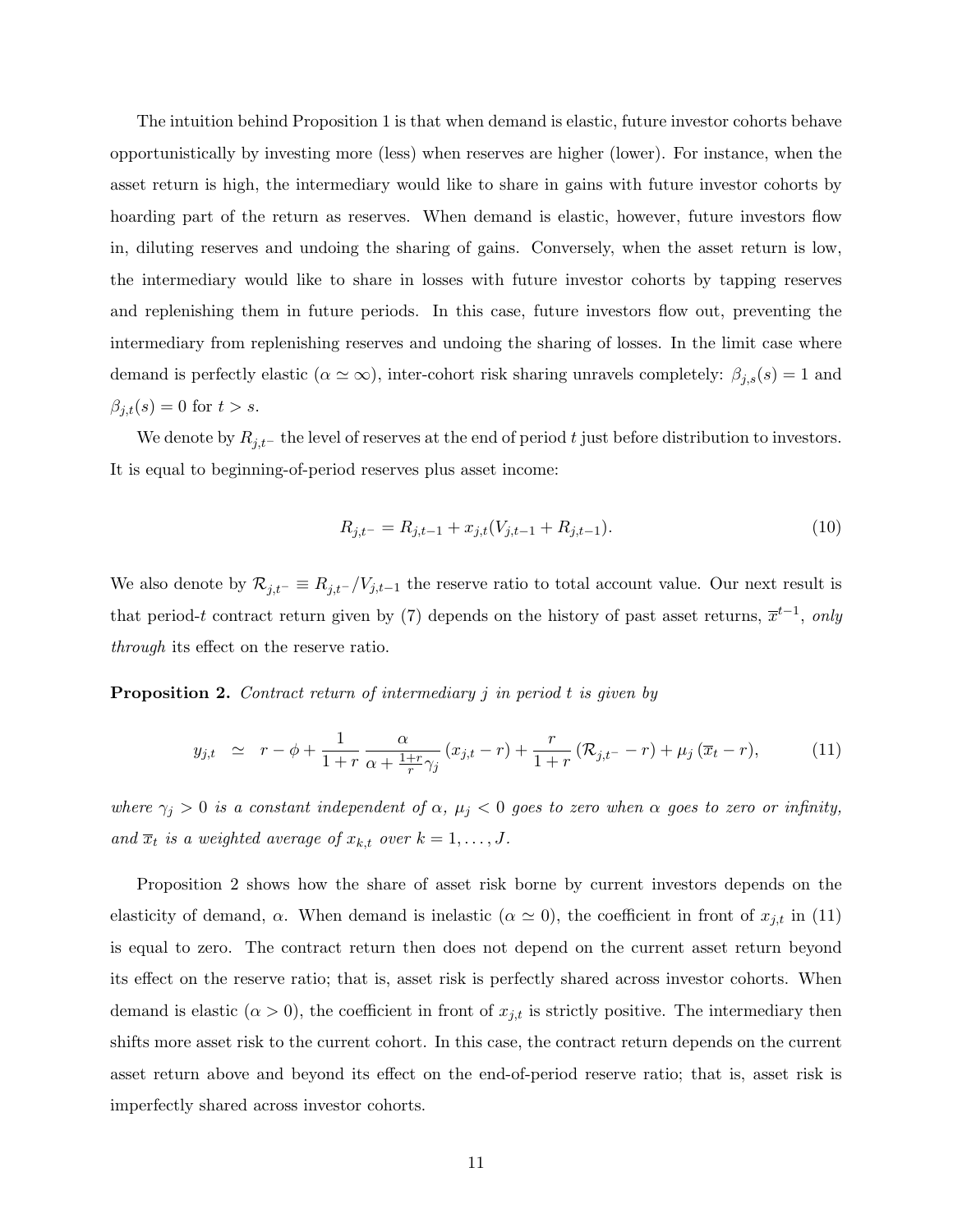The intuition behind Proposition 1 is that when demand is elastic, future investor cohorts behave opportunistically by investing more (less) when reserves are higher (lower). For instance, when the asset return is high, the intermediary would like to share in gains with future investor cohorts by hoarding part of the return as reserves. When demand is elastic, however, future investors flow in, diluting reserves and undoing the sharing of gains. Conversely, when the asset return is low, the intermediary would like to share in losses with future investor cohorts by tapping reserves and replenishing them in future periods. In this case, future investors flow out, preventing the intermediary from replenishing reserves and undoing the sharing of losses. In the limit case where demand is perfectly elastic ($\alpha \simeq \infty$), inter-cohort risk sharing unravels completely: $\beta_{j,s}(s) = 1$ and $\beta_{j,t}(s) = 0$ for $t > s$.

We denote by $R_{j,t^-}$ the level of reserves at the end of period $t$ just before distribution to investors. It is equal to beginning-of-period reserves plus asset income:

$$R_{j,t^-} = R_{j,t-1} + x_{j,t}(V_{j,t-1} + R_{j,t-1}). \tag{10}$$

We also denote by $\mathcal{R}_{j,t^-} \equiv R_{j,t^-}/V_{j,t-1}$ the reserve ratio to total account value. Our next result is that period-$t$ contract return given by (7) depends on the history of past asset returns, $\overline{x}^{t-1}$, *only through* its effect on the reserve ratio.

**Proposition 2.** *Contract return of intermediary $j$ in period $t$ is given by*

$$y_{j,t} \quad \simeq \quad r - \phi + \frac{1}{1+r} \frac{\alpha}{\alpha + \frac{1+r}{r}\gamma_j} (x_{j,t} - r) + \frac{r}{1+r} (\mathcal{R}_{j,t^-} - r) + \mu_j (\overline{x}_t - r), \tag{11}$$

*where $\gamma_j > 0$ is a constant independent of $\alpha$, $\mu_j < 0$ goes to zero when $\alpha$ goes to zero or infinity, and $\overline{x}_t$ is a weighted average of $x_{k,t}$ over $k = 1, \ldots, J$.*

Proposition 2 shows how the share of asset risk borne by current investors depends on the elasticity of demand, $\alpha$. When demand is inelastic ($\alpha \simeq 0$), the coefficient in front of $x_{j,t}$ in (11) is equal to zero. The contract return then does not depend on the current asset return beyond its effect on the reserve ratio; that is, asset risk is perfectly shared across investor cohorts. When demand is elastic ($\alpha > 0$), the coefficient in front of $x_{j,t}$ is strictly positive. The intermediary then shifts more asset risk to the current cohort. In this case, the contract return depends on the current asset return above and beyond its effect on the end-of-period reserve ratio; that is, asset risk is imperfectly shared across investor cohorts.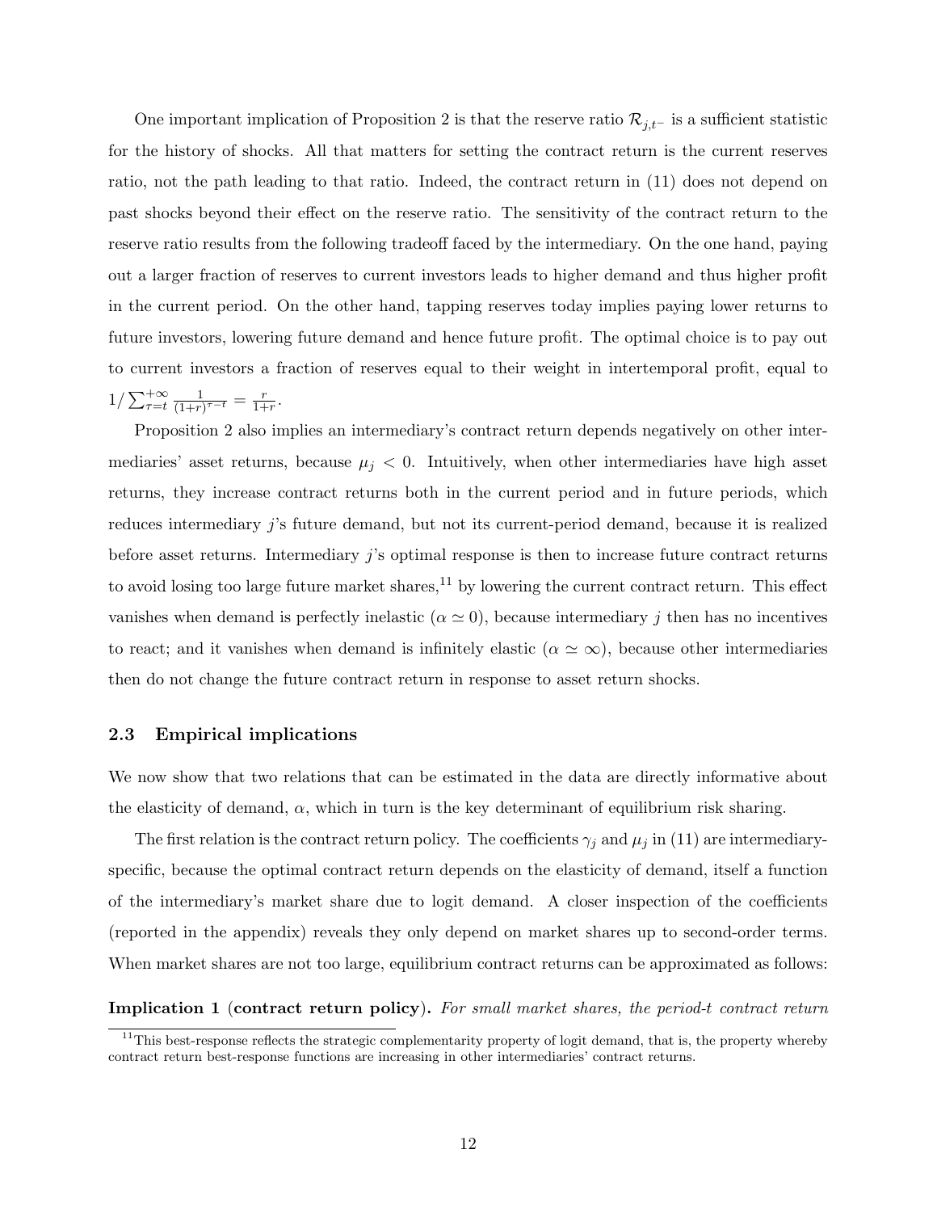One important implication of Proposition 2 is that the reserve ratio $\mathcal{R}_{j,t^-}$ is a sufficient statistic for the history of shocks. All that matters for setting the contract return is the current reserves ratio, not the path leading to that ratio. Indeed, the contract return in (11) does not depend on past shocks beyond their effect on the reserve ratio. The sensitivity of the contract return to the reserve ratio results from the following tradeoff faced by the intermediary. On the one hand, paying out a larger fraction of reserves to current investors leads to higher demand and thus higher profit in the current period. On the other hand, tapping reserves today implies paying lower returns to future investors, lowering future demand and hence future profit. The optimal choice is to pay out to current investors a fraction of reserves equal to their weight in intertemporal profit, equal to $1/\sum_{\tau=t}^{+\infty} \frac{1}{(1+r)^{\tau-t}} = \frac{r}{1+r}$.

Proposition 2 also implies an intermediary's contract return depends negatively on other intermediaries' asset returns, because $\mu_j < 0$. Intuitively, when other intermediaries have high asset returns, they increase contract returns both in the current period and in future periods, which reduces intermediary $j$'s future demand, but not its current-period demand, because it is realized before asset returns. Intermediary $j$'s optimal response is then to increase future contract returns to avoid losing too large future market shares,[11] by lowering the current contract return. This effect vanishes when demand is perfectly inelastic ($\alpha \simeq 0$), because intermediary $j$ then has no incentives to react; and it vanishes when demand is infinitely elastic ($\alpha \simeq \infty$), because other intermediaries then do not change the future contract return in response to asset return shocks.

### 2.3 Empirical implications

We now show that two relations that can be estimated in the data are directly informative about the elasticity of demand, $\alpha$, which in turn is the key determinant of equilibrium risk sharing.

The first relation is the contract return policy. The coefficients $\gamma_j$ and $\mu_j$ in (11) are intermediary-specific, because the optimal contract return depends on the elasticity of demand, itself a function of the intermediary's market share due to logit demand. A closer inspection of the coefficients (reported in the appendix) reveals they only depend on market shares up to second-order terms. When market shares are not too large, equilibrium contract returns can be approximated as follows:

**Implication 1 (contract return policy).** *For small market shares, the period-t contract return*

[11] This best-response reflects the strategic complementarity property of logit demand, that is, the property whereby contract return best-response functions are increasing in other intermediaries' contract returns.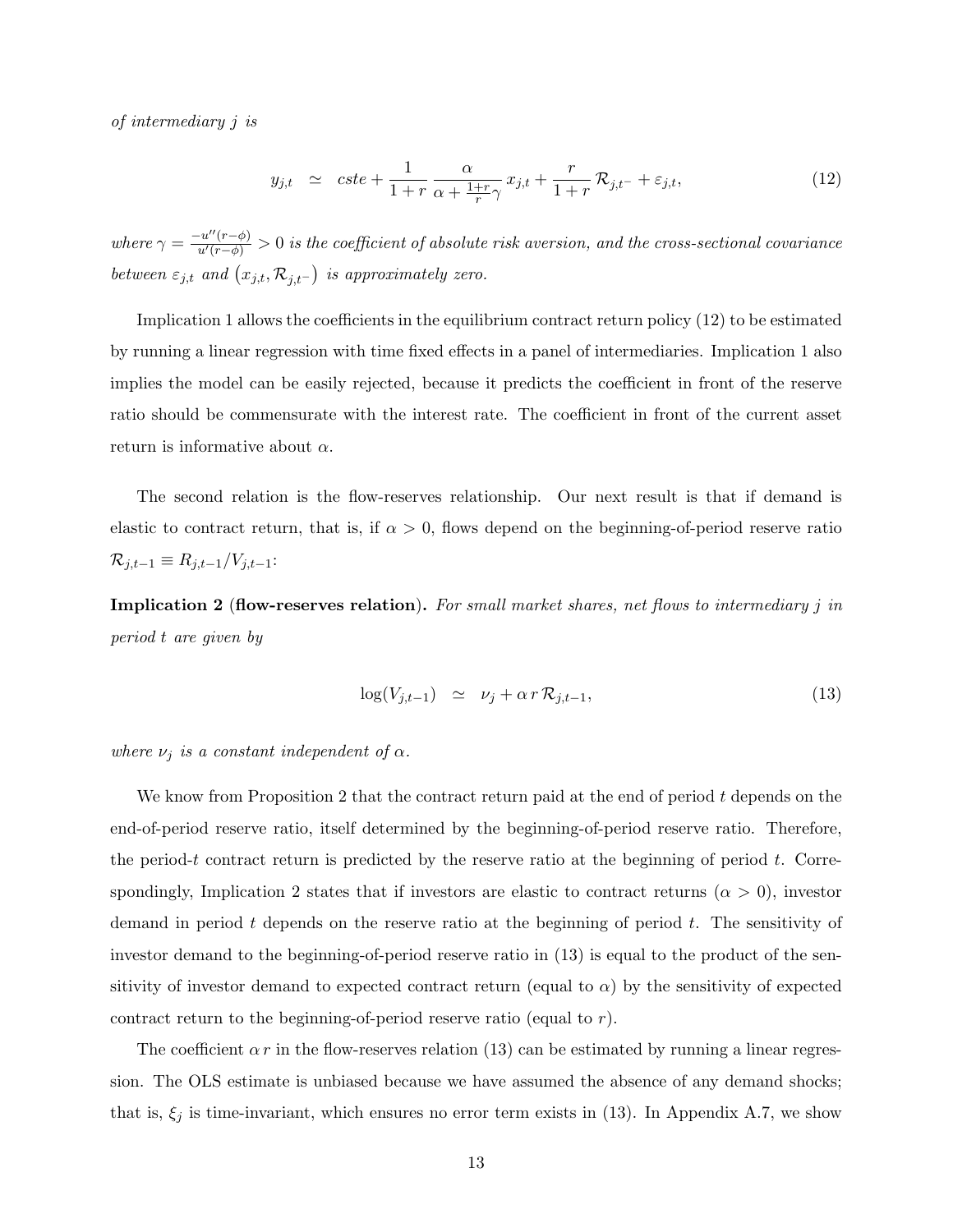*of intermediary $j$ is*

$$y_{j,t} \;\; \simeq \;\; cste + \frac{1}{1+r}\,\frac{\alpha}{\alpha + \frac{1+r}{r}\gamma}\,x_{j,t} + \frac{r}{1+r}\,\mathcal{R}_{j,t^-} + \varepsilon_{j,t}, \tag{12}$$

*where $\gamma = \frac{-u''(r-\phi)}{u'(r-\phi)} > 0$ is the coefficient of absolute risk aversion, and the cross-sectional covariance between $\varepsilon_{j,t}$ and $\left(x_{j,t}, \mathcal{R}_{j,t^-}\right)$ is approximately zero.*

Implication 1 allows the coefficients in the equilibrium contract return policy (12) to be estimated by running a linear regression with time fixed effects in a panel of intermediaries. Implication 1 also implies the model can be easily rejected, because it predicts the coefficient in front of the reserve ratio should be commensurate with the interest rate. The coefficient in front of the current asset return is informative about $\alpha$.

The second relation is the flow-reserves relationship. Our next result is that if demand is elastic to contract return, that is, if $\alpha > 0$, flows depend on the beginning-of-period reserve ratio $\mathcal{R}_{j,t-1} \equiv R_{j,t-1}/V_{j,t-1}$:

**Implication 2 (flow-reserves relation).** *For small market shares, net flows to intermediary $j$ in period $t$ are given by*

$$\log(V_{j,t-1}) \;\; \simeq \;\; \nu_j + \alpha\, r\, \mathcal{R}_{j,t-1}, \tag{13}$$

*where $\nu_j$ is a constant independent of $\alpha$.*

We know from Proposition 2 that the contract return paid at the end of period $t$ depends on the end-of-period reserve ratio, itself determined by the beginning-of-period reserve ratio. Therefore, the period-$t$ contract return is predicted by the reserve ratio at the beginning of period $t$. Correspondingly, Implication 2 states that if investors are elastic to contract returns ($\alpha > 0$), investor demand in period $t$ depends on the reserve ratio at the beginning of period $t$. The sensitivity of investor demand to the beginning-of-period reserve ratio in (13) is equal to the product of the sensitivity of investor demand to expected contract return (equal to $\alpha$) by the sensitivity of expected contract return to the beginning-of-period reserve ratio (equal to $r$).

The coefficient $\alpha\, r$ in the flow-reserves relation (13) can be estimated by running a linear regression. The OLS estimate is unbiased because we have assumed the absence of any demand shocks; that is, $\xi_j$ is time-invariant, which ensures no error term exists in (13). In Appendix A.7, we show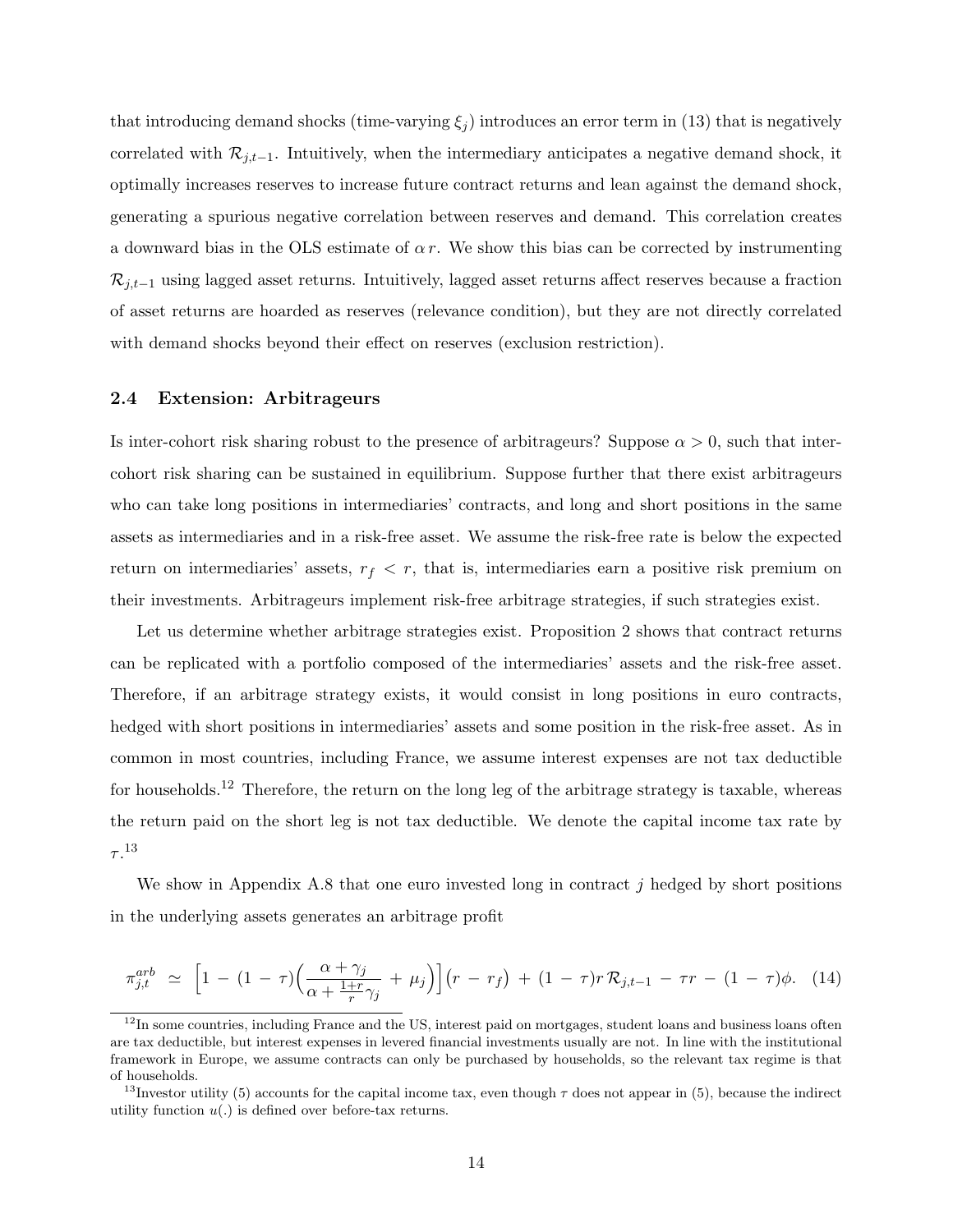that introducing demand shocks (time-varying $\xi_j$) introduces an error term in (13) that is negatively correlated with $\mathcal{R}_{j,t-1}$. Intuitively, when the intermediary anticipates a negative demand shock, it optimally increases reserves to increase future contract returns and lean against the demand shock, generating a spurious negative correlation between reserves and demand. This correlation creates a downward bias in the OLS estimate of $\alpha\, r$. We show this bias can be corrected by instrumenting $\mathcal{R}_{j,t-1}$ using lagged asset returns. Intuitively, lagged asset returns affect reserves because a fraction of asset returns are hoarded as reserves (relevance condition), but they are not directly correlated with demand shocks beyond their effect on reserves (exclusion restriction).

### 2.4 Extension: Arbitrageurs

Is inter-cohort risk sharing robust to the presence of arbitrageurs? Suppose $\alpha > 0$, such that inter-cohort risk sharing can be sustained in equilibrium. Suppose further that there exist arbitrageurs who can take long positions in intermediaries' contracts, and long and short positions in the same assets as intermediaries and in a risk-free asset. We assume the risk-free rate is below the expected return on intermediaries' assets, $r_f < r$, that is, intermediaries earn a positive risk premium on their investments. Arbitrageurs implement risk-free arbitrage strategies, if such strategies exist.

Let us determine whether arbitrage strategies exist. Proposition 2 shows that contract returns can be replicated with a portfolio composed of the intermediaries' assets and the risk-free asset. Therefore, if an arbitrage strategy exists, it would consist in long positions in euro contracts, hedged with short positions in intermediaries' assets and some position in the risk-free asset. As in common in most countries, including France, we assume interest expenses are not tax deductible for households.[12] Therefore, the return on the long leg of the arbitrage strategy is taxable, whereas the return paid on the short leg is not tax deductible. We denote the capital income tax rate by $\tau$.[13]

We show in Appendix A.8 that one euro invested long in contract $j$ hedged by short positions in the underlying assets generates an arbitrage profit

$$\pi^{arb}_{j,t} \;\simeq\; \Big[1 \,-\, (1\,-\,\tau)\Big(\frac{\alpha+\gamma_j}{\alpha+\frac{1+r}{r}\gamma_j} \,+\, \mu_j\Big)\Big]\big(r \,-\, r_f\big) \,+\, (1\,-\,\tau)r\,\mathcal{R}_{j,t-1} \,-\, \tau r \,-\, (1\,-\,\tau)\phi. \quad (14)$$

[12] In some countries, including France and the US, interest paid on mortgages, student loans and business loans often are tax deductible, but interest expenses in levered financial investments usually are not. In line with the institutional framework in Europe, we assume contracts can only be purchased by households, so the relevant tax regime is that of households.

[13] Investor utility (5) accounts for the capital income tax, even though $\tau$ does not appear in (5), because the indirect utility function $u(.)$ is defined over before-tax returns.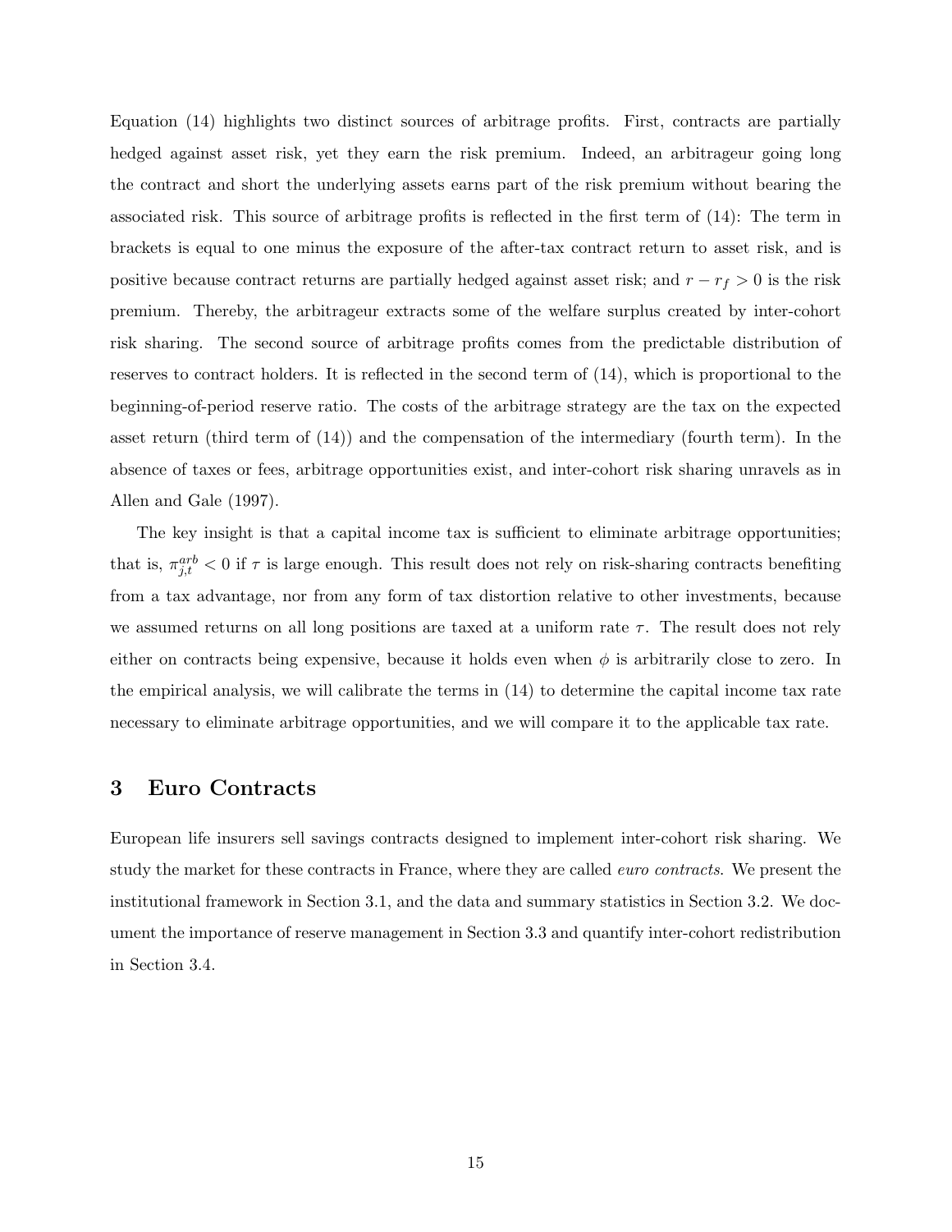Equation (14) highlights two distinct sources of arbitrage profits. First, contracts are partially hedged against asset risk, yet they earn the risk premium. Indeed, an arbitrageur going long the contract and short the underlying assets earns part of the risk premium without bearing the associated risk. This source of arbitrage profits is reflected in the first term of (14): The term in brackets is equal to one minus the exposure of the after-tax contract return to asset risk, and is positive because contract returns are partially hedged against asset risk; and $r - r_f > 0$ is the risk premium. Thereby, the arbitrageur extracts some of the welfare surplus created by inter-cohort risk sharing. The second source of arbitrage profits comes from the predictable distribution of reserves to contract holders. It is reflected in the second term of (14), which is proportional to the beginning-of-period reserve ratio. The costs of the arbitrage strategy are the tax on the expected asset return (third term of (14)) and the compensation of the intermediary (fourth term). In the absence of taxes or fees, arbitrage opportunities exist, and inter-cohort risk sharing unravels as in Allen and Gale (1997).

The key insight is that a capital income tax is sufficient to eliminate arbitrage opportunities; that is, $\pi^{arb}_{j,t} < 0$ if $\tau$ is large enough. This result does not rely on risk-sharing contracts benefiting from a tax advantage, nor from any form of tax distortion relative to other investments, because we assumed returns on all long positions are taxed at a uniform rate $\tau$. The result does not rely either on contracts being expensive, because it holds even when $\phi$ is arbitrarily close to zero. In the empirical analysis, we will calibrate the terms in (14) to determine the capital income tax rate necessary to eliminate arbitrage opportunities, and we will compare it to the applicable tax rate.

# 3 Euro Contracts

European life insurers sell savings contracts designed to implement inter-cohort risk sharing. We study the market for these contracts in France, where they are called *euro contracts*. We present the institutional framework in Section 3.1, and the data and summary statistics in Section 3.2. We document the importance of reserve management in Section 3.3 and quantify inter-cohort redistribution in Section 3.4.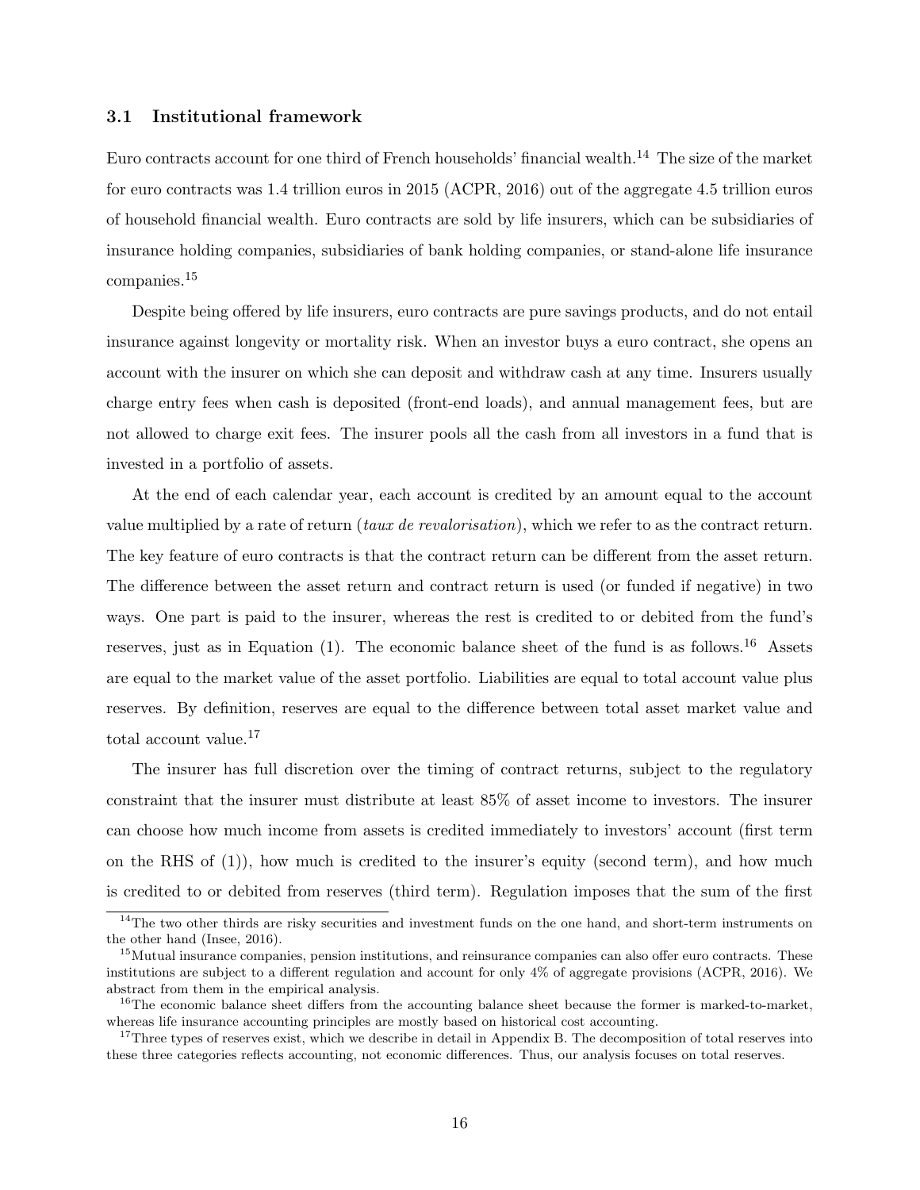### 3.1 Institutional framework

Euro contracts account for one third of French households' financial wealth.[14] The size of the market for euro contracts was 1.4 trillion euros in 2015 (ACPR, 2016) out of the aggregate 4.5 trillion euros of household financial wealth. Euro contracts are sold by life insurers, which can be subsidiaries of insurance holding companies, subsidiaries of bank holding companies, or stand-alone life insurance companies.[15]

Despite being offered by life insurers, euro contracts are pure savings products, and do not entail insurance against longevity or mortality risk. When an investor buys a euro contract, she opens an account with the insurer on which she can deposit and withdraw cash at any time. Insurers usually charge entry fees when cash is deposited (front-end loads), and annual management fees, but are not allowed to charge exit fees. The insurer pools all the cash from all investors in a fund that is invested in a portfolio of assets.

At the end of each calendar year, each account is credited by an amount equal to the account value multiplied by a rate of return (*taux de revalorisation*), which we refer to as the contract return. The key feature of euro contracts is that the contract return can be different from the asset return. The difference between the asset return and contract return is used (or funded if negative) in two ways. One part is paid to the insurer, whereas the rest is credited to or debited from the fund's reserves, just as in Equation (1). The economic balance sheet of the fund is as follows.[16] Assets are equal to the market value of the asset portfolio. Liabilities are equal to total account value plus reserves. By definition, reserves are equal to the difference between total asset market value and total account value.[17]

The insurer has full discretion over the timing of contract returns, subject to the regulatory constraint that the insurer must distribute at least 85% of asset income to investors. The insurer can choose how much income from assets is credited immediately to investors' account (first term on the RHS of (1)), how much is credited to the insurer's equity (second term), and how much is credited to or debited from reserves (third term). Regulation imposes that the sum of the first

[14] The two other thirds are risky securities and investment funds on the one hand, and short-term instruments on the other hand (Insee, 2016).

[15] Mutual insurance companies, pension institutions, and reinsurance companies can also offer euro contracts. These institutions are subject to a different regulation and account for only 4% of aggregate provisions (ACPR, 2016). We abstract from them in the empirical analysis.

[16] The economic balance sheet differs from the accounting balance sheet because the former is marked-to-market, whereas life insurance accounting principles are mostly based on historical cost accounting.

[17] Three types of reserves exist, which we describe in detail in Appendix B. The decomposition of total reserves into these three categories reflects accounting, not economic differences. Thus, our analysis focuses on total reserves.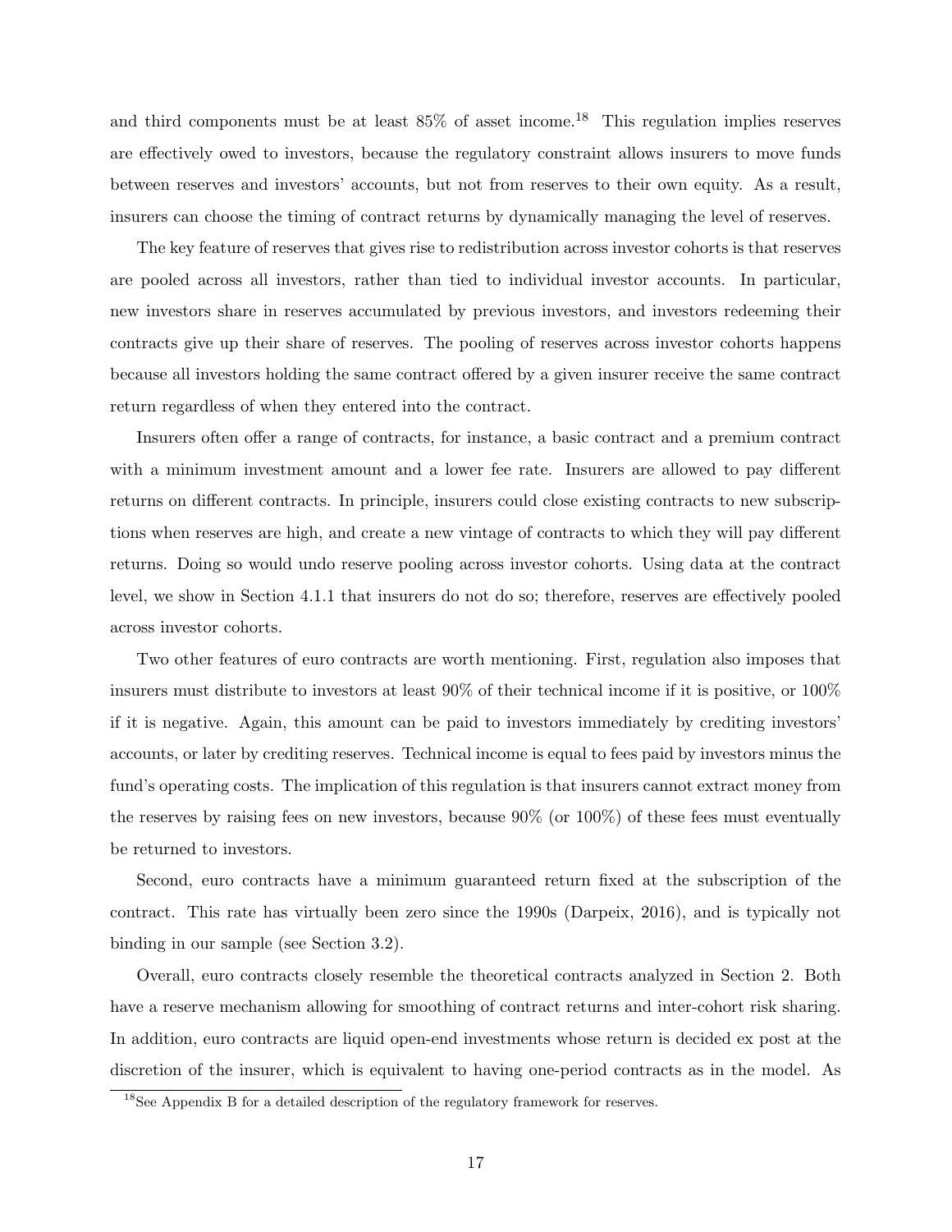and third components must be at least 85% of asset income.[18] This regulation implies reserves are effectively owed to investors, because the regulatory constraint allows insurers to move funds between reserves and investors' accounts, but not from reserves to their own equity. As a result, insurers can choose the timing of contract returns by dynamically managing the level of reserves.

The key feature of reserves that gives rise to redistribution across investor cohorts is that reserves are pooled across all investors, rather than tied to individual investor accounts. In particular, new investors share in reserves accumulated by previous investors, and investors redeeming their contracts give up their share of reserves. The pooling of reserves across investor cohorts happens because all investors holding the same contract offered by a given insurer receive the same contract return regardless of when they entered into the contract.

Insurers often offer a range of contracts, for instance, a basic contract and a premium contract with a minimum investment amount and a lower fee rate. Insurers are allowed to pay different returns on different contracts. In principle, insurers could close existing contracts to new subscriptions when reserves are high, and create a new vintage of contracts to which they will pay different returns. Doing so would undo reserve pooling across investor cohorts. Using data at the contract level, we show in Section 4.1.1 that insurers do not do so; therefore, reserves are effectively pooled across investor cohorts.

Two other features of euro contracts are worth mentioning. First, regulation also imposes that insurers must distribute to investors at least 90% of their technical income if it is positive, or 100% if it is negative. Again, this amount can be paid to investors immediately by crediting investors' accounts, or later by crediting reserves. Technical income is equal to fees paid by investors minus the fund's operating costs. The implication of this regulation is that insurers cannot extract money from the reserves by raising fees on new investors, because 90% (or 100%) of these fees must eventually be returned to investors.

Second, euro contracts have a minimum guaranteed return fixed at the subscription of the contract. This rate has virtually been zero since the 1990s (Darpeix, 2016), and is typically not binding in our sample (see Section 3.2).

Overall, euro contracts closely resemble the theoretical contracts analyzed in Section 2. Both have a reserve mechanism allowing for smoothing of contract returns and inter-cohort risk sharing. In addition, euro contracts are liquid open-end investments whose return is decided ex post at the discretion of the insurer, which is equivalent to having one-period contracts as in the model. As

[18] See Appendix B for a detailed description of the regulatory framework for reserves.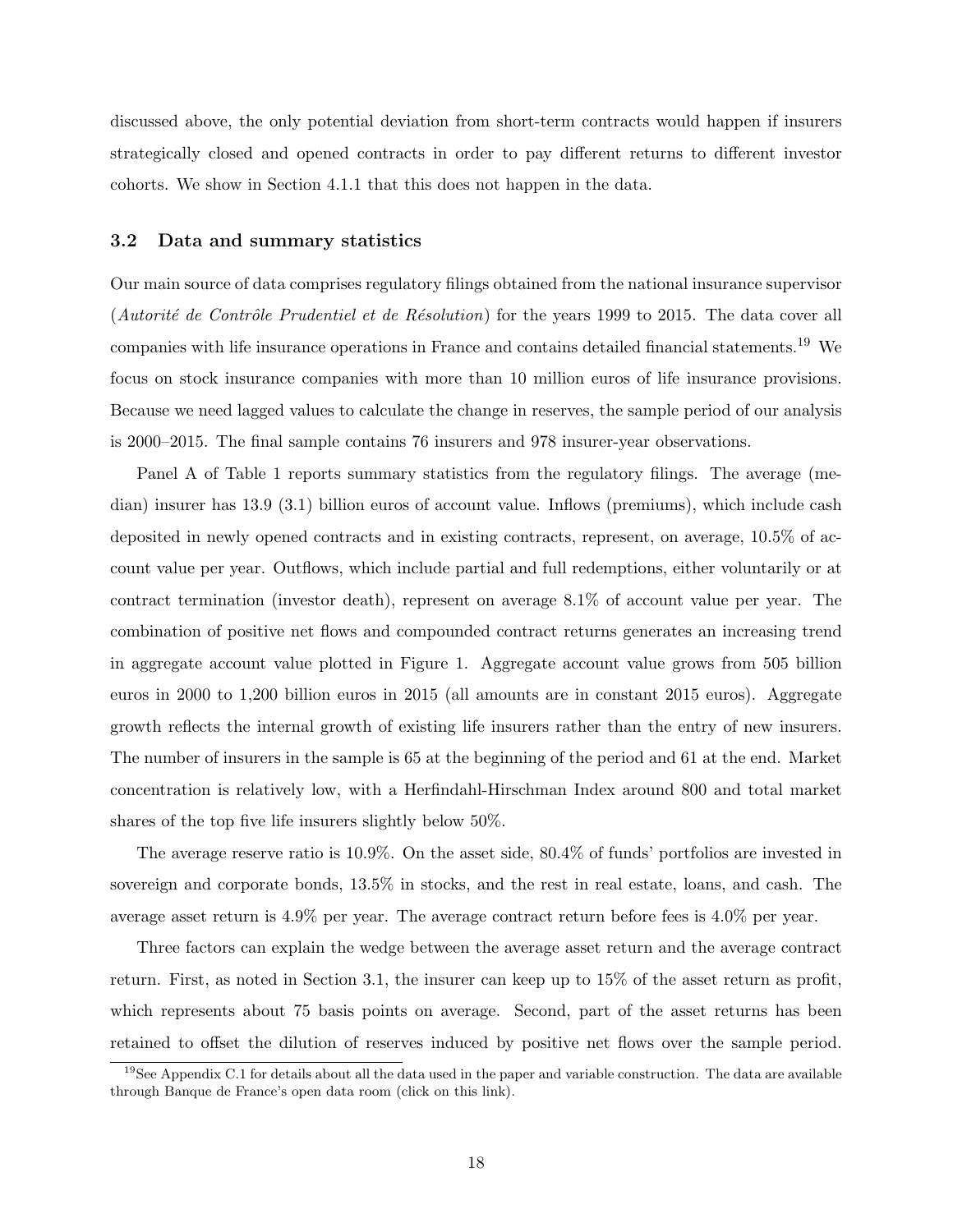discussed above, the only potential deviation from short-term contracts would happen if insurers strategically closed and opened contracts in order to pay different returns to different investor cohorts. We show in Section 4.1.1 that this does not happen in the data.

### 3.2 Data and summary statistics

Our main source of data comprises regulatory filings obtained from the national insurance supervisor (*Autorité de Contrôle Prudentiel et de Résolution*) for the years 1999 to 2015. The data cover all companies with life insurance operations in France and contains detailed financial statements.[19] We focus on stock insurance companies with more than 10 million euros of life insurance provisions. Because we need lagged values to calculate the change in reserves, the sample period of our analysis is 2000–2015. The final sample contains 76 insurers and 978 insurer-year observations.

Panel A of Table 1 reports summary statistics from the regulatory filings. The average (median) insurer has 13.9 (3.1) billion euros of account value. Inflows (premiums), which include cash deposited in newly opened contracts and in existing contracts, represent, on average, 10.5% of account value per year. Outflows, which include partial and full redemptions, either voluntarily or at contract termination (investor death), represent on average 8.1% of account value per year. The combination of positive net flows and compounded contract returns generates an increasing trend in aggregate account value plotted in Figure 1. Aggregate account value grows from 505 billion euros in 2000 to 1,200 billion euros in 2015 (all amounts are in constant 2015 euros). Aggregate growth reflects the internal growth of existing life insurers rather than the entry of new insurers. The number of insurers in the sample is 65 at the beginning of the period and 61 at the end. Market concentration is relatively low, with a Herfindahl-Hirschman Index around 800 and total market shares of the top five life insurers slightly below 50%.

The average reserve ratio is 10.9%. On the asset side, 80.4% of funds' portfolios are invested in sovereign and corporate bonds, 13.5% in stocks, and the rest in real estate, loans, and cash. The average asset return is 4.9% per year. The average contract return before fees is 4.0% per year.

Three factors can explain the wedge between the average asset return and the average contract return. First, as noted in Section 3.1, the insurer can keep up to 15% of the asset return as profit, which represents about 75 basis points on average. Second, part of the asset returns has been retained to offset the dilution of reserves induced by positive net flows over the sample period.

[19] See Appendix C.1 for details about all the data used in the paper and variable construction. The data are available through Banque de France's open data room (click on this link).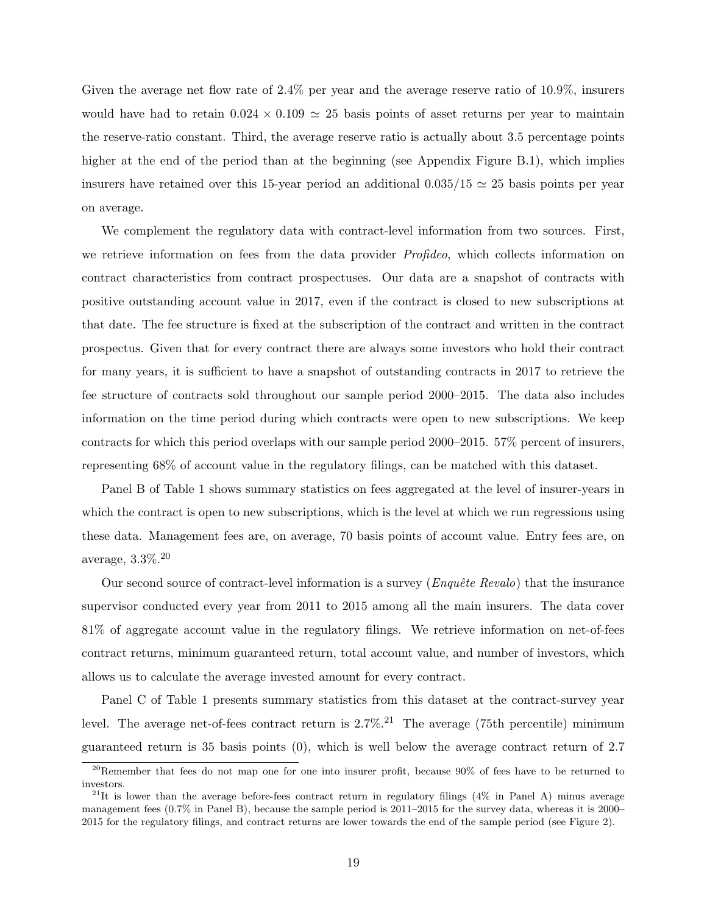Given the average net flow rate of 2.4% per year and the average reserve ratio of 10.9%, insurers would have had to retain $0.024 \times 0.109 \simeq 25$ basis points of asset returns per year to maintain the reserve-ratio constant. Third, the average reserve ratio is actually about 3.5 percentage points higher at the end of the period than at the beginning (see Appendix Figure B.1), which implies insurers have retained over this 15-year period an additional $0.035/15 \simeq 25$ basis points per year on average.

We complement the regulatory data with contract-level information from two sources. First, we retrieve information on fees from the data provider *Profideo*, which collects information on contract characteristics from contract prospectuses. Our data are a snapshot of contracts with positive outstanding account value in 2017, even if the contract is closed to new subscriptions at that date. The fee structure is fixed at the subscription of the contract and written in the contract prospectus. Given that for every contract there are always some investors who hold their contract for many years, it is sufficient to have a snapshot of outstanding contracts in 2017 to retrieve the fee structure of contracts sold throughout our sample period 2000–2015. The data also includes information on the time period during which contracts were open to new subscriptions. We keep contracts for which this period overlaps with our sample period 2000–2015. 57% percent of insurers, representing 68% of account value in the regulatory filings, can be matched with this dataset.

Panel B of Table 1 shows summary statistics on fees aggregated at the level of insurer-years in which the contract is open to new subscriptions, which is the level at which we run regressions using these data. Management fees are, on average, 70 basis points of account value. Entry fees are, on average, 3.3%.[20]

Our second source of contract-level information is a survey (*Enquête Revalo*) that the insurance supervisor conducted every year from 2011 to 2015 among all the main insurers. The data cover 81% of aggregate account value in the regulatory filings. We retrieve information on net-of-fees contract returns, minimum guaranteed return, total account value, and number of investors, which allows us to calculate the average invested amount for every contract.

Panel C of Table 1 presents summary statistics from this dataset at the contract-survey year level. The average net-of-fees contract return is 2.7%.[21] The average (75th percentile) minimum guaranteed return is 35 basis points (0), which is well below the average contract return of 2.7

[20] Remember that fees do not map one for one into insurer profit, because 90% of fees have to be returned to investors.

[21] It is lower than the average before-fees contract return in regulatory filings (4% in Panel A) minus average management fees (0.7% in Panel B), because the sample period is 2011–2015 for the survey data, whereas it is 2000–2015 for the regulatory filings, and contract returns are lower towards the end of the sample period (see Figure 2).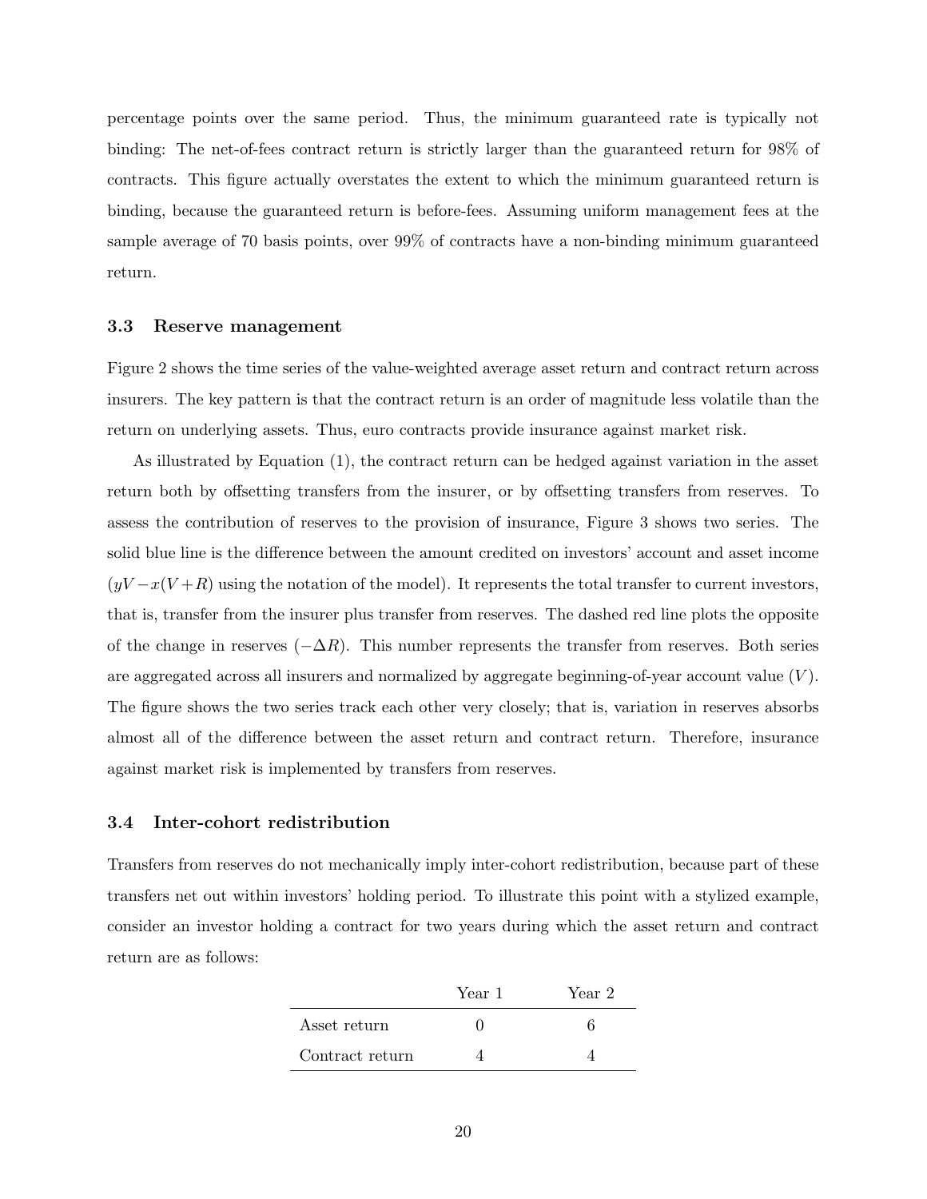percentage points over the same period. Thus, the minimum guaranteed rate is typically not binding: The net-of-fees contract return is strictly larger than the guaranteed return for 98% of contracts. This figure actually overstates the extent to which the minimum guaranteed return is binding, because the guaranteed return is before-fees. Assuming uniform management fees at the sample average of 70 basis points, over 99% of contracts have a non-binding minimum guaranteed return.

### 3.3 Reserve management

Figure 2 shows the time series of the value-weighted average asset return and contract return across insurers. The key pattern is that the contract return is an order of magnitude less volatile than the return on underlying assets. Thus, euro contracts provide insurance against market risk.

As illustrated by Equation (1), the contract return can be hedged against variation in the asset return both by offsetting transfers from the insurer, or by offsetting transfers from reserves. To assess the contribution of reserves to the provision of insurance, Figure 3 shows two series. The solid blue line is the difference between the amount credited on investors' account and asset income ($yV - x(V + R)$ using the notation of the model). It represents the total transfer to current investors, that is, transfer from the insurer plus transfer from reserves. The dashed red line plots the opposite of the change in reserves ($-\Delta R$). This number represents the transfer from reserves. Both series are aggregated across all insurers and normalized by aggregate beginning-of-year account value ($V$). The figure shows the two series track each other very closely; that is, variation in reserves absorbs almost all of the difference between the asset return and contract return. Therefore, insurance against market risk is implemented by transfers from reserves.

### 3.4 Inter-cohort redistribution

Transfers from reserves do not mechanically imply inter-cohort redistribution, because part of these transfers net out within investors' holding period. To illustrate this point with a stylized example, consider an investor holding a contract for two years during which the asset return and contract return are as follows:

| | Year 1 | Year 2 |
|---|---|---|
| Asset return | 0 | 6 |
| Contract return | 4 | 4 |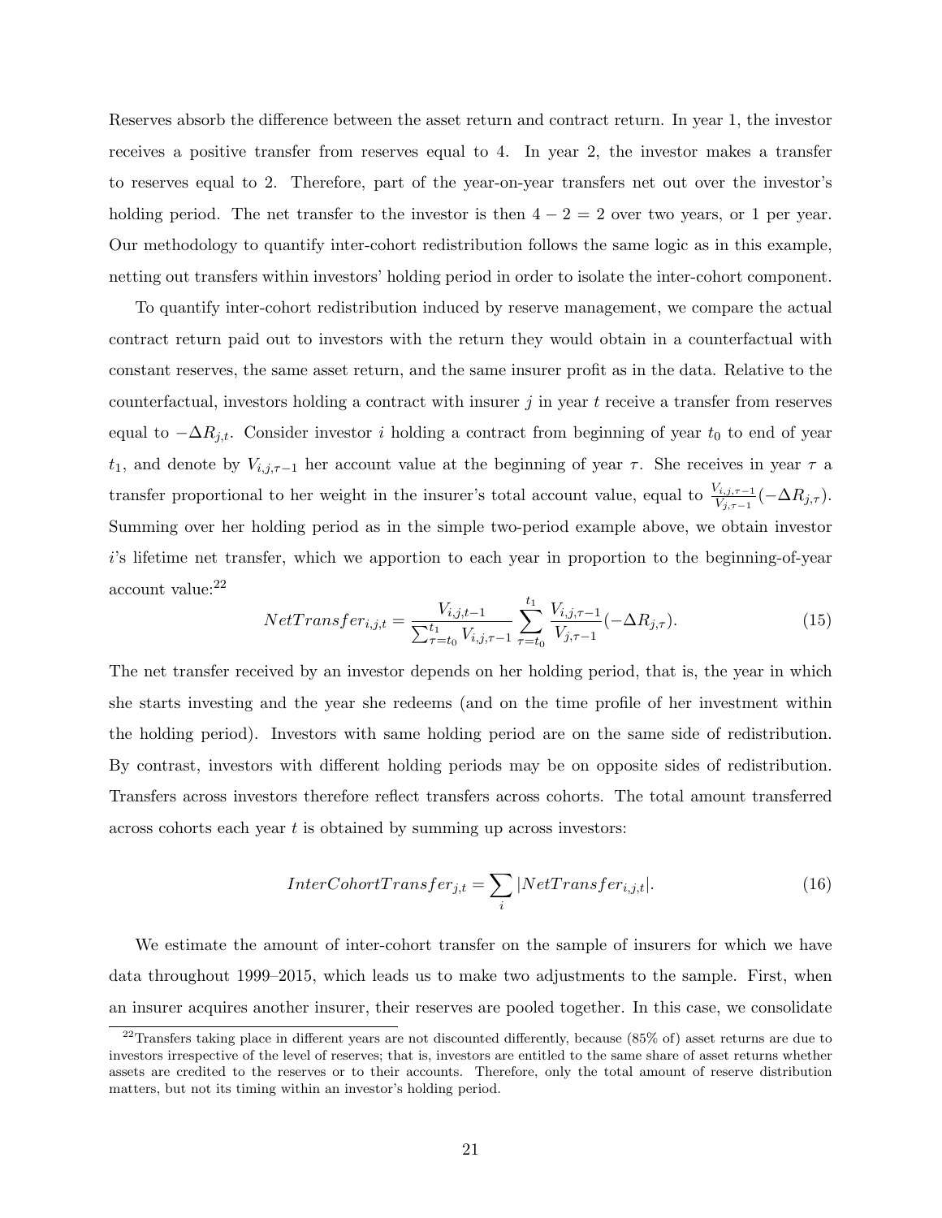Reserves absorb the difference between the asset return and contract return. In year 1, the investor receives a positive transfer from reserves equal to 4. In year 2, the investor makes a transfer to reserves equal to 2. Therefore, part of the year-on-year transfers net out over the investor's holding period. The net transfer to the investor is then $4 - 2 = 2$ over two years, or 1 per year. Our methodology to quantify inter-cohort redistribution follows the same logic as in this example, netting out transfers within investors' holding period in order to isolate the inter-cohort component.

To quantify inter-cohort redistribution induced by reserve management, we compare the actual contract return paid out to investors with the return they would obtain in a counterfactual with constant reserves, the same asset return, and the same insurer profit as in the data. Relative to the counterfactual, investors holding a contract with insurer $j$ in year $t$ receive a transfer from reserves equal to $-\Delta R_{j,t}$. Consider investor $i$ holding a contract from beginning of year $t_0$ to end of year $t_1$, and denote by $V_{i,j,\tau-1}$ her account value at the beginning of year $\tau$. She receives in year $\tau$ a transfer proportional to her weight in the insurer's total account value, equal to $\frac{V_{i,j,\tau-1}}{V_{j,\tau-1}}(-\Delta R_{j,\tau})$. Summing over her holding period as in the simple two-period example above, we obtain investor $i$'s lifetime net transfer, which we apportion to each year in proportion to the beginning-of-year account value:[22]

$$NetTransfer_{i,j,t} = \frac{V_{i,j,t-1}}{\sum_{\tau=t_0}^{t_1} V_{i,j,\tau-1}} \sum_{\tau=t_0}^{t_1} \frac{V_{i,j,\tau-1}}{V_{j,\tau-1}}(-\Delta R_{j,\tau}). \tag{15}$$

The net transfer received by an investor depends on her holding period, that is, the year in which she starts investing and the year she redeems (and on the time profile of her investment within the holding period). Investors with same holding period are on the same side of redistribution. By contrast, investors with different holding periods may be on opposite sides of redistribution. Transfers across investors therefore reflect transfers across cohorts. The total amount transferred across cohorts each year $t$ is obtained by summing up across investors:

$$InterCohortTransfer_{j,t} = \sum_i |NetTransfer_{i,j,t}|. \tag{16}$$

We estimate the amount of inter-cohort transfer on the sample of insurers for which we have data throughout 1999–2015, which leads us to make two adjustments to the sample. First, when an insurer acquires another insurer, their reserves are pooled together. In this case, we consolidate

[22] Transfers taking place in different years are not discounted differently, because (85% of) asset returns are due to investors irrespective of the level of reserves; that is, investors are entitled to the same share of asset returns whether assets are credited to the reserves or to their accounts. Therefore, only the total amount of reserve distribution matters, but not its timing within an investor's holding period.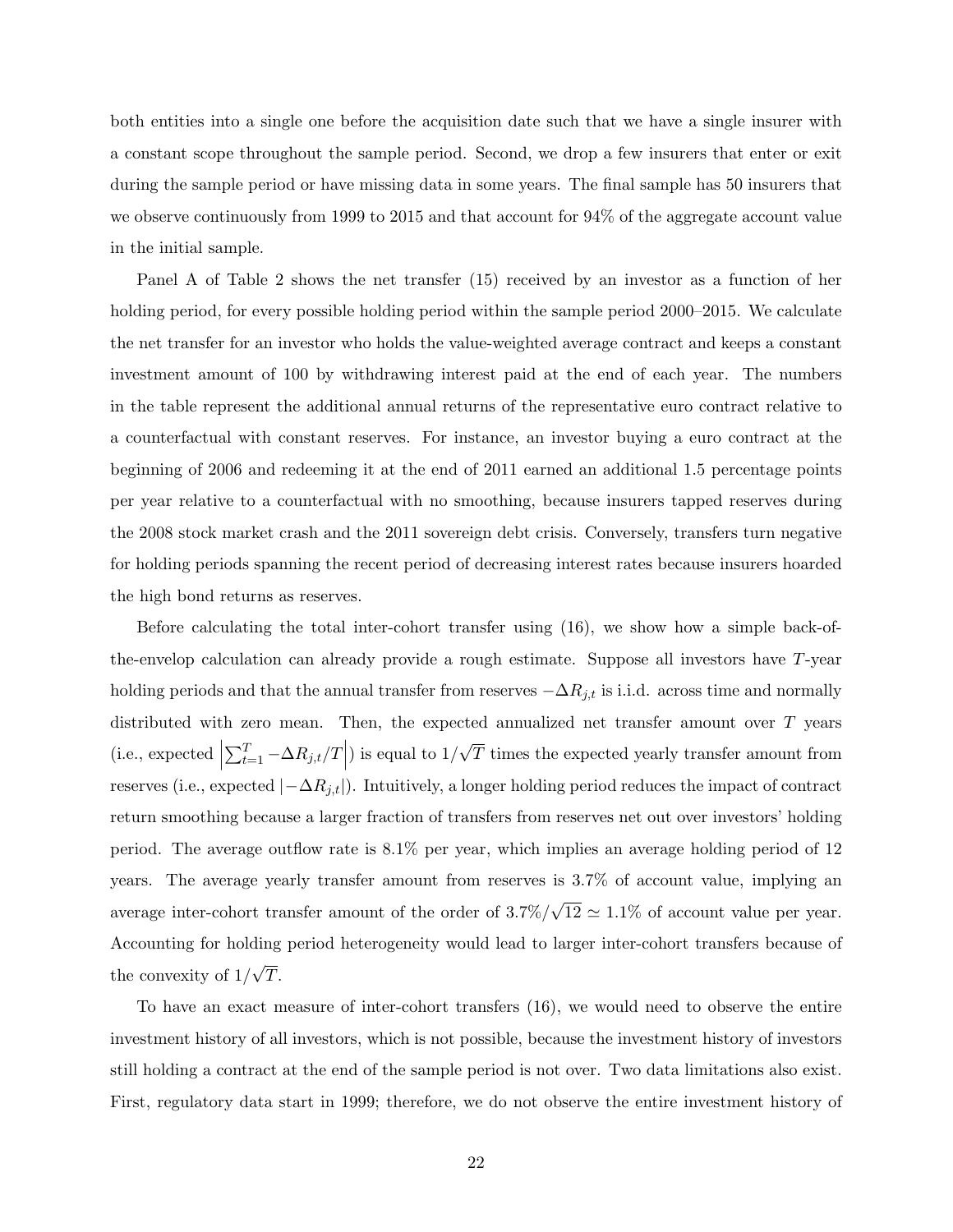both entities into a single one before the acquisition date such that we have a single insurer with a constant scope throughout the sample period. Second, we drop a few insurers that enter or exit during the sample period or have missing data in some years. The final sample has 50 insurers that we observe continuously from 1999 to 2015 and that account for 94% of the aggregate account value in the initial sample.

Panel A of Table 2 shows the net transfer (15) received by an investor as a function of her holding period, for every possible holding period within the sample period 2000–2015. We calculate the net transfer for an investor who holds the value-weighted average contract and keeps a constant investment amount of 100 by withdrawing interest paid at the end of each year. The numbers in the table represent the additional annual returns of the representative euro contract relative to a counterfactual with constant reserves. For instance, an investor buying a euro contract at the beginning of 2006 and redeeming it at the end of 2011 earned an additional 1.5 percentage points per year relative to a counterfactual with no smoothing, because insurers tapped reserves during the 2008 stock market crash and the 2011 sovereign debt crisis. Conversely, transfers turn negative for holding periods spanning the recent period of decreasing interest rates because insurers hoarded the high bond returns as reserves.

Before calculating the total inter-cohort transfer using (16), we show how a simple back-of-the-envelop calculation can already provide a rough estimate. Suppose all investors have $T$-year holding periods and that the annual transfer from reserves $-\Delta R_{j,t}$ is i.i.d. across time and normally distributed with zero mean. Then, the expected annualized net transfer amount over $T$ years (i.e., expected $\left|\sum_{t=1}^{T} -\Delta R_{j,t}/T\right|$) is equal to $1/\sqrt{T}$ times the expected yearly transfer amount from reserves (i.e., expected $|-\Delta R_{j,t}|$). Intuitively, a longer holding period reduces the impact of contract return smoothing because a larger fraction of transfers from reserves net out over investors' holding period. The average outflow rate is 8.1% per year, which implies an average holding period of 12 years. The average yearly transfer amount from reserves is 3.7% of account value, implying an average inter-cohort transfer amount of the order of $3.7\%/\sqrt{12} \simeq 1.1\%$ of account value per year. Accounting for holding period heterogeneity would lead to larger inter-cohort transfers because of the convexity of $1/\sqrt{T}$.

To have an exact measure of inter-cohort transfers (16), we would need to observe the entire investment history of all investors, which is not possible, because the investment history of investors still holding a contract at the end of the sample period is not over. Two data limitations also exist. First, regulatory data start in 1999; therefore, we do not observe the entire investment history of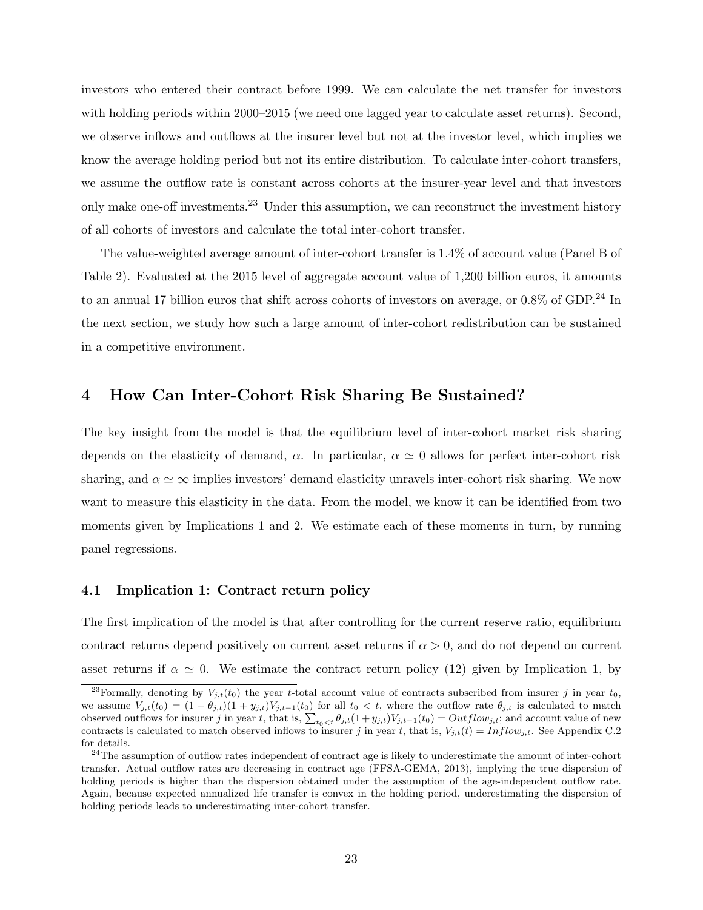investors who entered their contract before 1999. We can calculate the net transfer for investors with holding periods within 2000–2015 (we need one lagged year to calculate asset returns). Second, we observe inflows and outflows at the insurer level but not at the investor level, which implies we know the average holding period but not its entire distribution. To calculate inter-cohort transfers, we assume the outflow rate is constant across cohorts at the insurer-year level and that investors only make one-off investments.[23] Under this assumption, we can reconstruct the investment history of all cohorts of investors and calculate the total inter-cohort transfer.

The value-weighted average amount of inter-cohort transfer is 1.4% of account value (Panel B of Table 2). Evaluated at the 2015 level of aggregate account value of 1,200 billion euros, it amounts to an annual 17 billion euros that shift across cohorts of investors on average, or 0.8% of GDP.[24] In the next section, we study how such a large amount of inter-cohort redistribution can be sustained in a competitive environment.

## 4 How Can Inter-Cohort Risk Sharing Be Sustained?

The key insight from the model is that the equilibrium level of inter-cohort market risk sharing depends on the elasticity of demand, $\alpha$. In particular, $\alpha \simeq 0$ allows for perfect inter-cohort risk sharing, and $\alpha \simeq \infty$ implies investors' demand elasticity unravels inter-cohort risk sharing. We now want to measure this elasticity in the data. From the model, we know it can be identified from two moments given by Implications 1 and 2. We estimate each of these moments in turn, by running panel regressions.

### 4.1 Implication 1: Contract return policy

The first implication of the model is that after controlling for the current reserve ratio, equilibrium contract returns depend positively on current asset returns if $\alpha > 0$, and do not depend on current asset returns if $\alpha \simeq 0$. We estimate the contract return policy (12) given by Implication 1, by

[23] Formally, denoting by $V_{j,t}(t_0)$ the year $t$-total account value of contracts subscribed from insurer $j$ in year $t_0$, we assume $V_{j,t}(t_0) = (1 - \theta_{j,t})(1 + y_{j,t})V_{j,t-1}(t_0)$ for all $t_0 < t$, where the outflow rate $\theta_{j,t}$ is calculated to match observed outflows for insurer $j$ in year $t$, that is, $\sum_{t_0<t} \theta_{j,t}(1+y_{j,t})V_{j,t-1}(t_0) = Outflow_{j,t}$; and account value of new contracts is calculated to match observed inflows to insurer $j$ in year $t$, that is, $V_{j,t}(t) = Inflow_{j,t}$. See Appendix C.2 for details.

[24] The assumption of outflow rates independent of contract age is likely to underestimate the amount of inter-cohort transfer. Actual outflow rates are decreasing in contract age (FFSA-GEMA, 2013), implying the true dispersion of holding periods is higher than the dispersion obtained under the assumption of the age-independent outflow rate. Again, because expected annualized life transfer is convex in the holding period, underestimating the dispersion of holding periods leads to underestimating inter-cohort transfer.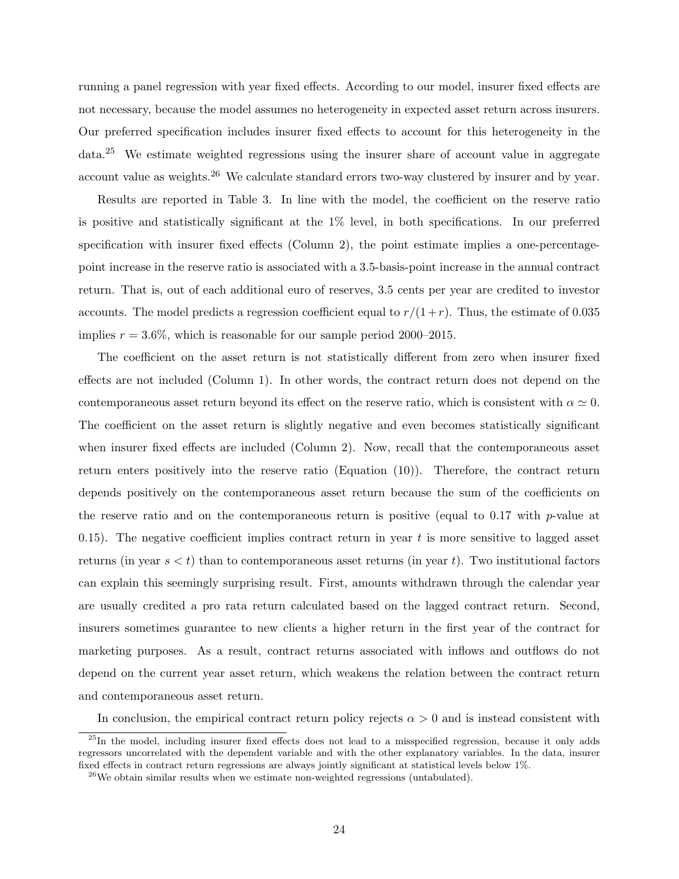running a panel regression with year fixed effects. According to our model, insurer fixed effects are not necessary, because the model assumes no heterogeneity in expected asset return across insurers. Our preferred specification includes insurer fixed effects to account for this heterogeneity in the data.[25] We estimate weighted regressions using the insurer share of account value in aggregate account value as weights.[26] We calculate standard errors two-way clustered by insurer and by year.

Results are reported in Table 3. In line with the model, the coefficient on the reserve ratio is positive and statistically significant at the 1% level, in both specifications. In our preferred specification with insurer fixed effects (Column 2), the point estimate implies a one-percentage-point increase in the reserve ratio is associated with a 3.5-basis-point increase in the annual contract return. That is, out of each additional euro of reserves, 3.5 cents per year are credited to investor accounts. The model predicts a regression coefficient equal to $r/(1+r)$. Thus, the estimate of 0.035 implies $r = 3.6\%$, which is reasonable for our sample period 2000–2015.

The coefficient on the asset return is not statistically different from zero when insurer fixed effects are not included (Column 1). In other words, the contract return does not depend on the contemporaneous asset return beyond its effect on the reserve ratio, which is consistent with $\alpha \simeq 0$. The coefficient on the asset return is slightly negative and even becomes statistically significant when insurer fixed effects are included (Column 2). Now, recall that the contemporaneous asset return enters positively into the reserve ratio (Equation (10)). Therefore, the contract return depends positively on the contemporaneous asset return because the sum of the coefficients on the reserve ratio and on the contemporaneous return is positive (equal to 0.17 with $p$-value at 0.15). The negative coefficient implies contract return in year $t$ is more sensitive to lagged asset returns (in year $s < t$) than to contemporaneous asset returns (in year $t$). Two institutional factors can explain this seemingly surprising result. First, amounts withdrawn through the calendar year are usually credited a pro rata return calculated based on the lagged contract return. Second, insurers sometimes guarantee to new clients a higher return in the first year of the contract for marketing purposes. As a result, contract returns associated with inflows and outflows do not depend on the current year asset return, which weakens the relation between the contract return and contemporaneous asset return.

In conclusion, the empirical contract return policy rejects $\alpha > 0$ and is instead consistent with

[25] In the model, including insurer fixed effects does not lead to a misspecified regression, because it only adds regressors uncorrelated with the dependent variable and with the other explanatory variables. In the data, insurer fixed effects in contract return regressions are always jointly significant at statistical levels below 1%.

[26] We obtain similar results when we estimate non-weighted regressions (untabulated).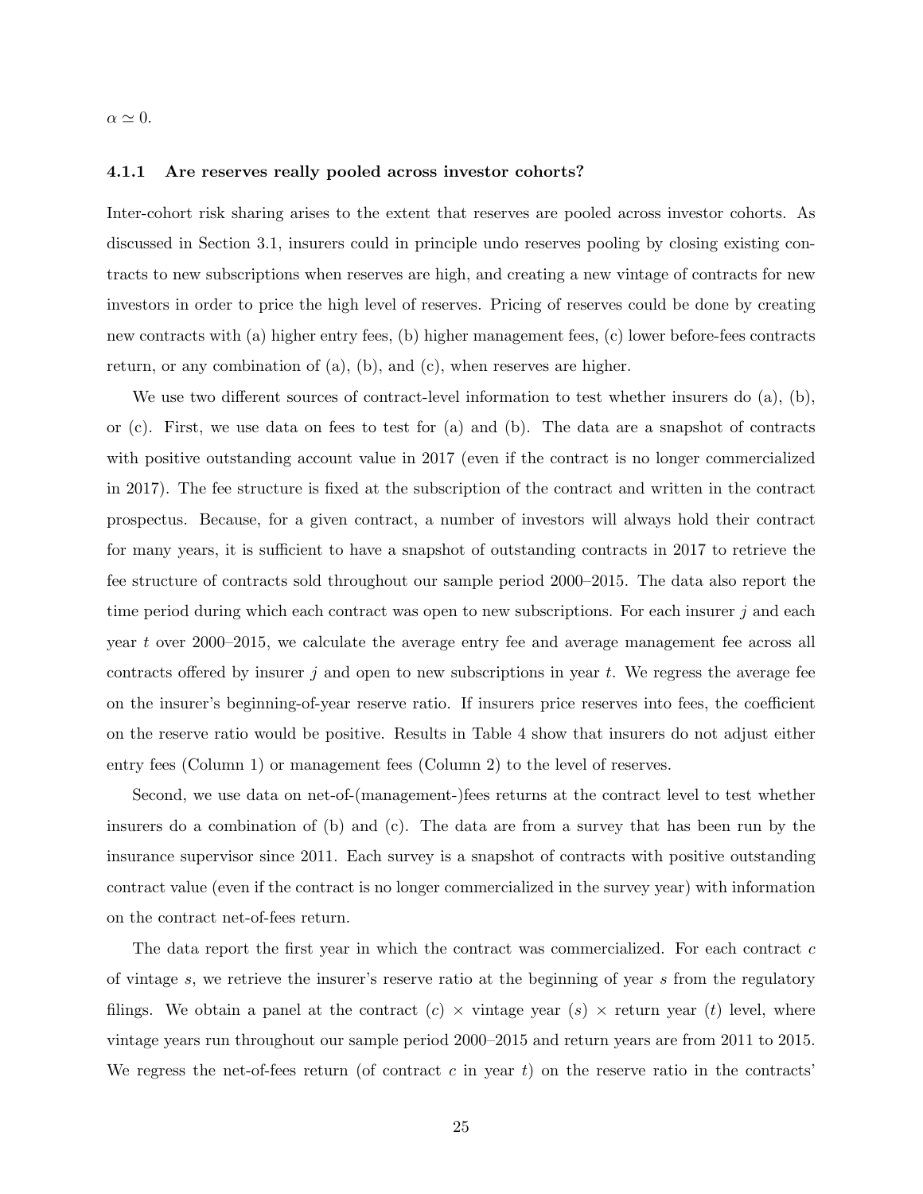$\alpha \simeq 0$.

#### 4.1.1 Are reserves really pooled across investor cohorts?

Inter-cohort risk sharing arises to the extent that reserves are pooled across investor cohorts. As discussed in Section 3.1, insurers could in principle undo reserves pooling by closing existing contracts to new subscriptions when reserves are high, and creating a new vintage of contracts for new investors in order to price the high level of reserves. Pricing of reserves could be done by creating new contracts with (a) higher entry fees, (b) higher management fees, (c) lower before-fees contracts return, or any combination of (a), (b), and (c), when reserves are higher.

We use two different sources of contract-level information to test whether insurers do (a), (b), or (c). First, we use data on fees to test for (a) and (b). The data are a snapshot of contracts with positive outstanding account value in 2017 (even if the contract is no longer commercialized in 2017). The fee structure is fixed at the subscription of the contract and written in the contract prospectus. Because, for a given contract, a number of investors will always hold their contract for many years, it is sufficient to have a snapshot of outstanding contracts in 2017 to retrieve the fee structure of contracts sold throughout our sample period 2000–2015. The data also report the time period during which each contract was open to new subscriptions. For each insurer $j$ and each year $t$ over 2000–2015, we calculate the average entry fee and average management fee across all contracts offered by insurer $j$ and open to new subscriptions in year $t$. We regress the average fee on the insurer's beginning-of-year reserve ratio. If insurers price reserves into fees, the coefficient on the reserve ratio would be positive. Results in Table 4 show that insurers do not adjust either entry fees (Column 1) or management fees (Column 2) to the level of reserves.

Second, we use data on net-of-(management-)fees returns at the contract level to test whether insurers do a combination of (b) and (c). The data are from a survey that has been run by the insurance supervisor since 2011. Each survey is a snapshot of contracts with positive outstanding contract value (even if the contract is no longer commercialized in the survey year) with information on the contract net-of-fees return.

The data report the first year in which the contract was commercialized. For each contract $c$ of vintage $s$, we retrieve the insurer's reserve ratio at the beginning of year $s$ from the regulatory filings. We obtain a panel at the contract ($c$) $\times$ vintage year ($s$) $\times$ return year ($t$) level, where vintage years run throughout our sample period 2000–2015 and return years are from 2011 to 2015. We regress the net-of-fees return (of contract $c$ in year $t$) on the reserve ratio in the contracts'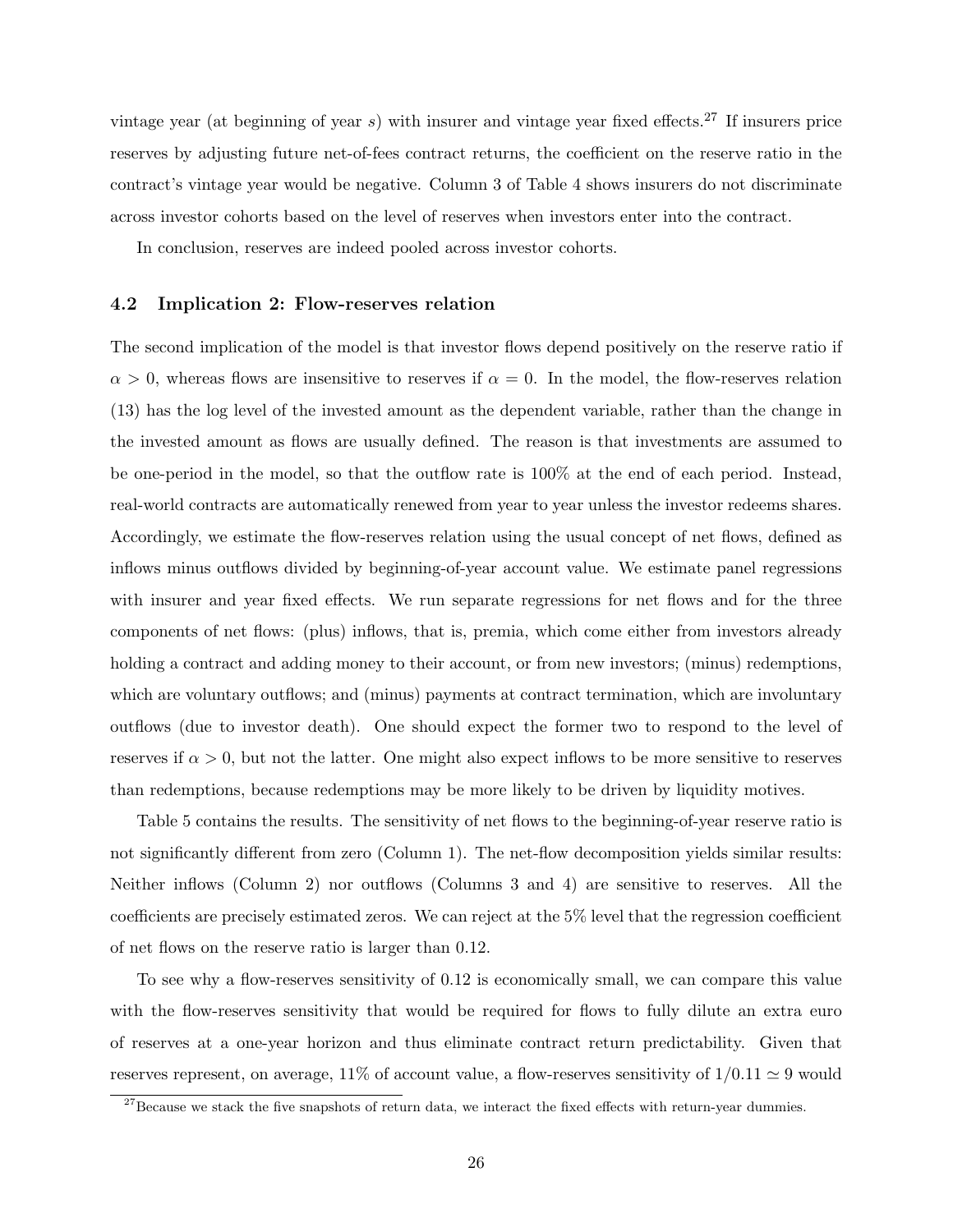vintage year (at beginning of year $s$) with insurer and vintage year fixed effects.[27] If insurers price reserves by adjusting future net-of-fees contract returns, the coefficient on the reserve ratio in the contract's vintage year would be negative. Column 3 of Table 4 shows insurers do not discriminate across investor cohorts based on the level of reserves when investors enter into the contract.

In conclusion, reserves are indeed pooled across investor cohorts.

### 4.2 Implication 2: Flow-reserves relation

The second implication of the model is that investor flows depend positively on the reserve ratio if $\alpha > 0$, whereas flows are insensitive to reserves if $\alpha = 0$. In the model, the flow-reserves relation (13) has the log level of the invested amount as the dependent variable, rather than the change in the invested amount as flows are usually defined. The reason is that investments are assumed to be one-period in the model, so that the outflow rate is 100% at the end of each period. Instead, real-world contracts are automatically renewed from year to year unless the investor redeems shares. Accordingly, we estimate the flow-reserves relation using the usual concept of net flows, defined as inflows minus outflows divided by beginning-of-year account value. We estimate panel regressions with insurer and year fixed effects. We run separate regressions for net flows and for the three components of net flows: (plus) inflows, that is, premia, which come either from investors already holding a contract and adding money to their account, or from new investors; (minus) redemptions, which are voluntary outflows; and (minus) payments at contract termination, which are involuntary outflows (due to investor death). One should expect the former two to respond to the level of reserves if $\alpha > 0$, but not the latter. One might also expect inflows to be more sensitive to reserves than redemptions, because redemptions may be more likely to be driven by liquidity motives.

Table 5 contains the results. The sensitivity of net flows to the beginning-of-year reserve ratio is not significantly different from zero (Column 1). The net-flow decomposition yields similar results: Neither inflows (Column 2) nor outflows (Columns 3 and 4) are sensitive to reserves. All the coefficients are precisely estimated zeros. We can reject at the 5% level that the regression coefficient of net flows on the reserve ratio is larger than 0.12.

To see why a flow-reserves sensitivity of 0.12 is economically small, we can compare this value with the flow-reserves sensitivity that would be required for flows to fully dilute an extra euro of reserves at a one-year horizon and thus eliminate contract return predictability. Given that reserves represent, on average, 11% of account value, a flow-reserves sensitivity of $1/0.11 \simeq 9$ would

[27] Because we stack the five snapshots of return data, we interact the fixed effects with return-year dummies.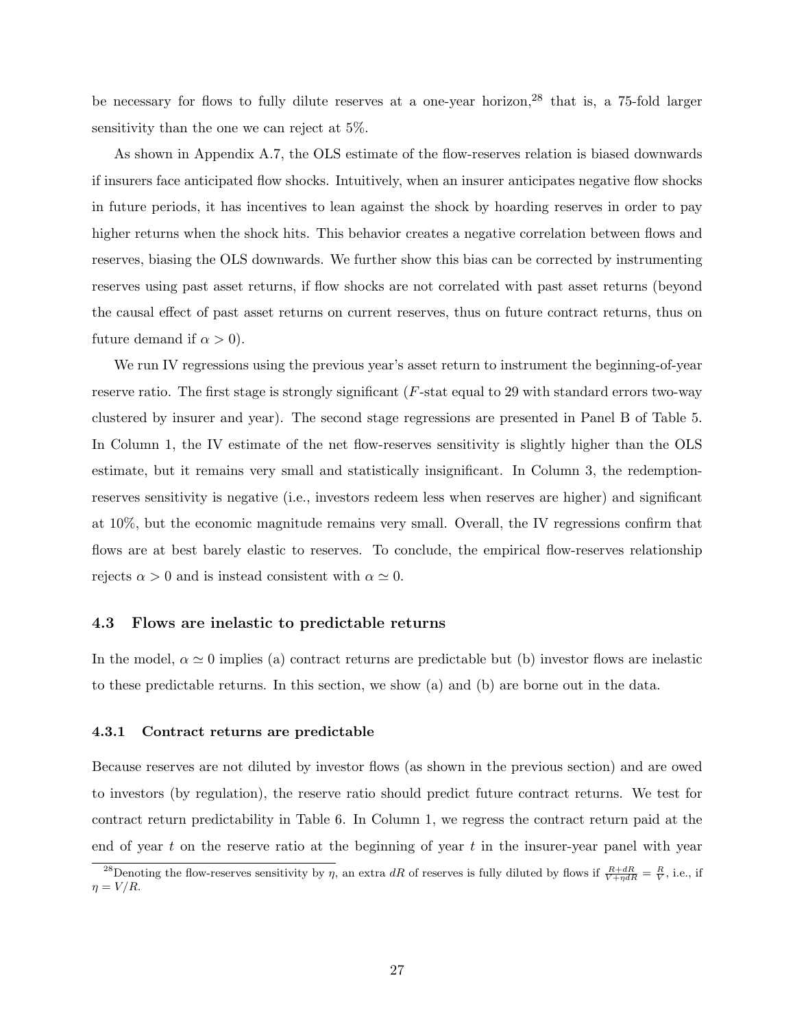be necessary for flows to fully dilute reserves at a one-year horizon,[28] that is, a 75-fold larger sensitivity than the one we can reject at 5%.

As shown in Appendix A.7, the OLS estimate of the flow-reserves relation is biased downwards if insurers face anticipated flow shocks. Intuitively, when an insurer anticipates negative flow shocks in future periods, it has incentives to lean against the shock by hoarding reserves in order to pay higher returns when the shock hits. This behavior creates a negative correlation between flows and reserves, biasing the OLS downwards. We further show this bias can be corrected by instrumenting reserves using past asset returns, if flow shocks are not correlated with past asset returns (beyond the causal effect of past asset returns on current reserves, thus on future contract returns, thus on future demand if $\alpha > 0$).

We run IV regressions using the previous year's asset return to instrument the beginning-of-year reserve ratio. The first stage is strongly significant ($F$-stat equal to 29 with standard errors two-way clustered by insurer and year). The second stage regressions are presented in Panel B of Table 5. In Column 1, the IV estimate of the net flow-reserves sensitivity is slightly higher than the OLS estimate, but it remains very small and statistically insignificant. In Column 3, the redemption-reserves sensitivity is negative (i.e., investors redeem less when reserves are higher) and significant at 10%, but the economic magnitude remains very small. Overall, the IV regressions confirm that flows are at best barely elastic to reserves. To conclude, the empirical flow-reserves relationship rejects $\alpha > 0$ and is instead consistent with $\alpha \simeq 0$.

### 4.3 Flows are inelastic to predictable returns

In the model, $\alpha \simeq 0$ implies (a) contract returns are predictable but (b) investor flows are inelastic to these predictable returns. In this section, we show (a) and (b) are borne out in the data.

#### 4.3.1 Contract returns are predictable

Because reserves are not diluted by investor flows (as shown in the previous section) and are owed to investors (by regulation), the reserve ratio should predict future contract returns. We test for contract return predictability in Table 6. In Column 1, we regress the contract return paid at the end of year $t$ on the reserve ratio at the beginning of year $t$ in the insurer-year panel with year

[28] Denoting the flow-reserves sensitivity by $\eta$, an extra $dR$ of reserves is fully diluted by flows if $\frac{R+dR}{V+\eta dR} = \frac{R}{V}$, i.e., if $\eta = V/R$.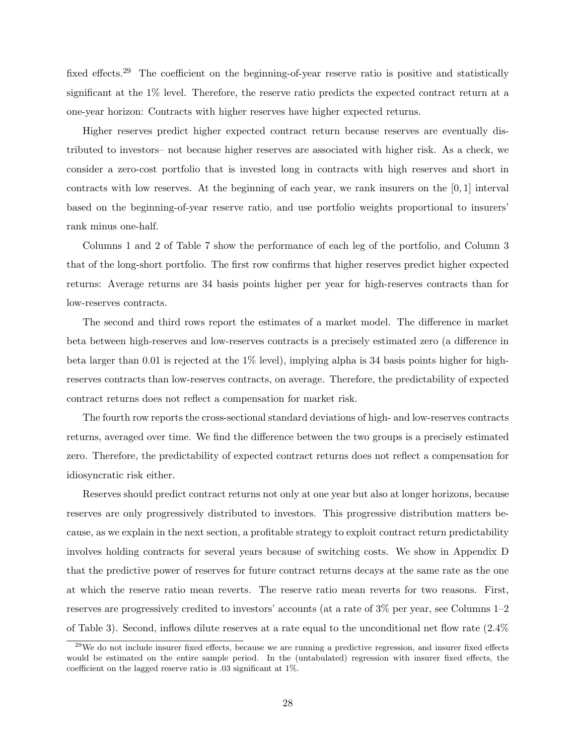fixed effects.[29] The coefficient on the beginning-of-year reserve ratio is positive and statistically significant at the 1% level. Therefore, the reserve ratio predicts the expected contract return at a one-year horizon: Contracts with higher reserves have higher expected returns.

Higher reserves predict higher expected contract return because reserves are eventually distributed to investors– not because higher reserves are associated with higher risk. As a check, we consider a zero-cost portfolio that is invested long in contracts with high reserves and short in contracts with low reserves. At the beginning of each year, we rank insurers on the $[0, 1]$ interval based on the beginning-of-year reserve ratio, and use portfolio weights proportional to insurers' rank minus one-half.

Columns 1 and 2 of Table 7 show the performance of each leg of the portfolio, and Column 3 that of the long-short portfolio. The first row confirms that higher reserves predict higher expected returns: Average returns are 34 basis points higher per year for high-reserves contracts than for low-reserves contracts.

The second and third rows report the estimates of a market model. The difference in market beta between high-reserves and low-reserves contracts is a precisely estimated zero (a difference in beta larger than 0.01 is rejected at the 1% level), implying alpha is 34 basis points higher for high-reserves contracts than low-reserves contracts, on average. Therefore, the predictability of expected contract returns does not reflect a compensation for market risk.

The fourth row reports the cross-sectional standard deviations of high- and low-reserves contracts returns, averaged over time. We find the difference between the two groups is a precisely estimated zero. Therefore, the predictability of expected contract returns does not reflect a compensation for idiosyncratic risk either.

Reserves should predict contract returns not only at one year but also at longer horizons, because reserves are only progressively distributed to investors. This progressive distribution matters because, as we explain in the next section, a profitable strategy to exploit contract return predictability involves holding contracts for several years because of switching costs. We show in Appendix D that the predictive power of reserves for future contract returns decays at the same rate as the one at which the reserve ratio mean reverts. The reserve ratio mean reverts for two reasons. First, reserves are progressively credited to investors' accounts (at a rate of 3% per year, see Columns 1–2 of Table 3). Second, inflows dilute reserves at a rate equal to the unconditional net flow rate (2.4%

[29] We do not include insurer fixed effects, because we are running a predictive regression, and insurer fixed effects would be estimated on the entire sample period. In the (untabulated) regression with insurer fixed effects, the coefficient on the lagged reserve ratio is .03 significant at 1%.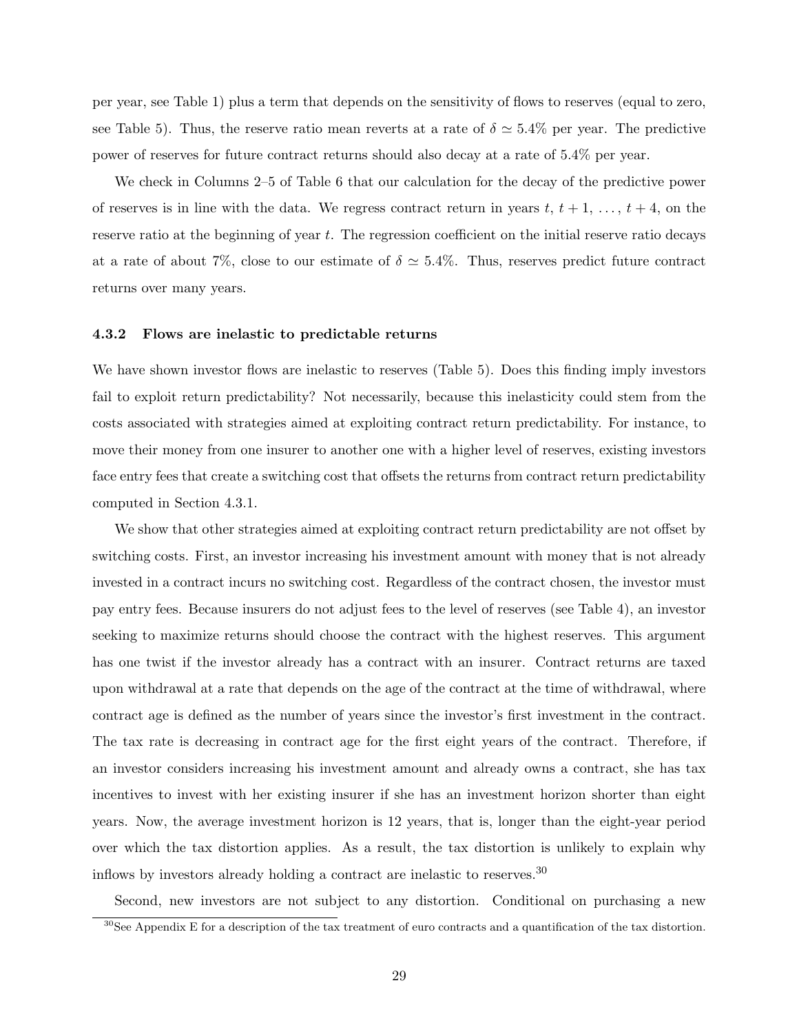per year, see Table 1) plus a term that depends on the sensitivity of flows to reserves (equal to zero, see Table 5). Thus, the reserve ratio mean reverts at a rate of $\delta \simeq 5.4\%$ per year. The predictive power of reserves for future contract returns should also decay at a rate of 5.4% per year.

We check in Columns 2–5 of Table 6 that our calculation for the decay of the predictive power of reserves is in line with the data. We regress contract return in years $t$, $t+1$, ..., $t+4$, on the reserve ratio at the beginning of year $t$. The regression coefficient on the initial reserve ratio decays at a rate of about 7%, close to our estimate of $\delta \simeq 5.4\%$. Thus, reserves predict future contract returns over many years.

### 4.3.2 Flows are inelastic to predictable returns

We have shown investor flows are inelastic to reserves (Table 5). Does this finding imply investors fail to exploit return predictability? Not necessarily, because this inelasticity could stem from the costs associated with strategies aimed at exploiting contract return predictability. For instance, to move their money from one insurer to another one with a higher level of reserves, existing investors face entry fees that create a switching cost that offsets the returns from contract return predictability computed in Section 4.3.1.

We show that other strategies aimed at exploiting contract return predictability are not offset by switching costs. First, an investor increasing his investment amount with money that is not already invested in a contract incurs no switching cost. Regardless of the contract chosen, the investor must pay entry fees. Because insurers do not adjust fees to the level of reserves (see Table 4), an investor seeking to maximize returns should choose the contract with the highest reserves. This argument has one twist if the investor already has a contract with an insurer. Contract returns are taxed upon withdrawal at a rate that depends on the age of the contract at the time of withdrawal, where contract age is defined as the number of years since the investor's first investment in the contract. The tax rate is decreasing in contract age for the first eight years of the contract. Therefore, if an investor considers increasing his investment amount and already owns a contract, she has tax incentives to invest with her existing insurer if she has an investment horizon shorter than eight years. Now, the average investment horizon is 12 years, that is, longer than the eight-year period over which the tax distortion applies. As a result, the tax distortion is unlikely to explain why inflows by investors already holding a contract are inelastic to reserves.[30]

Second, new investors are not subject to any distortion. Conditional on purchasing a new

[30]See Appendix E for a description of the tax treatment of euro contracts and a quantification of the tax distortion.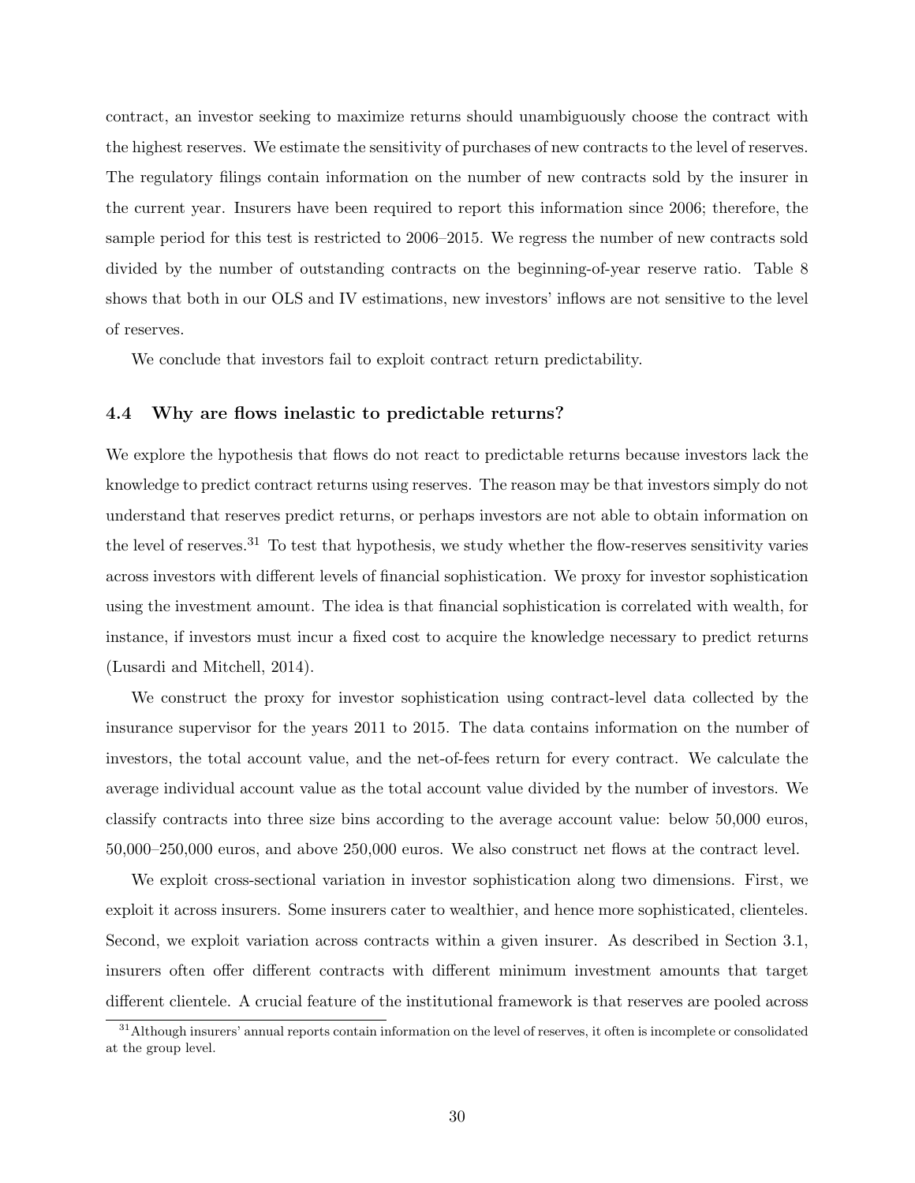contract, an investor seeking to maximize returns should unambiguously choose the contract with the highest reserves. We estimate the sensitivity of purchases of new contracts to the level of reserves. The regulatory filings contain information on the number of new contracts sold by the insurer in the current year. Insurers have been required to report this information since 2006; therefore, the sample period for this test is restricted to 2006–2015. We regress the number of new contracts sold divided by the number of outstanding contracts on the beginning-of-year reserve ratio. Table 8 shows that both in our OLS and IV estimations, new investors' inflows are not sensitive to the level of reserves.

We conclude that investors fail to exploit contract return predictability.

### 4.4 Why are flows inelastic to predictable returns?

We explore the hypothesis that flows do not react to predictable returns because investors lack the knowledge to predict contract returns using reserves. The reason may be that investors simply do not understand that reserves predict returns, or perhaps investors are not able to obtain information on the level of reserves.[31] To test that hypothesis, we study whether the flow-reserves sensitivity varies across investors with different levels of financial sophistication. We proxy for investor sophistication using the investment amount. The idea is that financial sophistication is correlated with wealth, for instance, if investors must incur a fixed cost to acquire the knowledge necessary to predict returns (Lusardi and Mitchell, 2014).

We construct the proxy for investor sophistication using contract-level data collected by the insurance supervisor for the years 2011 to 2015. The data contains information on the number of investors, the total account value, and the net-of-fees return for every contract. We calculate the average individual account value as the total account value divided by the number of investors. We classify contracts into three size bins according to the average account value: below 50,000 euros, 50,000–250,000 euros, and above 250,000 euros. We also construct net flows at the contract level.

We exploit cross-sectional variation in investor sophistication along two dimensions. First, we exploit it across insurers. Some insurers cater to wealthier, and hence more sophisticated, clienteles. Second, we exploit variation across contracts within a given insurer. As described in Section 3.1, insurers often offer different contracts with different minimum investment amounts that target different clientele. A crucial feature of the institutional framework is that reserves are pooled across

[31] Although insurers' annual reports contain information on the level of reserves, it often is incomplete or consolidated at the group level.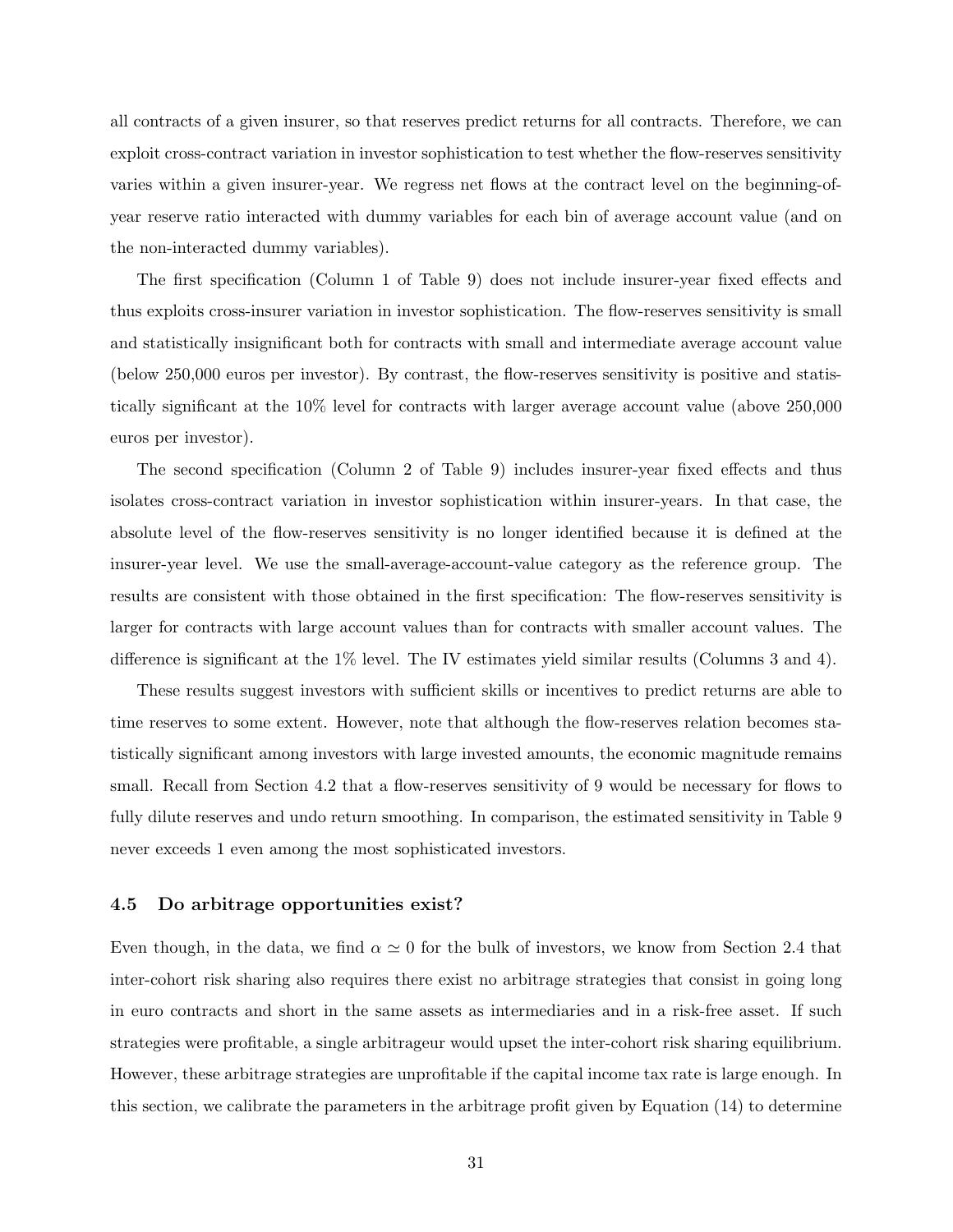all contracts of a given insurer, so that reserves predict returns for all contracts. Therefore, we can exploit cross-contract variation in investor sophistication to test whether the flow-reserves sensitivity varies within a given insurer-year. We regress net flows at the contract level on the beginning-of-year reserve ratio interacted with dummy variables for each bin of average account value (and on the non-interacted dummy variables).

The first specification (Column 1 of Table 9) does not include insurer-year fixed effects and thus exploits cross-insurer variation in investor sophistication. The flow-reserves sensitivity is small and statistically insignificant both for contracts with small and intermediate average account value (below 250,000 euros per investor). By contrast, the flow-reserves sensitivity is positive and statistically significant at the 10% level for contracts with larger average account value (above 250,000 euros per investor).

The second specification (Column 2 of Table 9) includes insurer-year fixed effects and thus isolates cross-contract variation in investor sophistication within insurer-years. In that case, the absolute level of the flow-reserves sensitivity is no longer identified because it is defined at the insurer-year level. We use the small-average-account-value category as the reference group. The results are consistent with those obtained in the first specification: The flow-reserves sensitivity is larger for contracts with large account values than for contracts with smaller account values. The difference is significant at the 1% level. The IV estimates yield similar results (Columns 3 and 4).

These results suggest investors with sufficient skills or incentives to predict returns are able to time reserves to some extent. However, note that although the flow-reserves relation becomes statistically significant among investors with large invested amounts, the economic magnitude remains small. Recall from Section 4.2 that a flow-reserves sensitivity of 9 would be necessary for flows to fully dilute reserves and undo return smoothing. In comparison, the estimated sensitivity in Table 9 never exceeds 1 even among the most sophisticated investors.

### 4.5 Do arbitrage opportunities exist?

Even though, in the data, we find $\alpha \simeq 0$ for the bulk of investors, we know from Section 2.4 that inter-cohort risk sharing also requires there exist no arbitrage strategies that consist in going long in euro contracts and short in the same assets as intermediaries and in a risk-free asset. If such strategies were profitable, a single arbitrageur would upset the inter-cohort risk sharing equilibrium. However, these arbitrage strategies are unprofitable if the capital income tax rate is large enough. In this section, we calibrate the parameters in the arbitrage profit given by Equation (14) to determine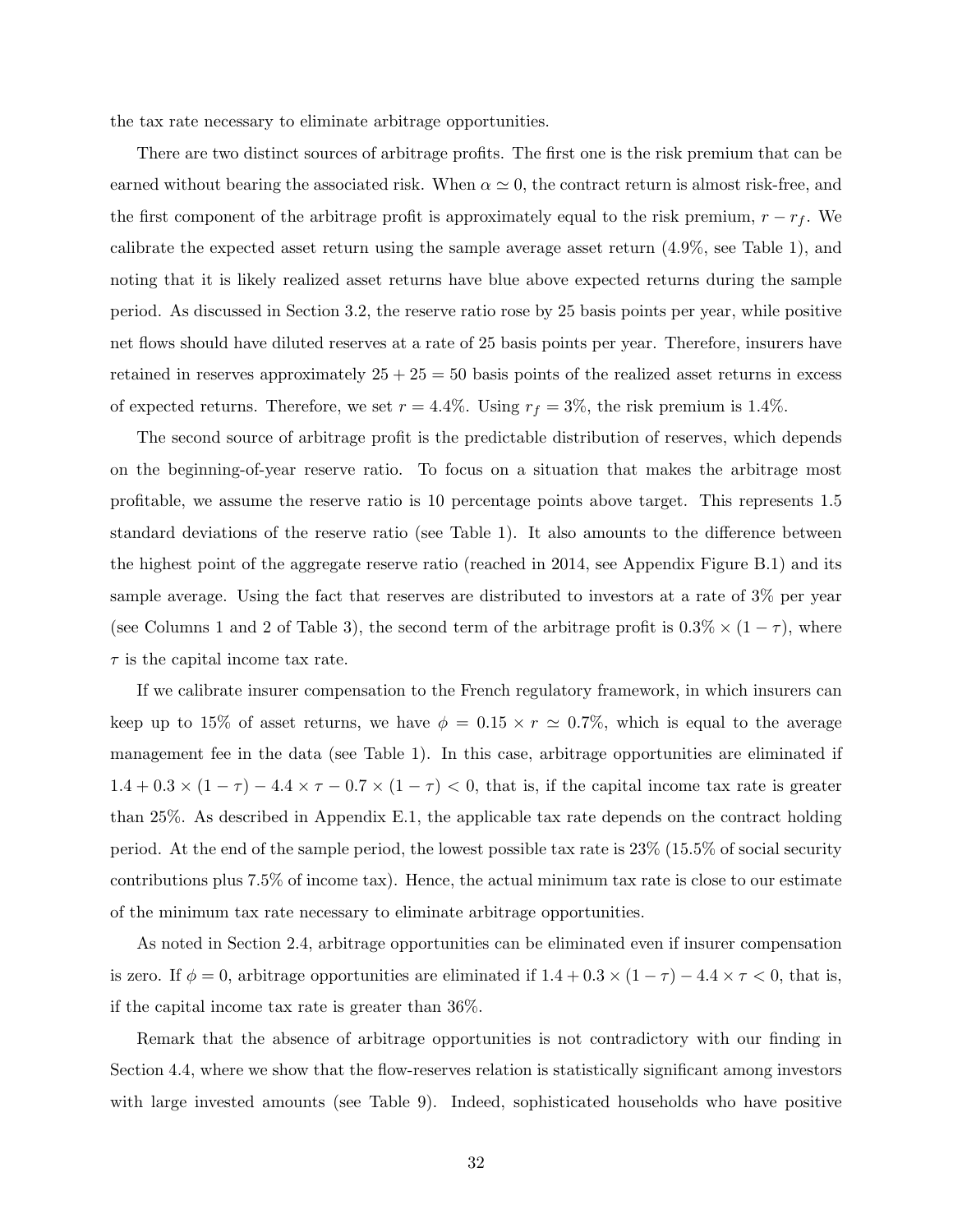the tax rate necessary to eliminate arbitrage opportunities.

There are two distinct sources of arbitrage profits. The first one is the risk premium that can be earned without bearing the associated risk. When $\alpha \simeq 0$, the contract return is almost risk-free, and the first component of the arbitrage profit is approximately equal to the risk premium, $r - r_f$. We calibrate the expected asset return using the sample average asset return (4.9%, see Table 1), and noting that it is likely realized asset returns have blue above expected returns during the sample period. As discussed in Section 3.2, the reserve ratio rose by 25 basis points per year, while positive net flows should have diluted reserves at a rate of 25 basis points per year. Therefore, insurers have retained in reserves approximately $25 + 25 = 50$ basis points of the realized asset returns in excess of expected returns. Therefore, we set $r = 4.4\%$. Using $r_f = 3\%$, the risk premium is 1.4%.

The second source of arbitrage profit is the predictable distribution of reserves, which depends on the beginning-of-year reserve ratio. To focus on a situation that makes the arbitrage most profitable, we assume the reserve ratio is 10 percentage points above target. This represents 1.5 standard deviations of the reserve ratio (see Table 1). It also amounts to the difference between the highest point of the aggregate reserve ratio (reached in 2014, see Appendix Figure B.1) and its sample average. Using the fact that reserves are distributed to investors at a rate of 3% per year (see Columns 1 and 2 of Table 3), the second term of the arbitrage profit is $0.3\% \times (1 - \tau)$, where $\tau$ is the capital income tax rate.

If we calibrate insurer compensation to the French regulatory framework, in which insurers can keep up to 15% of asset returns, we have $\phi = 0.15 \times r \simeq 0.7\%$, which is equal to the average management fee in the data (see Table 1). In this case, arbitrage opportunities are eliminated if $1.4 + 0.3 \times (1 - \tau) - 4.4 \times \tau - 0.7 \times (1 - \tau) < 0$, that is, if the capital income tax rate is greater than 25%. As described in Appendix E.1, the applicable tax rate depends on the contract holding period. At the end of the sample period, the lowest possible tax rate is 23% (15.5% of social security contributions plus 7.5% of income tax). Hence, the actual minimum tax rate is close to our estimate of the minimum tax rate necessary to eliminate arbitrage opportunities.

As noted in Section 2.4, arbitrage opportunities can be eliminated even if insurer compensation is zero. If $\phi = 0$, arbitrage opportunities are eliminated if $1.4 + 0.3 \times (1 - \tau) - 4.4 \times \tau < 0$, that is, if the capital income tax rate is greater than 36%.

Remark that the absence of arbitrage opportunities is not contradictory with our finding in Section 4.4, where we show that the flow-reserves relation is statistically significant among investors with large invested amounts (see Table 9). Indeed, sophisticated households who have positive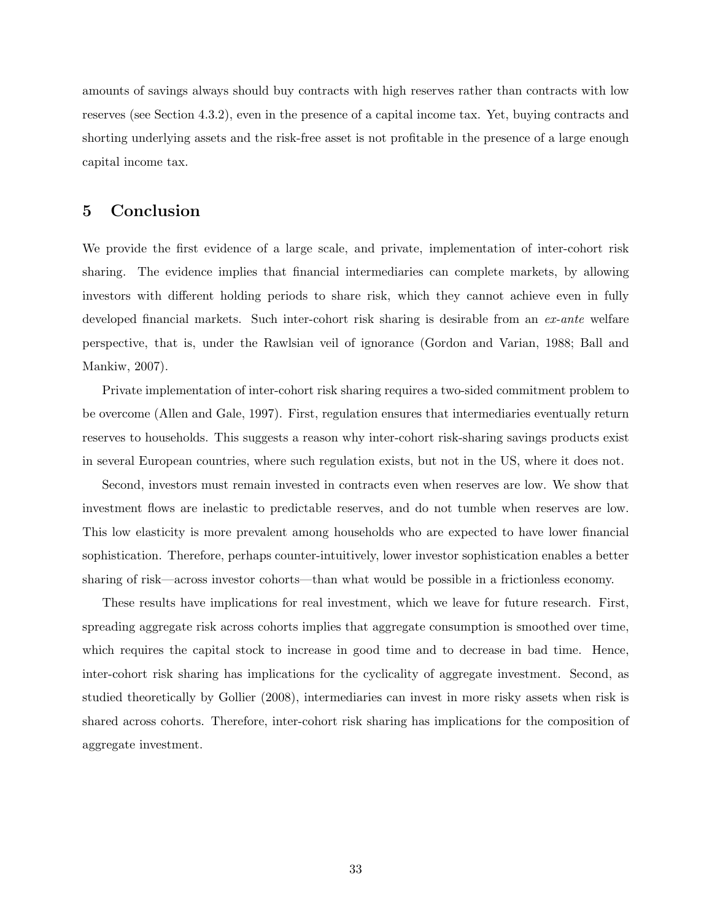amounts of savings always should buy contracts with high reserves rather than contracts with low reserves (see Section 4.3.2), even in the presence of a capital income tax. Yet, buying contracts and shorting underlying assets and the risk-free asset is not profitable in the presence of a large enough capital income tax.

## 5 Conclusion

We provide the first evidence of a large scale, and private, implementation of inter-cohort risk sharing. The evidence implies that financial intermediaries can complete markets, by allowing investors with different holding periods to share risk, which they cannot achieve even in fully developed financial markets. Such inter-cohort risk sharing is desirable from an *ex-ante* welfare perspective, that is, under the Rawlsian veil of ignorance (Gordon and Varian, 1988; Ball and Mankiw, 2007).

Private implementation of inter-cohort risk sharing requires a two-sided commitment problem to be overcome (Allen and Gale, 1997). First, regulation ensures that intermediaries eventually return reserves to households. This suggests a reason why inter-cohort risk-sharing savings products exist in several European countries, where such regulation exists, but not in the US, where it does not.

Second, investors must remain invested in contracts even when reserves are low. We show that investment flows are inelastic to predictable reserves, and do not tumble when reserves are low. This low elasticity is more prevalent among households who are expected to have lower financial sophistication. Therefore, perhaps counter-intuitively, lower investor sophistication enables a better sharing of risk—across investor cohorts—than what would be possible in a frictionless economy.

These results have implications for real investment, which we leave for future research. First, spreading aggregate risk across cohorts implies that aggregate consumption is smoothed over time, which requires the capital stock to increase in good time and to decrease in bad time. Hence, inter-cohort risk sharing has implications for the cyclicality of aggregate investment. Second, as studied theoretically by Gollier (2008), intermediaries can invest in more risky assets when risk is shared across cohorts. Therefore, inter-cohort risk sharing has implications for the composition of aggregate investment.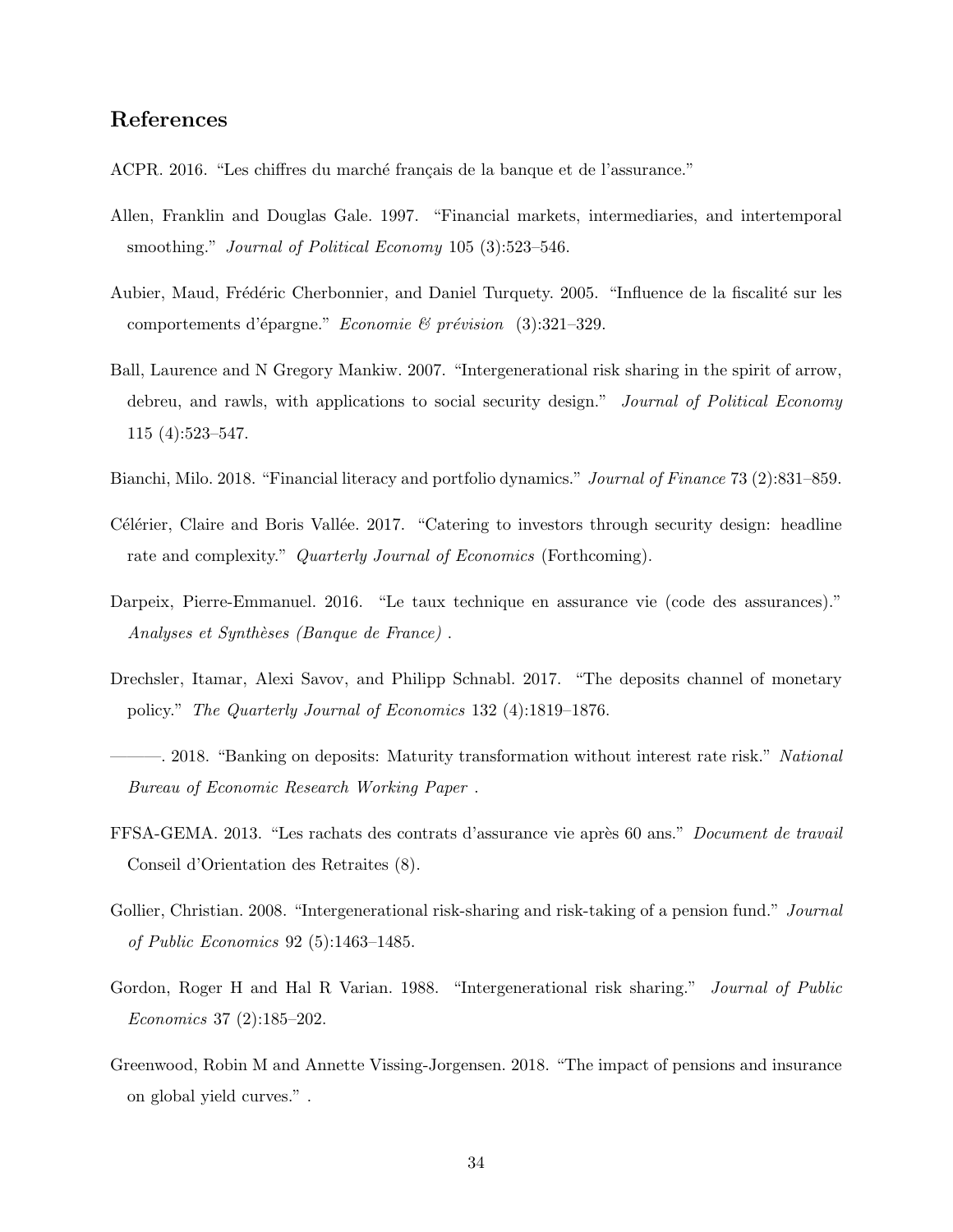## References

ACPR. 2016. "Les chiffres du marché français de la banque et de l'assurance."

Allen, Franklin and Douglas Gale. 1997. "Financial markets, intermediaries, and intertemporal smoothing." *Journal of Political Economy* 105 (3):523–546.

Aubier, Maud, Frédéric Cherbonnier, and Daniel Turquety. 2005. "Influence de la fiscalité sur les comportements d'épargne." *Economie & prévision* (3):321–329.

Ball, Laurence and N Gregory Mankiw. 2007. "Intergenerational risk sharing in the spirit of arrow, debreu, and rawls, with applications to social security design." *Journal of Political Economy* 115 (4):523–547.

Bianchi, Milo. 2018. "Financial literacy and portfolio dynamics." *Journal of Finance* 73 (2):831–859.

Célérier, Claire and Boris Vallée. 2017. "Catering to investors through security design: headline rate and complexity." *Quarterly Journal of Economics* (Forthcoming).

Darpeix, Pierre-Emmanuel. 2016. "Le taux technique en assurance vie (code des assurances)." *Analyses et Synthèses (Banque de France)* .

Drechsler, Itamar, Alexi Savov, and Philipp Schnabl. 2017. "The deposits channel of monetary policy." *The Quarterly Journal of Economics* 132 (4):1819–1876.

———. 2018. "Banking on deposits: Maturity transformation without interest rate risk." *National Bureau of Economic Research Working Paper* .

FFSA-GEMA. 2013. "Les rachats des contrats d'assurance vie après 60 ans." *Document de travail* Conseil d'Orientation des Retraites (8).

Gollier, Christian. 2008. "Intergenerational risk-sharing and risk-taking of a pension fund." *Journal of Public Economics* 92 (5):1463–1485.

Gordon, Roger H and Hal R Varian. 1988. "Intergenerational risk sharing." *Journal of Public Economics* 37 (2):185–202.

Greenwood, Robin M and Annette Vissing-Jorgensen. 2018. "The impact of pensions and insurance on global yield curves." .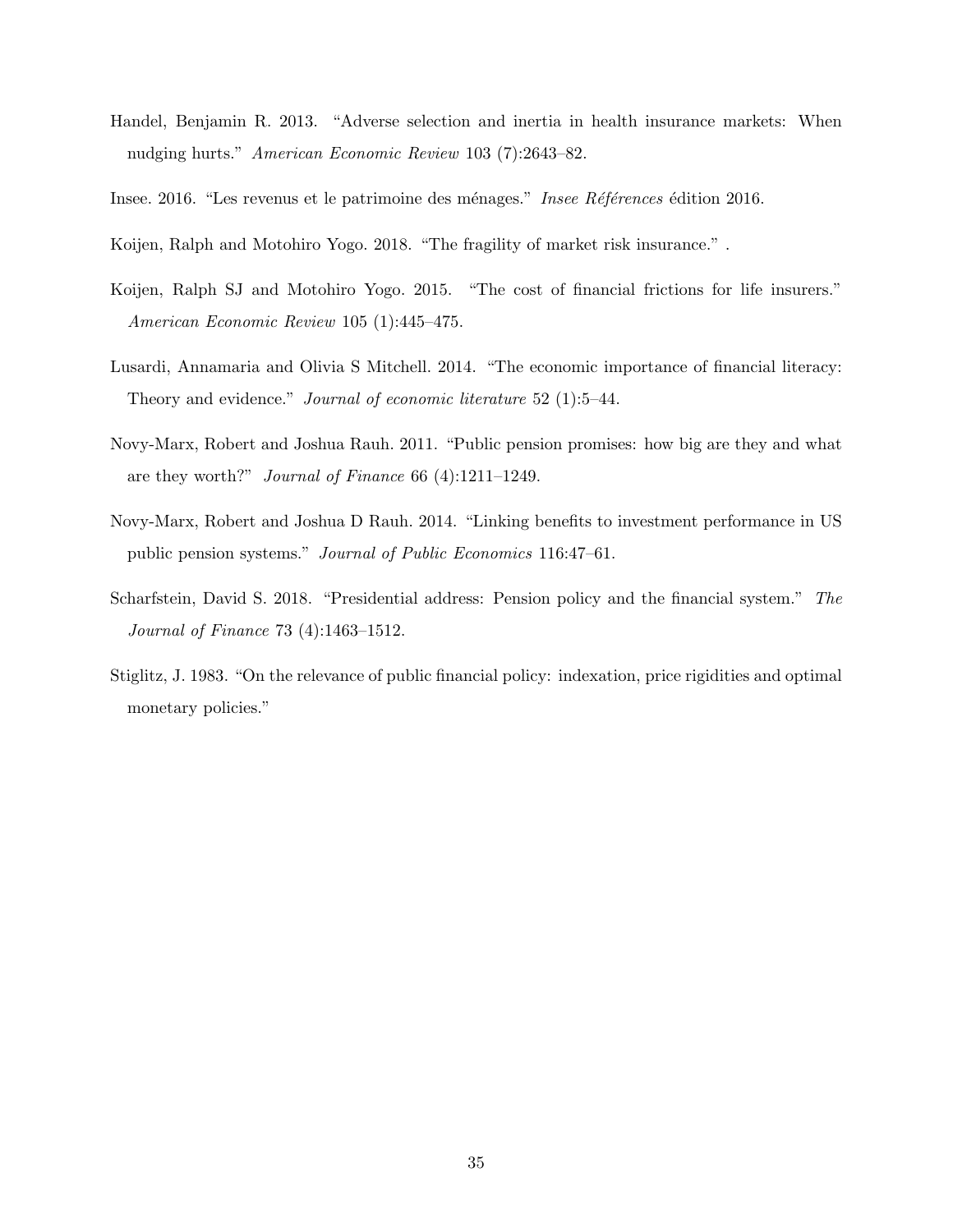Handel, Benjamin R. 2013. "Adverse selection and inertia in health insurance markets: When nudging hurts." *American Economic Review* 103 (7):2643–82.

Insee. 2016. "Les revenus et le patrimoine des ménages." *Insee Références* édition 2016.

Koijen, Ralph and Motohiro Yogo. 2018. "The fragility of market risk insurance." .

Koijen, Ralph SJ and Motohiro Yogo. 2015. "The cost of financial frictions for life insurers." *American Economic Review* 105 (1):445–475.

Lusardi, Annamaria and Olivia S Mitchell. 2014. "The economic importance of financial literacy: Theory and evidence." *Journal of economic literature* 52 (1):5–44.

Novy-Marx, Robert and Joshua Rauh. 2011. "Public pension promises: how big are they and what are they worth?" *Journal of Finance* 66 (4):1211–1249.

Novy-Marx, Robert and Joshua D Rauh. 2014. "Linking benefits to investment performance in US public pension systems." *Journal of Public Economics* 116:47–61.

Scharfstein, David S. 2018. "Presidential address: Pension policy and the financial system." *The Journal of Finance* 73 (4):1463–1512.

Stiglitz, J. 1983. "On the relevance of public financial policy: indexation, price rigidities and optimal monetary policies."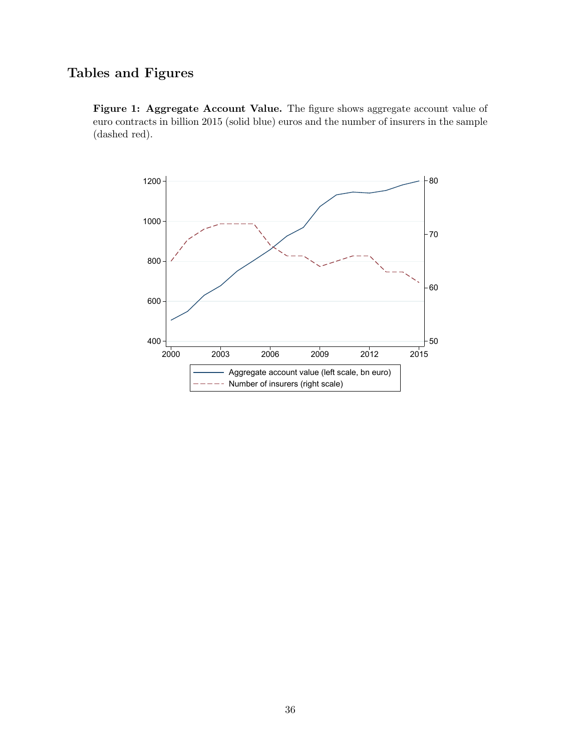# Tables and Figures

**Figure 1: Aggregate Account Value.** The figure shows aggregate account value of euro contracts in billion 2015 (solid blue) euros and the number of insurers in the sample (dashed red).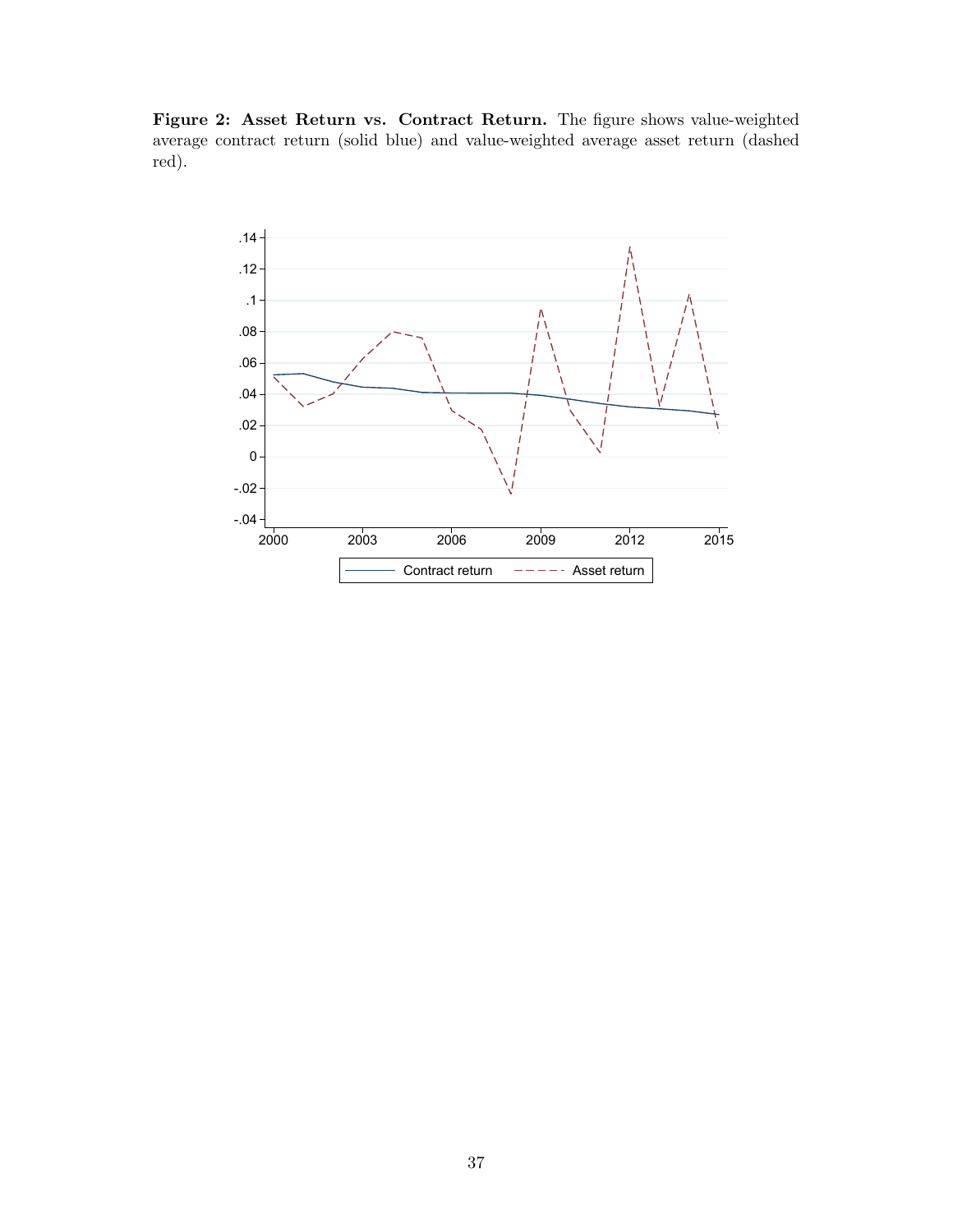**Figure 2: Asset Return vs. Contract Return.** The figure shows value-weighted average contract return (solid blue) and value-weighted average asset return (dashed red).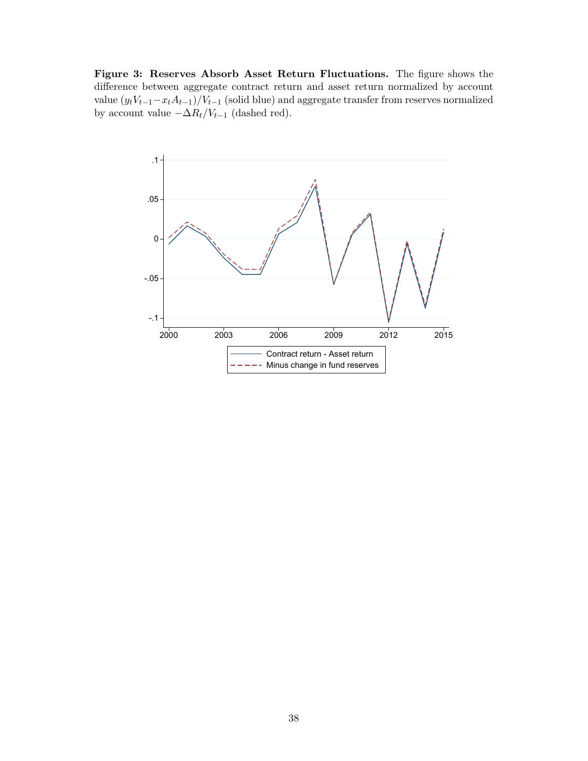**Figure 3: Reserves Absorb Asset Return Fluctuations.** The figure shows the difference between aggregate contract return and asset return normalized by account value $(y_t V_{t-1} - x_t A_{t-1})/V_{t-1}$ (solid blue) and aggregate transfer from reserves normalized by account value $-\Delta R_t / V_{t-1}$ (dashed red).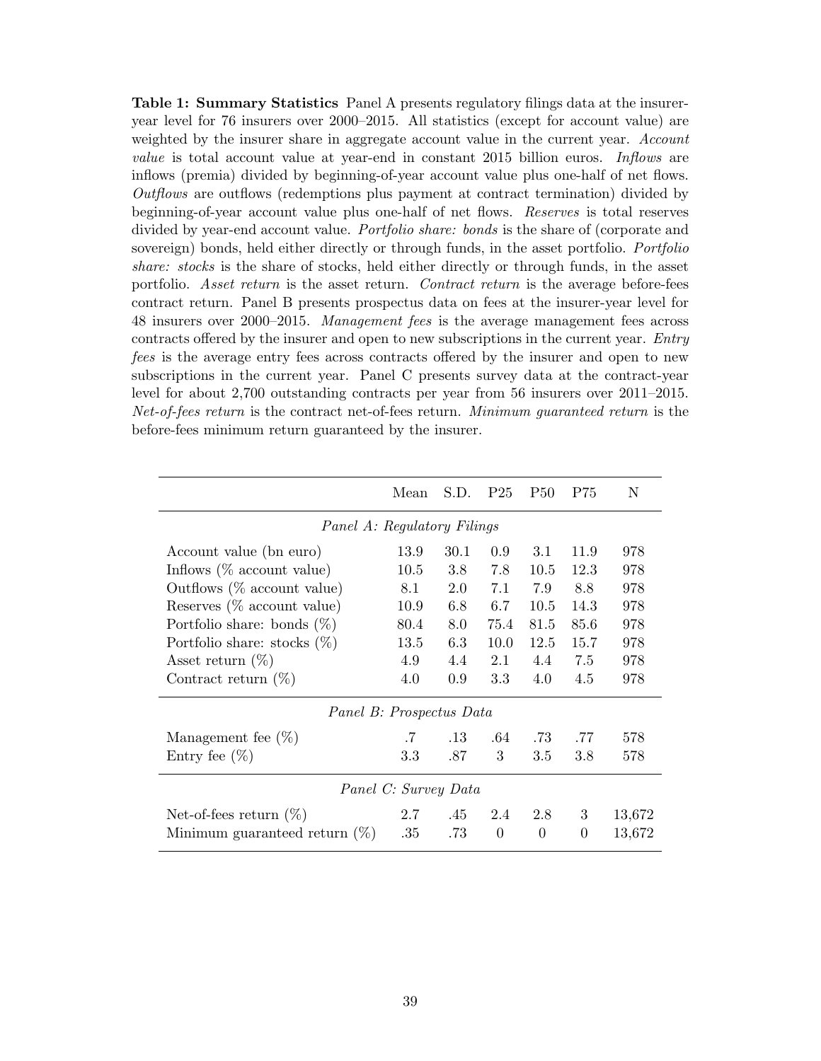**Table 1: Summary Statistics** Panel A presents regulatory filings data at the insurer-year level for 76 insurers over 2000–2015. All statistics (except for account value) are weighted by the insurer share in aggregate account value in the current year. *Account value* is total account value at year-end in constant 2015 billion euros. *Inflows* are inflows (premia) divided by beginning-of-year account value plus one-half of net flows. *Outflows* are outflows (redemptions plus payment at contract termination) divided by beginning-of-year account value plus one-half of net flows. *Reserves* is total reserves divided by year-end account value. *Portfolio share: bonds* is the share of (corporate and sovereign) bonds, held either directly or through funds, in the asset portfolio. *Portfolio share: stocks* is the share of stocks, held either directly or through funds, in the asset portfolio. *Asset return* is the asset return. *Contract return* is the average before-fees contract return. Panel B presents prospectus data on fees at the insurer-year level for 48 insurers over 2000–2015. *Management fees* is the average management fees across contracts offered by the insurer and open to new subscriptions in the current year. *Entry fees* is the average entry fees across contracts offered by the insurer and open to new subscriptions in the current year. Panel C presents survey data at the contract-year level for about 2,700 outstanding contracts per year from 56 insurers over 2011–2015. *Net-of-fees return* is the contract net-of-fees return. *Minimum guaranteed return* is the before-fees minimum return guaranteed by the insurer.

| | Mean | S.D. | P25 | P50 | P75 | N |
|---|---|---|---|---|---|---|
| *Panel A: Regulatory Filings* | | | | | | |
| Account value (bn euro) | 13.9 | 30.1 | 0.9 | 3.1 | 11.9 | 978 |
| Inflows (% account value) | 10.5 | 3.8 | 7.8 | 10.5 | 12.3 | 978 |
| Outflows (% account value) | 8.1 | 2.0 | 7.1 | 7.9 | 8.8 | 978 |
| Reserves (% account value) | 10.9 | 6.8 | 6.7 | 10.5 | 14.3 | 978 |
| Portfolio share: bonds (%) | 80.4 | 8.0 | 75.4 | 81.5 | 85.6 | 978 |
| Portfolio share: stocks (%) | 13.5 | 6.3 | 10.0 | 12.5 | 15.7 | 978 |
| Asset return (%) | 4.9 | 4.4 | 2.1 | 4.4 | 7.5 | 978 |
| Contract return (%) | 4.0 | 0.9 | 3.3 | 4.0 | 4.5 | 978 |
| *Panel B: Prospectus Data* | | | | | | |
| Management fee (%) | .7 | .13 | .64 | .73 | .77 | 578 |
| Entry fee (%) | 3.3 | .87 | 3 | 3.5 | 3.8 | 578 |
| *Panel C: Survey Data* | | | | | | |
| Net-of-fees return (%) | 2.7 | .45 | 2.4 | 2.8 | 3 | 13,672 |
| Minimum guaranteed return (%) | .35 | .73 | 0 | 0 | 0 | 13,672 |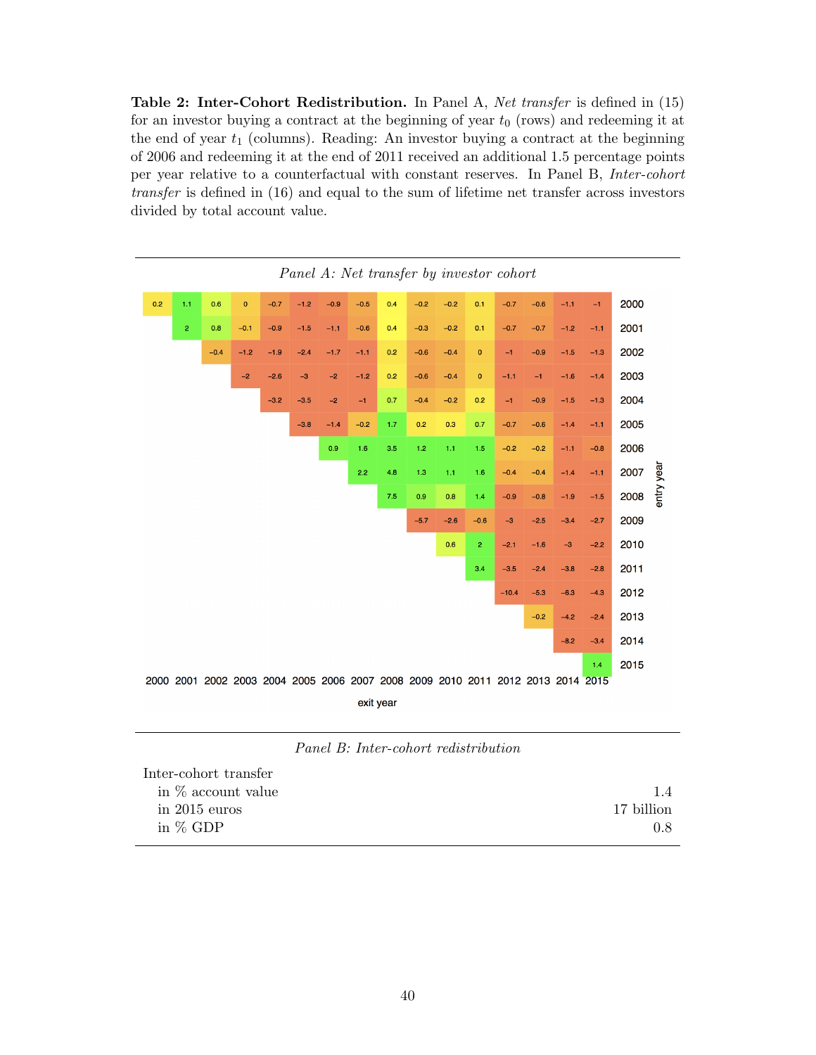**Table 2: Inter-Cohort Redistribution.** In Panel A, *Net transfer* is defined in (15) for an investor buying a contract at the beginning of year $t_0$ (rows) and redeeming it at the end of year $t_1$ (columns). Reading: An investor buying a contract at the beginning of 2006 and redeeming it at the end of 2011 received an additional 1.5 percentage points per year relative to a counterfactual with constant reserves. In Panel B, *Inter-cohort transfer* is defined in (16) and equal to the sum of lifetime net transfer across investors divided by total account value.

*Panel A: Net transfer by investor cohort*

| entry year \ exit year | 2000 | 2001 | 2002 | 2003 | 2004 | 2005 | 2006 | 2007 | 2008 | 2009 | 2010 | 2011 | 2012 | 2013 | 2014 | 2015 |
|---|---|---|---|---|---|---|---|---|---|---|---|---|---|---|---|---|
| 2000 | 0.2 | 1.1 | 0.6 | 0 | −0.7 | −1.2 | −0.9 | −0.5 | 0.4 | −0.2 | −0.2 | 0.1 | −0.7 | −0.6 | −1.1 | −1 |
| 2001 | | 2 | 0.8 | −0.1 | −0.9 | −1.5 | −1.1 | −0.6 | 0.4 | −0.3 | −0.2 | 0.1 | −0.7 | −0.7 | −1.2 | −1.1 |
| 2002 | | | −0.4 | −1.2 | −1.9 | −2.4 | −1.7 | −1.1 | 0.2 | −0.6 | −0.4 | 0 | −1 | −0.9 | −1.5 | −1.3 |
| 2003 | | | | −2 | −2.6 | −3 | −2 | −1.2 | 0.2 | −0.6 | −0.4 | 0 | −1.1 | −1 | −1.6 | −1.4 |
| 2004 | | | | | −3.2 | −3.5 | −2 | −1 | 0.7 | −0.4 | −0.2 | 0.2 | −1 | −0.9 | −1.5 | −1.3 |
| 2005 | | | | | | −3.8 | −1.4 | −0.2 | 1.7 | 0.2 | 0.3 | 0.7 | −0.7 | −0.6 | −1.4 | −1.1 |
| 2006 | | | | | | | 0.9 | 1.6 | 3.5 | 1.2 | 1.1 | 1.5 | −0.2 | −0.2 | −1.1 | −0.8 |
| 2007 | | | | | | | | 2.2 | 4.8 | 1.3 | 1.1 | 1.6 | −0.4 | −0.4 | −1.4 | −1.1 |
| 2008 | | | | | | | | | 7.5 | 0.9 | 0.8 | 1.4 | −0.9 | −0.8 | −1.9 | −1.5 |
| 2009 | | | | | | | | | | −5.7 | −2.6 | −0.6 | −3 | −2.5 | −3.4 | −2.7 |
| 2010 | | | | | | | | | | | 0.6 | 2 | −2.1 | −1.6 | −3 | −2.2 |
| 2011 | | | | | | | | | | | | 3.4 | −3.5 | −2.4 | −3.8 | −2.8 |
| 2012 | | | | | | | | | | | | | −10.4 | −5.3 | −6.3 | −4.3 |
| 2013 | | | | | | | | | | | | | | −0.2 | −4.2 | −2.4 |
| 2014 | | | | | | | | | | | | | | | −8.2 | −3.4 |
| 2015 | | | | | | | | | | | | | | | | 1.4 |

*Panel B: Inter-cohort redistribution*

| Inter-cohort transfer | |
|---|---|
| in % account value | 1.4 |
| in 2015 euros | 17 billion |
| in % GDP | 0.8 |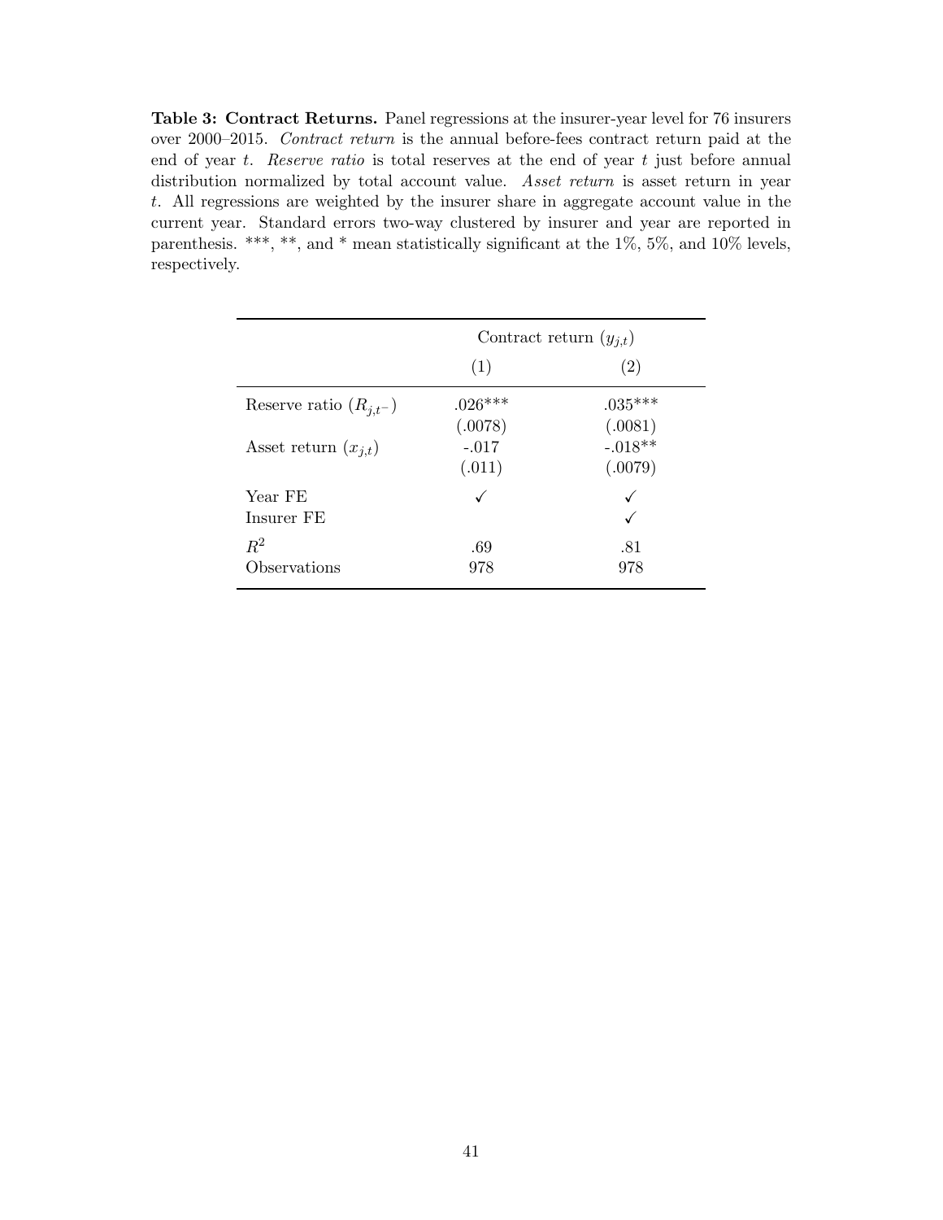**Table 3: Contract Returns.** Panel regressions at the insurer-year level for 76 insurers over 2000–2015. *Contract return* is the annual before-fees contract return paid at the end of year $t$. *Reserve ratio* is total reserves at the end of year $t$ just before annual distribution normalized by total account value. *Asset return* is asset return in year $t$. All regressions are weighted by the insurer share in aggregate account value in the current year. Standard errors two-way clustered by insurer and year are reported in parenthesis. ***, **, and * mean statistically significant at the 1%, 5%, and 10% levels, respectively.

| | Contract return ($y_{j,t}$) | |
|---|---|---|
| | (1) | (2) |
| Reserve ratio ($R_{j,t^-}$) | .026*** | .035*** |
| | (.0078) | (.0081) |
| Asset return ($x_{j,t}$) | -.017 | -.018** |
| | (.011) | (.0079) |
| Year FE | ✓ | ✓ |
| Insurer FE | | ✓ |
| $R^2$ | .69 | .81 |
| Observations | 978 | 978 |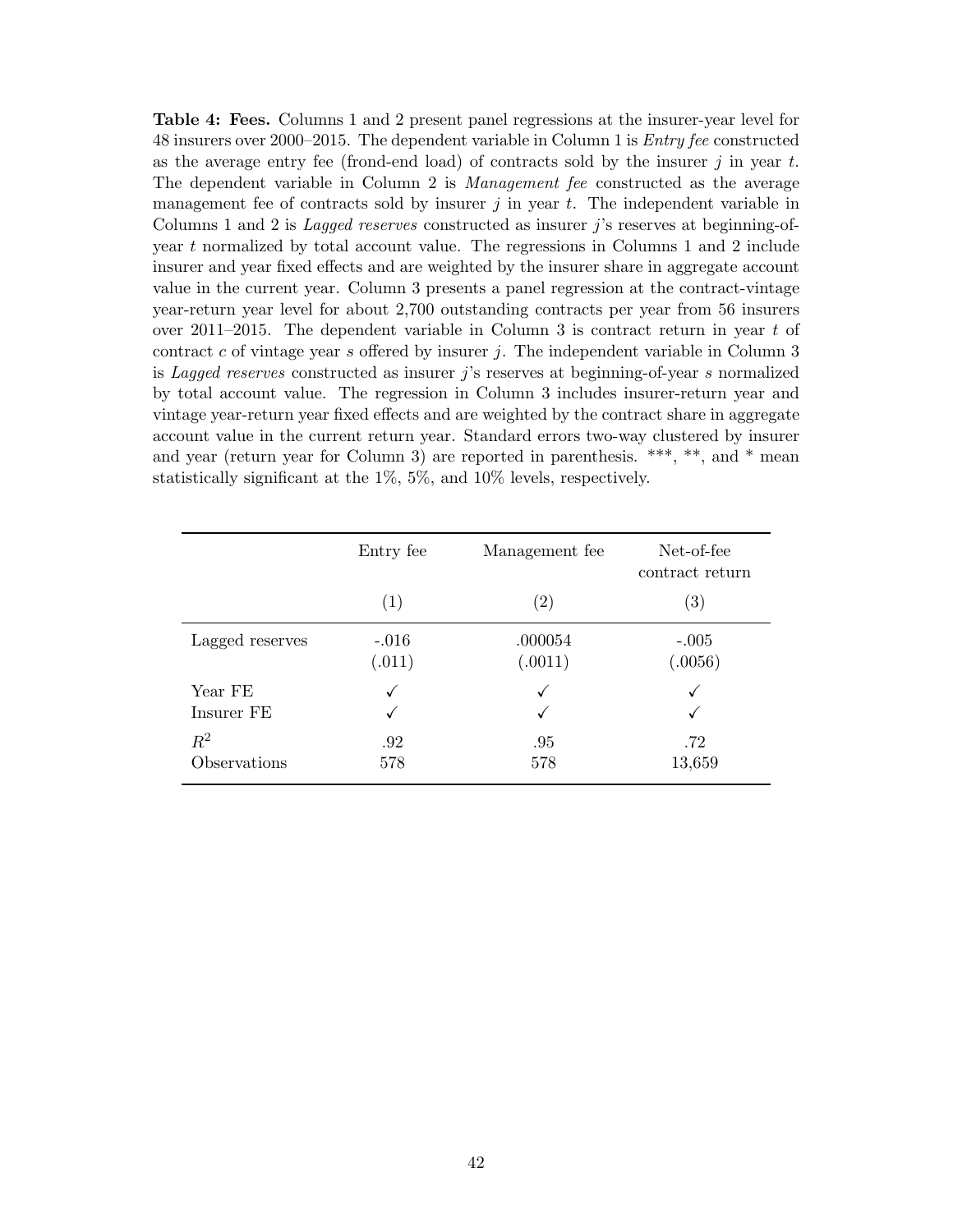**Table 4: Fees.** Columns 1 and 2 present panel regressions at the insurer-year level for 48 insurers over 2000–2015. The dependent variable in Column 1 is *Entry fee* constructed as the average entry fee (frond-end load) of contracts sold by the insurer $j$ in year $t$. The dependent variable in Column 2 is *Management fee* constructed as the average management fee of contracts sold by insurer $j$ in year $t$. The independent variable in Columns 1 and 2 is *Lagged reserves* constructed as insurer $j$'s reserves at beginning-of-year $t$ normalized by total account value. The regressions in Columns 1 and 2 include insurer and year fixed effects and are weighted by the insurer share in aggregate account value in the current year. Column 3 presents a panel regression at the contract-vintage year-return year level for about 2,700 outstanding contracts per year from 56 insurers over 2011–2015. The dependent variable in Column 3 is contract return in year $t$ of contract $c$ of vintage year $s$ offered by insurer $j$. The independent variable in Column 3 is *Lagged reserves* constructed as insurer $j$'s reserves at beginning-of-year $s$ normalized by total account value. The regression in Column 3 includes insurer-return year and vintage year-return year fixed effects and are weighted by the contract share in aggregate account value in the current return year. Standard errors two-way clustered by insurer and year (return year for Column 3) are reported in parenthesis. \*\*\*, \*\*, and \* mean statistically significant at the 1%, 5%, and 10% levels, respectively.

| | Entry fee | Management fee | Net-of-fee contract return |
|---|---|---|---|
| | (1) | (2) | (3) |
| Lagged reserves | -.016 | .000054 | -.005 |
| | (.011) | (.0011) | (.0056) |
| Year FE | ✓ | ✓ | ✓ |
| Insurer FE | ✓ | ✓ | ✓ |
| $R^2$ | .92 | .95 | .72 |
| Observations | 578 | 578 | 13,659 |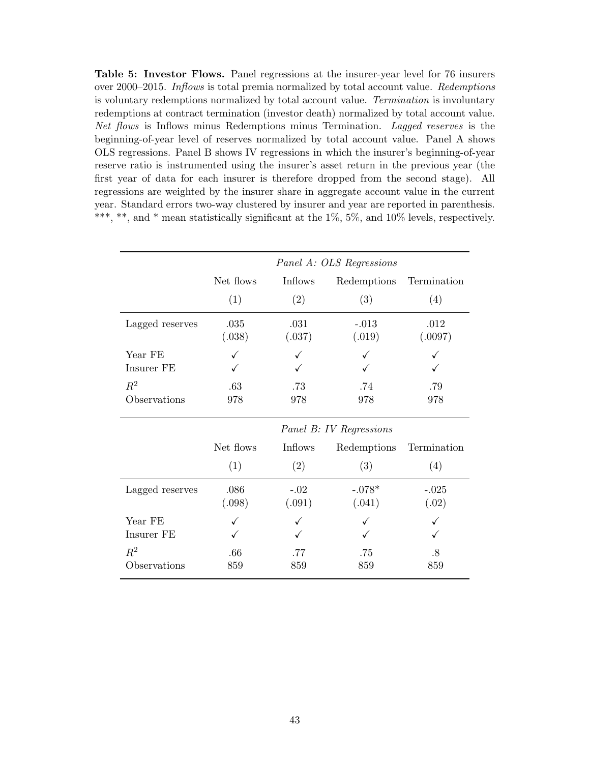**Table 5: Investor Flows.** Panel regressions at the insurer-year level for 76 insurers over 2000–2015. *Inflows* is total premia normalized by total account value. *Redemptions* is voluntary redemptions normalized by total account value. *Termination* is involuntary redemptions at contract termination (investor death) normalized by total account value. *Net flows* is Inflows minus Redemptions minus Termination. *Lagged reserves* is the beginning-of-year level of reserves normalized by total account value. Panel A shows OLS regressions. Panel B shows IV regressions in which the insurer's beginning-of-year reserve ratio is instrumented using the insurer's asset return in the previous year (the first year of data for each insurer is therefore dropped from the second stage). All regressions are weighted by the insurer share in aggregate account value in the current year. Standard errors two-way clustered by insurer and year are reported in parenthesis. ***, **, and * mean statistically significant at the 1%, 5%, and 10% levels, respectively.

| | *Panel A: OLS Regressions* | | | |
|---|---|---|---|---|
| | Net flows | Inflows | Redemptions | Termination |
| | (1) | (2) | (3) | (4) |
| Lagged reserves | .035 | .031 | -.013 | .012 |
| | (.038) | (.037) | (.019) | (.0097) |
| Year FE | ✓ | ✓ | ✓ | ✓ |
| Insurer FE | ✓ | ✓ | ✓ | ✓ |
| $R^2$ | .63 | .73 | .74 | .79 |
| Observations | 978 | 978 | 978 | 978 |
| | *Panel B: IV Regressions* | | | |
| | Net flows | Inflows | Redemptions | Termination |
| | (1) | (2) | (3) | (4) |
| Lagged reserves | .086 | -.02 | -.078* | -.025 |
| | (.098) | (.091) | (.041) | (.02) |
| Year FE | ✓ | ✓ | ✓ | ✓ |
| Insurer FE | ✓ | ✓ | ✓ | ✓ |
| $R^2$ | .66 | .77 | .75 | .8 |
| Observations | 859 | 859 | 859 | 859 |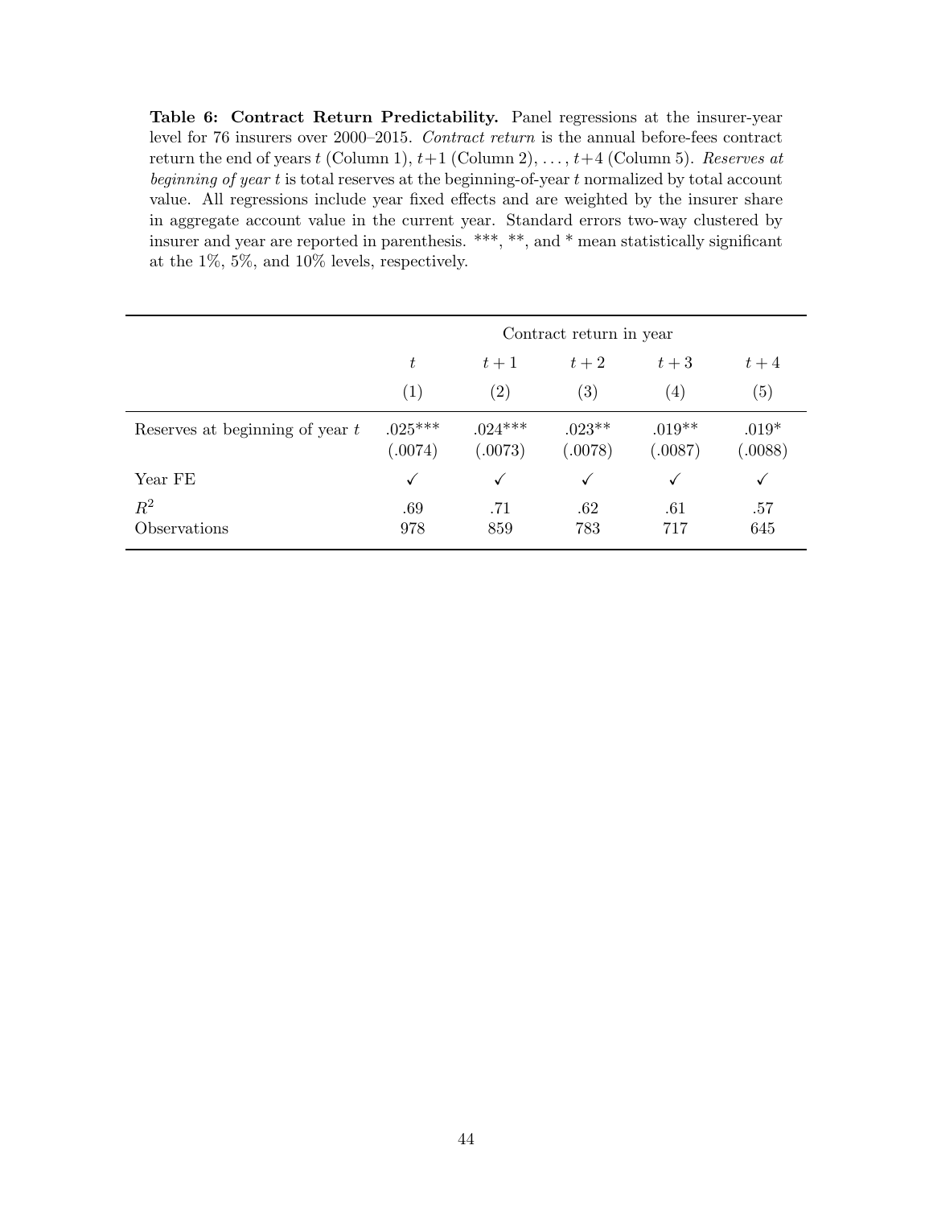**Table 6: Contract Return Predictability.** Panel regressions at the insurer-year level for 76 insurers over 2000–2015. *Contract return* is the annual before-fees contract return the end of years $t$ (Column 1), $t+1$ (Column 2), ..., $t+4$ (Column 5). *Reserves at beginning of year t* is total reserves at the beginning-of-year $t$ normalized by total account value. All regressions include year fixed effects and are weighted by the insurer share in aggregate account value in the current year. Standard errors two-way clustered by insurer and year are reported in parenthesis. \*\*\*, \*\*, and \* mean statistically significant at the 1%, 5%, and 10% levels, respectively.

| | Contract return in year | | | | |
|---|---|---|---|---|---|
| | $t$ | $t+1$ | $t+2$ | $t+3$ | $t+4$ |
| | (1) | (2) | (3) | (4) | (5) |
| Reserves at beginning of year $t$ | .025*** | .024*** | .023** | .019** | .019* |
| | (.0074) | (.0073) | (.0078) | (.0087) | (.0088) |
| Year FE | ✓ | ✓ | ✓ | ✓ | ✓ |
| $R^2$ | .69 | .71 | .62 | .61 | .57 |
| Observations | 978 | 859 | 783 | 717 | 645 |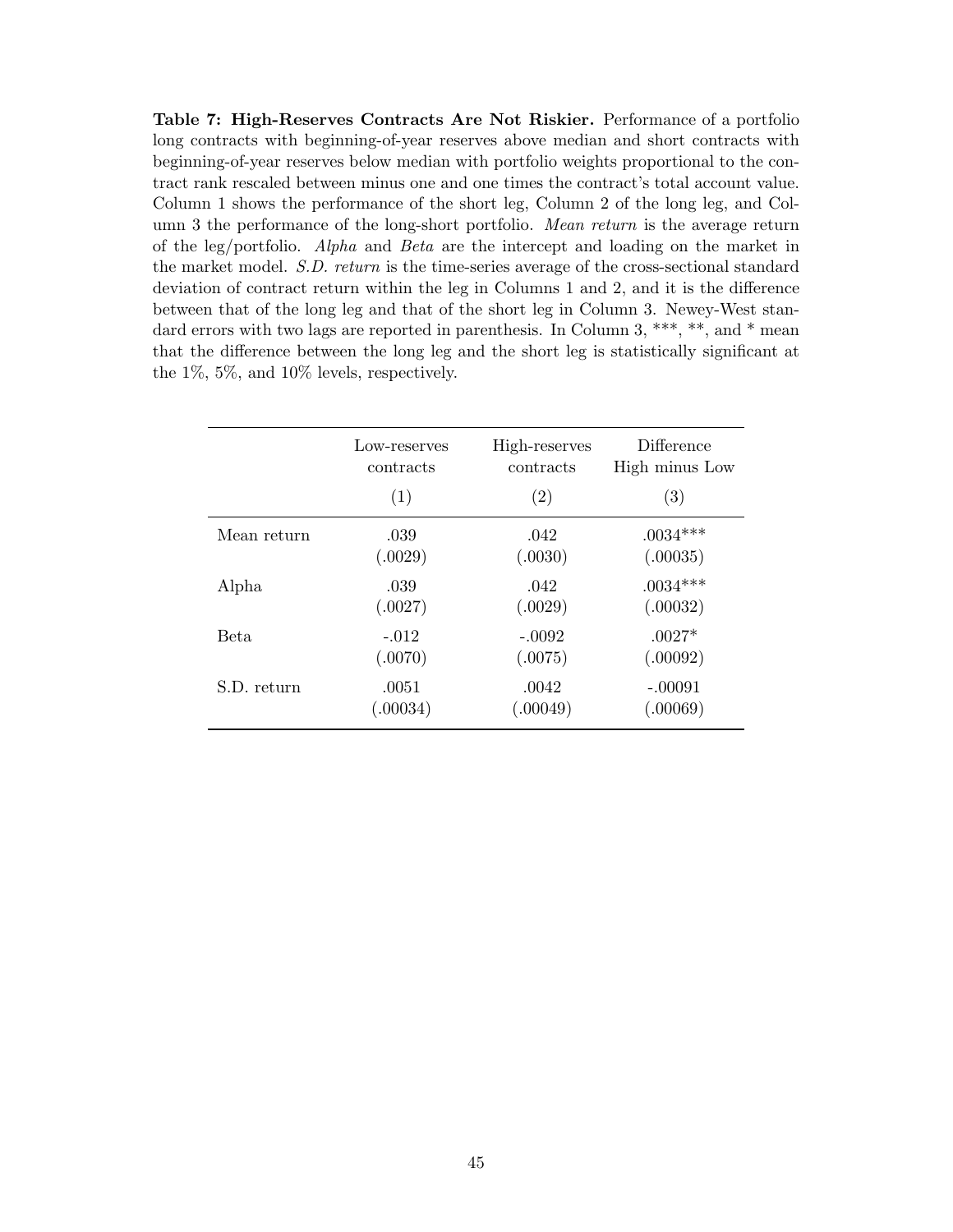**Table 7: High-Reserves Contracts Are Not Riskier.** Performance of a portfolio long contracts with beginning-of-year reserves above median and short contracts with beginning-of-year reserves below median with portfolio weights proportional to the contract rank rescaled between minus one and one times the contract's total account value. Column 1 shows the performance of the short leg, Column 2 of the long leg, and Column 3 the performance of the long-short portfolio. *Mean return* is the average return of the leg/portfolio. *Alpha* and *Beta* are the intercept and loading on the market in the market model. *S.D. return* is the time-series average of the cross-sectional standard deviation of contract return within the leg in Columns 1 and 2, and it is the difference between that of the long leg and that of the short leg in Column 3. Newey-West standard errors with two lags are reported in parenthesis. In Column 3, ***, **, and * mean that the difference between the long leg and the short leg is statistically significant at the 1%, 5%, and 10% levels, respectively.

| | Low-reserves contracts | High-reserves contracts | Difference High minus Low |
|---|---|---|---|
| | (1) | (2) | (3) |
| Mean return | .039 | .042 | .0034*** |
| | (.0029) | (.0030) | (.00035) |
| Alpha | .039 | .042 | .0034*** |
| | (.0027) | (.0029) | (.00032) |
| Beta | -.012 | -.0092 | .0027* |
| | (.0070) | (.0075) | (.00092) |
| S.D. return | .0051 | .0042 | -.00091 |
| | (.00034) | (.00049) | (.00069) |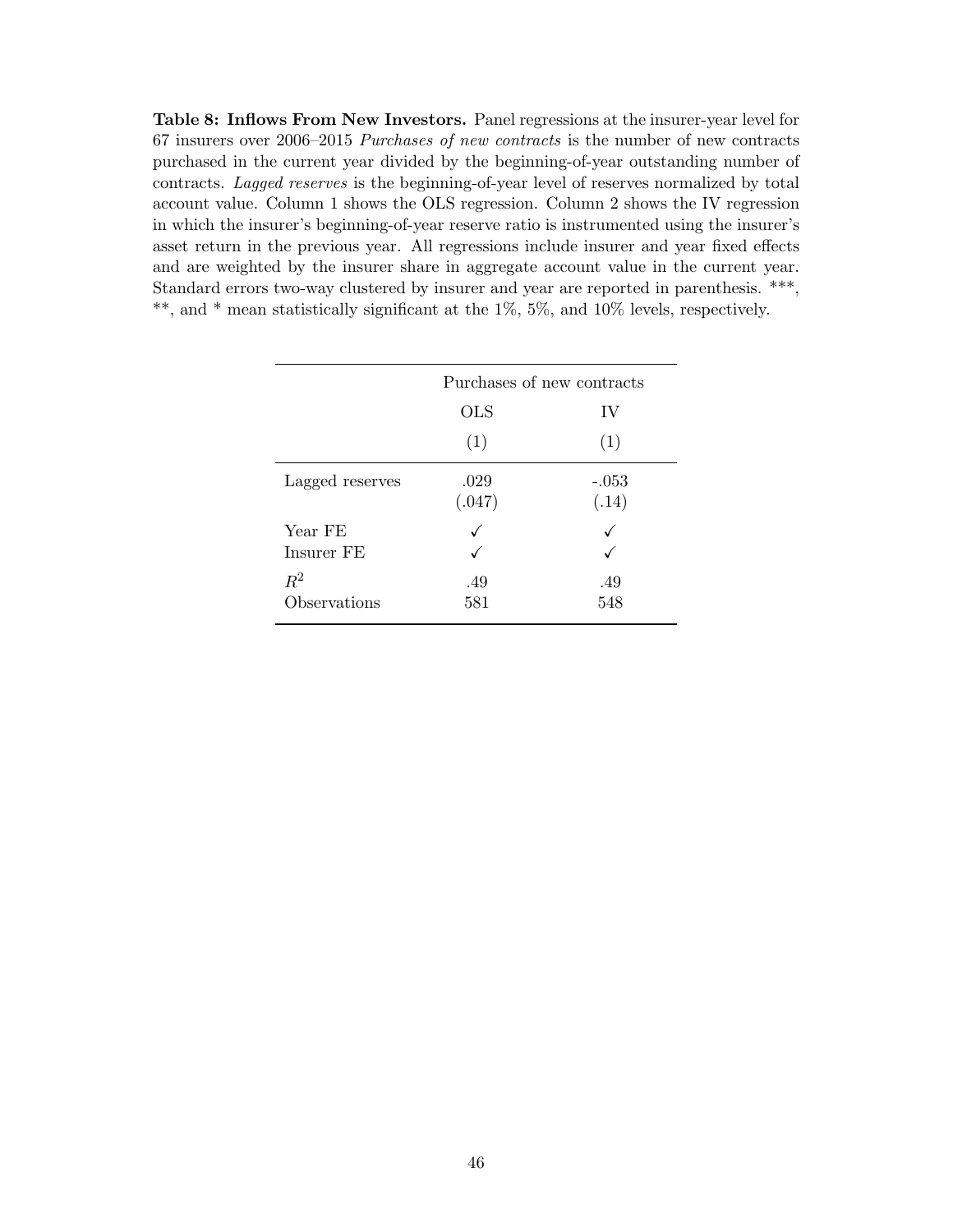**Table 8: Inflows From New Investors.** Panel regressions at the insurer-year level for 67 insurers over 2006–2015 *Purchases of new contracts* is the number of new contracts purchased in the current year divided by the beginning-of-year outstanding number of contracts. *Lagged reserves* is the beginning-of-year level of reserves normalized by total account value. Column 1 shows the OLS regression. Column 2 shows the IV regression in which the insurer's beginning-of-year reserve ratio is instrumented using the insurer's asset return in the previous year. All regressions include insurer and year fixed effects and are weighted by the insurer share in aggregate account value in the current year. Standard errors two-way clustered by insurer and year are reported in parenthesis. ***, **, and * mean statistically significant at the 1%, 5%, and 10% levels, respectively.

| | Purchases of new contracts | |
|---|---|---|
| | OLS | IV |
| | (1) | (1) |
| Lagged reserves | .029 | -.053 |
| | (.047) | (.14) |
| Year FE | ✓ | ✓ |
| Insurer FE | ✓ | ✓ |
| $R^2$ | .49 | .49 |
| Observations | 581 | 548 |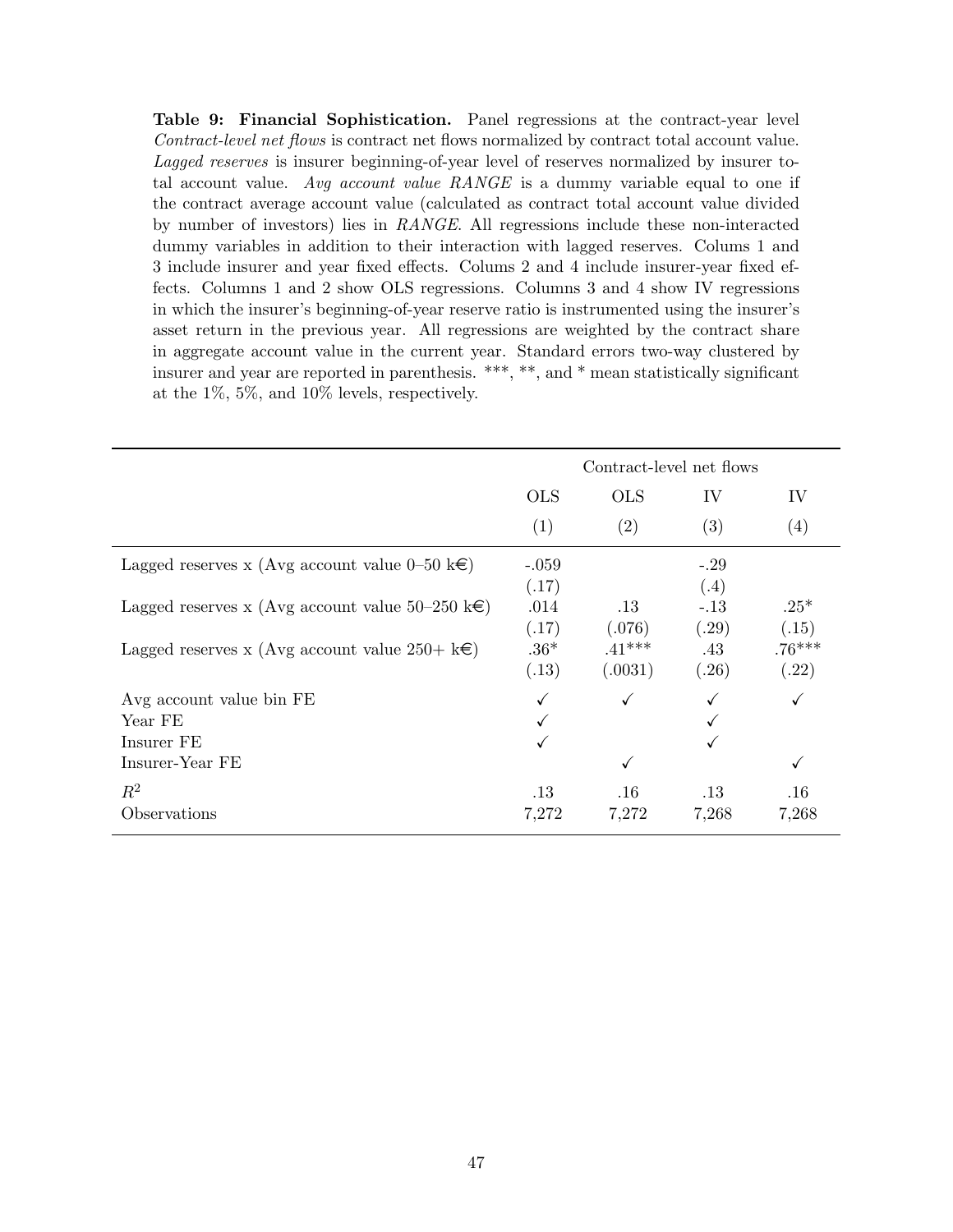**Table 9: Financial Sophistication.** Panel regressions at the contract-year level *Contract-level net flows* is contract net flows normalized by contract total account value. *Lagged reserves* is insurer beginning-of-year level of reserves normalized by insurer total account value. *Avg account value RANGE* is a dummy variable equal to one if the contract average account value (calculated as contract total account value divided by number of investors) lies in *RANGE*. All regressions include these non-interacted dummy variables in addition to their interaction with lagged reserves. Colums 1 and 3 include insurer and year fixed effects. Colums 2 and 4 include insurer-year fixed effects. Columns 1 and 2 show OLS regressions. Columns 3 and 4 show IV regressions in which the insurer's beginning-of-year reserve ratio is instrumented using the insurer's asset return in the previous year. All regressions are weighted by the contract share in aggregate account value in the current year. Standard errors two-way clustered by insurer and year are reported in parenthesis. ***, **, and * mean statistically significant at the 1%, 5%, and 10% levels, respectively.

| | Contract-level net flows | | | |
|---|---|---|---|---|
| | OLS | OLS | IV | IV |
| | (1) | (2) | (3) | (4) |
| Lagged reserves x (Avg account value 0–50 k€) | -.059 | | -.29 | |
| | (.17) | | (.4) | |
| Lagged reserves x (Avg account value 50–250 k€) | .014 | .13 | -.13 | .25* |
| | (.17) | (.076) | (.29) | (.15) |
| Lagged reserves x (Avg account value 250+ k€) | .36* | .41*** | .43 | .76*** |
| | (.13) | (.0031) | (.26) | (.22) |
| Avg account value bin FE | ✓ | ✓ | ✓ | ✓ |
| Year FE | ✓ | | ✓ | |
| Insurer FE | ✓ | | ✓ | |
| Insurer-Year FE | | ✓ | | ✓ |
| $R^2$ | .13 | .16 | .13 | .16 |
| Observations | 7,272 | 7,272 | 7,268 | 7,268 |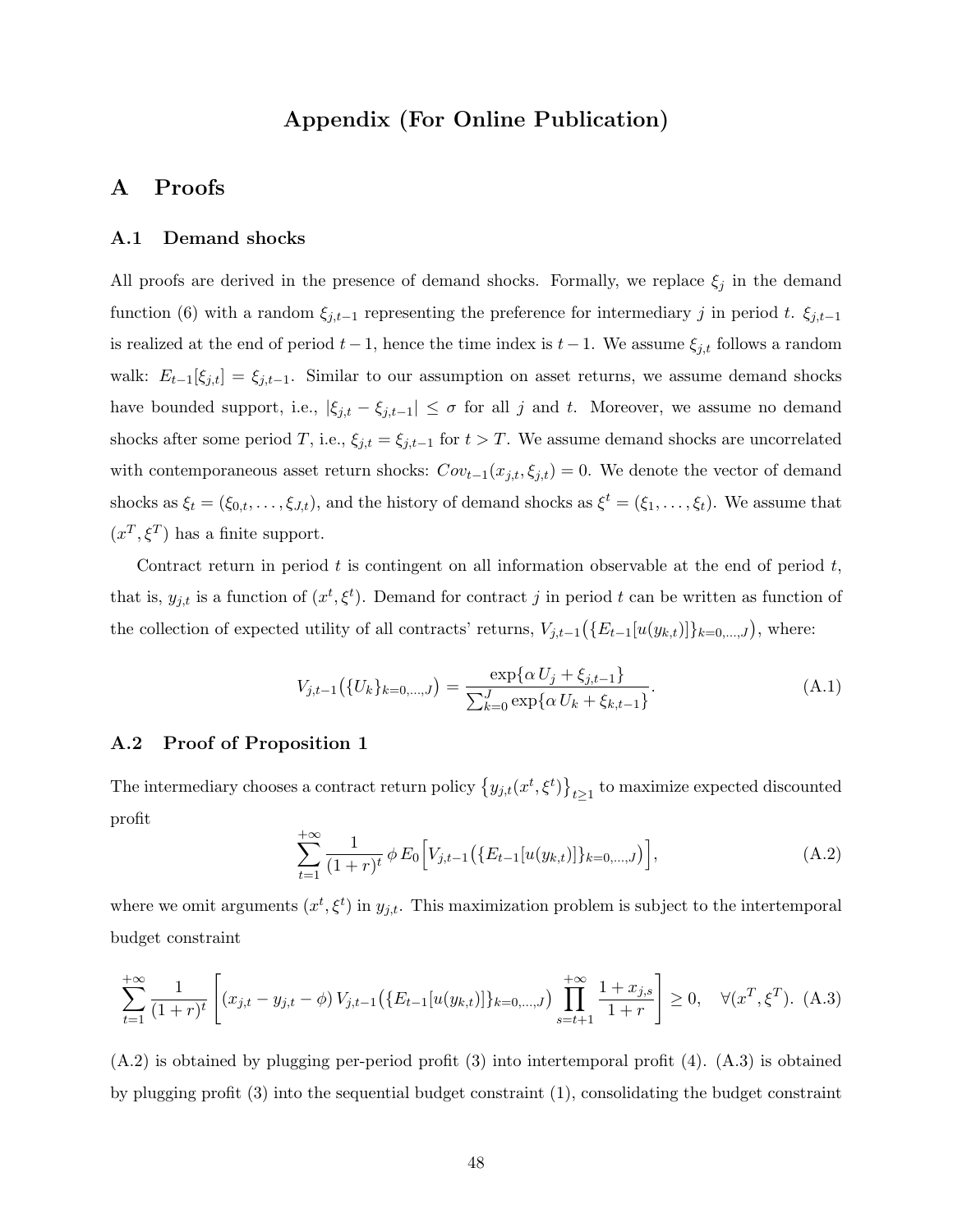# Appendix (For Online Publication)

## A Proofs

### A.1 Demand shocks

All proofs are derived in the presence of demand shocks. Formally, we replace $\xi_j$ in the demand function (6) with a random $\xi_{j,t-1}$ representing the preference for intermediary $j$ in period $t$. $\xi_{j,t-1}$ is realized at the end of period $t-1$, hence the time index is $t-1$. We assume $\xi_{j,t}$ follows a random walk: $E_{t-1}[\xi_{j,t}] = \xi_{j,t-1}$. Similar to our assumption on asset returns, we assume demand shocks have bounded support, i.e., $|\xi_{j,t} - \xi_{j,t-1}| \leq \sigma$ for all $j$ and $t$. Moreover, we assume no demand shocks after some period $T$, i.e., $\xi_{j,t} = \xi_{j,t-1}$ for $t > T$. We assume demand shocks are uncorrelated with contemporaneous asset return shocks: $Cov_{t-1}(x_{j,t}, \xi_{j,t}) = 0$. We denote the vector of demand shocks as $\xi_t = (\xi_{0,t}, \ldots, \xi_{J,t})$, and the history of demand shocks as $\xi^t = (\xi_1, \ldots, \xi_t)$. We assume that $(x^T, \xi^T)$ has a finite support.

Contract return in period $t$ is contingent on all information observable at the end of period $t$, that is, $y_{j,t}$ is a function of $(x^t, \xi^t)$. Demand for contract $j$ in period $t$ can be written as function of the collection of expected utility of all contracts' returns, $V_{j,t-1}\big(\{E_{t-1}[u(y_{k,t})]\}_{k=0,\ldots,J}\big)$, where:

$$V_{j,t-1}\big(\{U_k\}_{k=0,\ldots,J}\big) = \frac{\exp\{\alpha\, U_j + \xi_{j,t-1}\}}{\sum_{k=0}^{J} \exp\{\alpha\, U_k + \xi_{k,t-1}\}}. \tag{A.1}$$

### A.2 Proof of Proposition 1

The intermediary chooses a contract return policy $\big\{y_{j,t}(x^t, \xi^t)\big\}_{t\geq 1}$ to maximize expected discounted profit

$$\sum_{t=1}^{+\infty} \frac{1}{(1+r)^t}\, \phi\, E_0\Big[V_{j,t-1}\big(\{E_{t-1}[u(y_{k,t})]\}_{k=0,\ldots,J}\big)\Big], \tag{A.2}$$

where we omit arguments $(x^t, \xi^t)$ in $y_{j,t}$. This maximization problem is subject to the intertemporal budget constraint

$$\sum_{t=1}^{+\infty} \frac{1}{(1+r)^t} \left[ (x_{j,t} - y_{j,t} - \phi)\, V_{j,t-1}\big(\{E_{t-1}[u(y_{k,t})]\}_{k=0,\ldots,J}\big) \prod_{s=t+1}^{+\infty} \frac{1 + x_{j,s}}{1+r} \right] \geq 0, \quad \forall (x^T, \xi^T). \tag{A.3}$$

(A.2) is obtained by plugging per-period profit (3) into intertemporal profit (4). (A.3) is obtained by plugging profit (3) into the sequential budget constraint (1), consolidating the budget constraint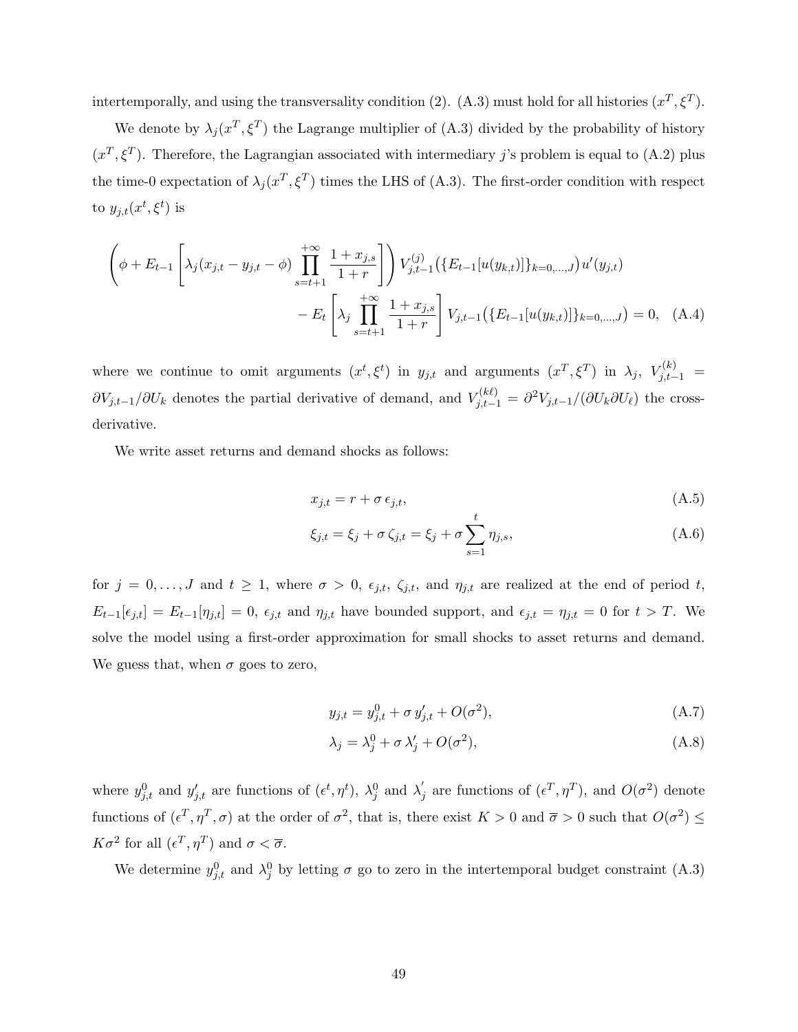intertemporally, and using the transversality condition (2). (A.3) must hold for all histories $(x^T, \xi^T)$.

We denote by $\lambda_j(x^T, \xi^T)$ the Lagrange multiplier of (A.3) divided by the probability of history $(x^T, \xi^T)$. Therefore, the Lagrangian associated with intermediary $j$'s problem is equal to (A.2) plus the time-0 expectation of $\lambda_j(x^T, \xi^T)$ times the LHS of (A.3). The first-order condition with respect to $y_{j,t}(x^t, \xi^t)$ is

$$\left(\phi + E_{t-1}\left[\lambda_j(x_{j,t} - y_{j,t} - \phi)\prod_{s=t+1}^{+\infty}\frac{1+x_{j,s}}{1+r}\right]\right) V_{j,t-1}^{(j)}\big(\{E_{t-1}[u(y_{k,t})]\}_{k=0,\ldots,J}\big)u'(y_{j,t})$$
$$- E_t\left[\lambda_j \prod_{s=t+1}^{+\infty}\frac{1+x_{j,s}}{1+r}\right] V_{j,t-1}\big(\{E_{t-1}[u(y_{k,t})]\}_{k=0,\ldots,J}\big) = 0, \quad \text{(A.4)}$$

where we continue to omit arguments $(x^t, \xi^t)$ in $y_{j,t}$ and arguments $(x^T, \xi^T)$ in $\lambda_j$, $V_{j,t-1}^{(k)} = \partial V_{j,t-1}/\partial U_k$ denotes the partial derivative of demand, and $V_{j,t-1}^{(k\ell)} = \partial^2 V_{j,t-1}/(\partial U_k \partial U_\ell)$ the cross-derivative.

We write asset returns and demand shocks as follows:

$$x_{j,t} = r + \sigma\, \epsilon_{j,t}, \quad \text{(A.5)}$$

$$\xi_{j,t} = \xi_j + \sigma\, \zeta_{j,t} = \xi_j + \sigma \sum_{s=1}^{t} \eta_{j,s}, \quad \text{(A.6)}$$

for $j = 0, \ldots, J$ and $t \geq 1$, where $\sigma > 0$, $\epsilon_{j,t}$, $\zeta_{j,t}$, and $\eta_{j,t}$ are realized at the end of period $t$, $E_{t-1}[\epsilon_{j,t}] = E_{t-1}[\eta_{j,t}] = 0$, $\epsilon_{j,t}$ and $\eta_{j,t}$ have bounded support, and $\epsilon_{j,t} = \eta_{j,t} = 0$ for $t > T$. We solve the model using a first-order approximation for small shocks to asset returns and demand. We guess that, when $\sigma$ goes to zero,

$$y_{j,t} = y_{j,t}^0 + \sigma\, y_{j,t}' + O(\sigma^2), \quad \text{(A.7)}$$

$$\lambda_j = \lambda_j^0 + \sigma\, \lambda_j' + O(\sigma^2), \quad \text{(A.8)}$$

where $y_{j,t}^0$ and $y_{j,t}'$ are functions of $(\epsilon^t, \eta^t)$, $\lambda_j^0$ and $\lambda_j'$ are functions of $(\epsilon^T, \eta^T)$, and $O(\sigma^2)$ denote functions of $(\epsilon^T, \eta^T, \sigma)$ at the order of $\sigma^2$, that is, there exist $K > 0$ and $\overline{\sigma} > 0$ such that $O(\sigma^2) \leq K\sigma^2$ for all $(\epsilon^T, \eta^T)$ and $\sigma < \overline{\sigma}$.

We determine $y_{j,t}^0$ and $\lambda_j^0$ by letting $\sigma$ go to zero in the intertemporal budget constraint (A.3)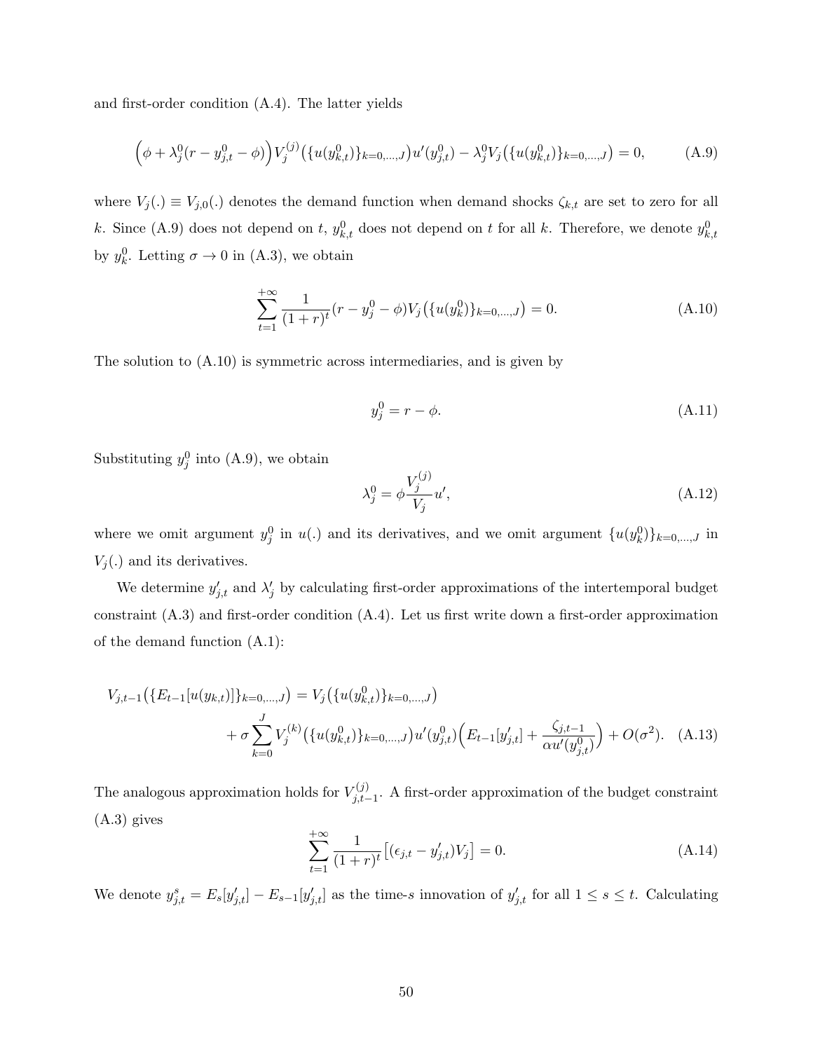and first-order condition (A.4). The latter yields

$$\Big(\phi + \lambda_j^0(r - y_{j,t}^0 - \phi)\Big) V_j^{(j)}\big(\{u(y_{k,t}^0)\}_{k=0,\dots,J}\big) u'(y_{j,t}^0) - \lambda_j^0 V_j\big(\{u(y_{k,t}^0)\}_{k=0,\dots,J}\big) = 0, \tag{A.9}$$

where $V_j(.) \equiv V_{j,0}(.)$ denotes the demand function when demand shocks $\zeta_{k,t}$ are set to zero for all $k$. Since (A.9) does not depend on $t$, $y_{k,t}^0$ does not depend on $t$ for all $k$. Therefore, we denote $y_{k,t}^0$ by $y_k^0$. Letting $\sigma \to 0$ in (A.3), we obtain

$$\sum_{t=1}^{+\infty} \frac{1}{(1+r)^t}(r - y_j^0 - \phi) V_j\big(\{u(y_k^0)\}_{k=0,\dots,J}\big) = 0. \tag{A.10}$$

The solution to (A.10) is symmetric across intermediaries, and is given by

$$y_j^0 = r - \phi. \tag{A.11}$$

Substituting $y_j^0$ into (A.9), we obtain

$$\lambda_j^0 = \phi \frac{V_j^{(j)}}{V_j} u', \tag{A.12}$$

where we omit argument $y_j^0$ in $u(.)$ and its derivatives, and we omit argument $\{u(y_k^0)\}_{k=0,\dots,J}$ in $V_j(.)$ and its derivatives.

We determine $y'_{j,t}$ and $\lambda'_j$ by calculating first-order approximations of the intertemporal budget constraint (A.3) and first-order condition (A.4). Let us first write down a first-order approximation of the demand function (A.1):

$$\begin{aligned} V_{j,t-1}\big(\{E_{t-1}[u(y_{k,t})]\}_{k=0,\dots,J}\big) &= V_j\big(\{u(y_{k,t}^0)\}_{k=0,\dots,J}\big) \\ &+ \sigma \sum_{k=0}^{J} V_j^{(k)}\big(\{u(y_{k,t}^0)\}_{k=0,\dots,J}\big) u'(y_{j,t}^0)\Big(E_{t-1}[y'_{j,t}] + \frac{\zeta_{j,t-1}}{\alpha u'(y_{j,t}^0)}\Big) + O(\sigma^2). \end{aligned} \tag{A.13}$$

The analogous approximation holds for $V_{j,t-1}^{(j)}$. A first-order approximation of the budget constraint (A.3) gives

$$\sum_{t=1}^{+\infty} \frac{1}{(1+r)^t}\big[(\epsilon_{j,t} - y'_{j,t})V_j\big] = 0. \tag{A.14}$$

We denote $y_{j,t}^s = E_s[y'_{j,t}] - E_{s-1}[y'_{j,t}]$ as the time-$s$ innovation of $y'_{j,t}$ for all $1 \le s \le t$. Calculating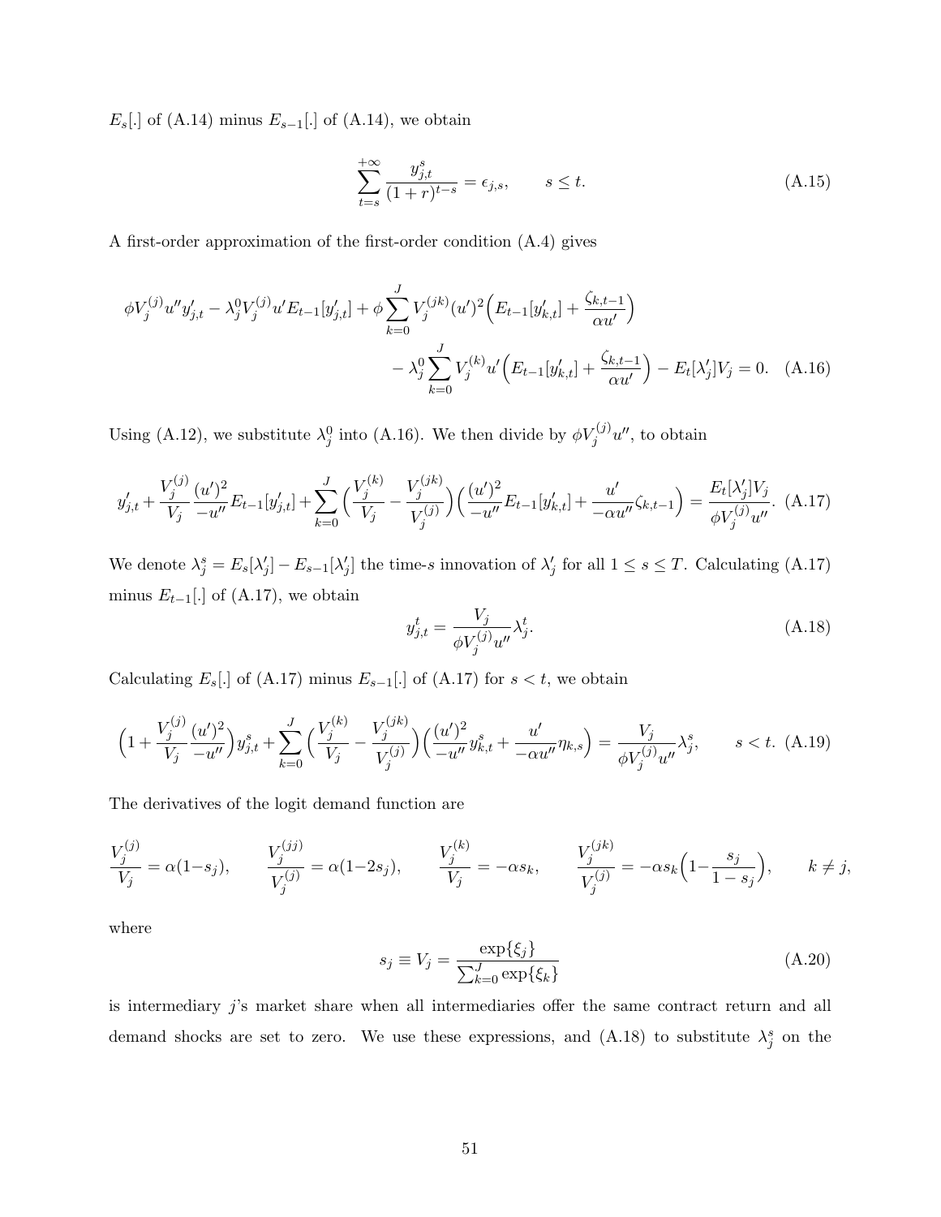$E_s[.]$ of (A.14) minus $E_{s-1}[.]$ of (A.14), we obtain

$$\sum_{t=s}^{+\infty} \frac{y_{j,t}^s}{(1+r)^{t-s}} = \epsilon_{j,s}, \qquad s \leq t. \tag{A.15}$$

A first-order approximation of the first-order condition (A.4) gives

$$\phi V_j^{(j)} u'' y'_{j,t} - \lambda_j^0 V_j^{(j)} u' E_{t-1}[y'_{j,t}] + \phi \sum_{k=0}^{J} V_j^{(jk)} (u')^2 \Big( E_{t-1}[y'_{k,t}] + \frac{\zeta_{k,t-1}}{\alpha u'} \Big) \\ - \lambda_j^0 \sum_{k=0}^{J} V_j^{(k)} u' \Big( E_{t-1}[y'_{k,t}] + \frac{\zeta_{k,t-1}}{\alpha u'} \Big) - E_t[\lambda'_j] V_j = 0. \tag{A.16}$$

Using (A.12), we substitute $\lambda_j^0$ into (A.16). We then divide by $\phi V_j^{(j)} u''$, to obtain

$$y'_{j,t} + \frac{V_j^{(j)}}{V_j} \frac{(u')^2}{-u''} E_{t-1}[y'_{j,t}] + \sum_{k=0}^{J} \Big( \frac{V_j^{(k)}}{V_j} - \frac{V_j^{(jk)}}{V_j^{(j)}} \Big) \Big( \frac{(u')^2}{-u''} E_{t-1}[y'_{k,t}] + \frac{u'}{-\alpha u''} \zeta_{k,t-1} \Big) = \frac{E_t[\lambda'_j] V_j}{\phi V_j^{(j)} u''}. \tag{A.17}$$

We denote $\lambda_j^s = E_s[\lambda'_j] - E_{s-1}[\lambda'_j]$ the time-$s$ innovation of $\lambda'_j$ for all $1 \leq s \leq T$. Calculating (A.17) minus $E_{t-1}[.]$ of (A.17), we obtain

$$y_{j,t}^t = \frac{V_j}{\phi V_j^{(j)} u''} \lambda_j^t. \tag{A.18}$$

Calculating $E_s[.]$ of (A.17) minus $E_{s-1}[.]$ of (A.17) for $s < t$, we obtain

$$\Big( 1 + \frac{V_j^{(j)}}{V_j} \frac{(u')^2}{-u''} \Big) y_{j,t}^s + \sum_{k=0}^{J} \Big( \frac{V_j^{(k)}}{V_j} - \frac{V_j^{(jk)}}{V_j^{(j)}} \Big) \Big( \frac{(u')^2}{-u''} y_{k,t}^s + \frac{u'}{-\alpha u''} \eta_{k,s} \Big) = \frac{V_j}{\phi V_j^{(j)} u''} \lambda_j^s, \qquad s < t. \tag{A.19}$$

The derivatives of the logit demand function are

$$\frac{V_j^{(j)}}{V_j} = \alpha(1 - s_j), \qquad \frac{V_j^{(jj)}}{V_j^{(j)}} = \alpha(1 - 2s_j), \qquad \frac{V_j^{(k)}}{V_j} = -\alpha s_k, \qquad \frac{V_j^{(jk)}}{V_j^{(j)}} = -\alpha s_k \Big( 1 - \frac{s_j}{1 - s_j} \Big), \qquad k \neq j,$$

where

$$s_j \equiv V_j = \frac{\exp\{\xi_j\}}{\sum_{k=0}^{J} \exp\{\xi_k\}} \tag{A.20}$$

is intermediary $j$'s market share when all intermediaries offer the same contract return and all demand shocks are set to zero. We use these expressions, and (A.18) to substitute $\lambda_j^s$ on the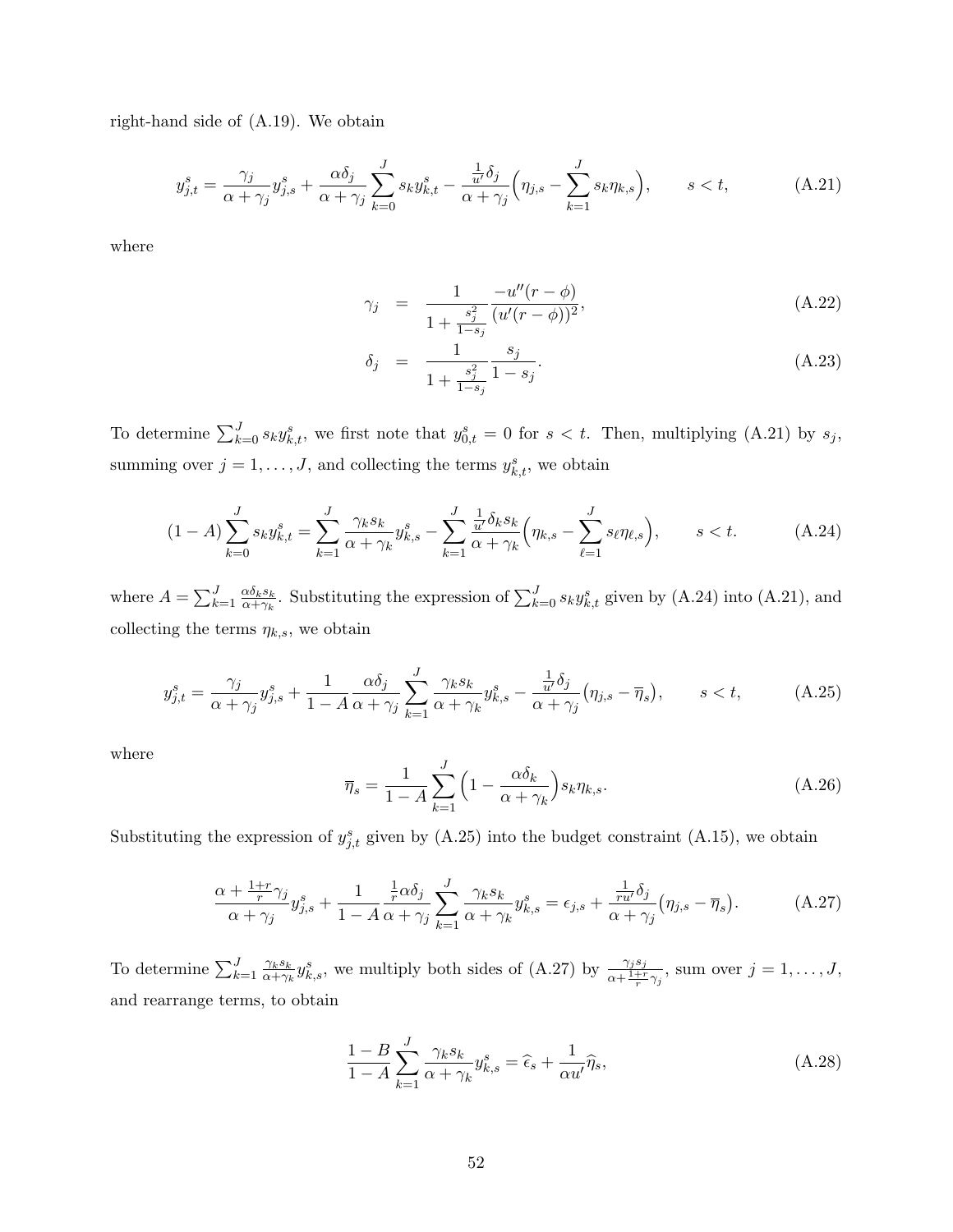right-hand side of (A.19). We obtain

$$y^s_{j,t} = \frac{\gamma_j}{\alpha+\gamma_j} y^s_{j,s} + \frac{\alpha\delta_j}{\alpha+\gamma_j}\sum_{k=0}^{J} s_k y^s_{k,t} - \frac{\frac{1}{u'}\delta_j}{\alpha+\gamma_j}\Big(\eta_{j,s} - \sum_{k=1}^{J} s_k \eta_{k,s}\Big), \qquad s<t, \tag{A.21}$$

where

$$\gamma_j = \frac{1}{1+\frac{s_j^2}{1-s_j}} \frac{-u''(r-\phi)}{(u'(r-\phi))^2}, \tag{A.22}$$

$$\delta_j = \frac{1}{1+\frac{s_j^2}{1-s_j}} \frac{s_j}{1-s_j}. \tag{A.23}$$

To determine $\sum_{k=0}^{J} s_k y^s_{k,t}$, we first note that $y^s_{0,t} = 0$ for $s<t$. Then, multiplying (A.21) by $s_j$, summing over $j = 1,\ldots,J$, and collecting the terms $y^s_{k,t}$, we obtain

$$(1-A)\sum_{k=0}^{J} s_k y^s_{k,t} = \sum_{k=1}^{J} \frac{\gamma_k s_k}{\alpha+\gamma_k} y^s_{k,s} - \sum_{k=1}^{J} \frac{\frac{1}{u'}\delta_k s_k}{\alpha+\gamma_k}\Big(\eta_{k,s} - \sum_{\ell=1}^{J} s_\ell \eta_{\ell,s}\Big), \qquad s<t. \tag{A.24}$$

where $A = \sum_{k=1}^{J} \frac{\alpha\delta_k s_k}{\alpha+\gamma_k}$. Substituting the expression of $\sum_{k=0}^{J} s_k y^s_{k,t}$ given by (A.24) into (A.21), and collecting the terms $\eta_{k,s}$, we obtain

$$y^s_{j,t} = \frac{\gamma_j}{\alpha+\gamma_j} y^s_{j,s} + \frac{1}{1-A}\frac{\alpha\delta_j}{\alpha+\gamma_j}\sum_{k=1}^{J} \frac{\gamma_k s_k}{\alpha+\gamma_k} y^s_{k,s} - \frac{\frac{1}{u'}\delta_j}{\alpha+\gamma_j}\big(\eta_{j,s} - \overline{\eta}_s\big), \qquad s<t, \tag{A.25}$$

where

$$\overline{\eta}_s = \frac{1}{1-A}\sum_{k=1}^{J}\Big(1 - \frac{\alpha\delta_k}{\alpha+\gamma_k}\Big) s_k \eta_{k,s}. \tag{A.26}$$

Substituting the expression of $y^s_{j,t}$ given by (A.25) into the budget constraint (A.15), we obtain

$$\frac{\alpha + \frac{1+r}{r}\gamma_j}{\alpha+\gamma_j} y^s_{j,s} + \frac{1}{1-A}\frac{\frac{1}{r}\alpha\delta_j}{\alpha+\gamma_j}\sum_{k=1}^{J} \frac{\gamma_k s_k}{\alpha+\gamma_k} y^s_{k,s} = \epsilon_{j,s} + \frac{\frac{1}{ru'}\delta_j}{\alpha+\gamma_j}\big(\eta_{j,s} - \overline{\eta}_s\big). \tag{A.27}$$

To determine $\sum_{k=1}^{J} \frac{\gamma_k s_k}{\alpha+\gamma_k} y^s_{k,s}$, we multiply both sides of (A.27) by $\frac{\gamma_j s_j}{\alpha+\frac{1+r}{r}\gamma_j}$, sum over $j = 1,\ldots,J$, and rearrange terms, to obtain

$$\frac{1-B}{1-A}\sum_{k=1}^{J} \frac{\gamma_k s_k}{\alpha+\gamma_k} y^s_{k,s} = \widehat{\epsilon}_s + \frac{1}{\alpha u'}\widehat{\eta}_s, \tag{A.28}$$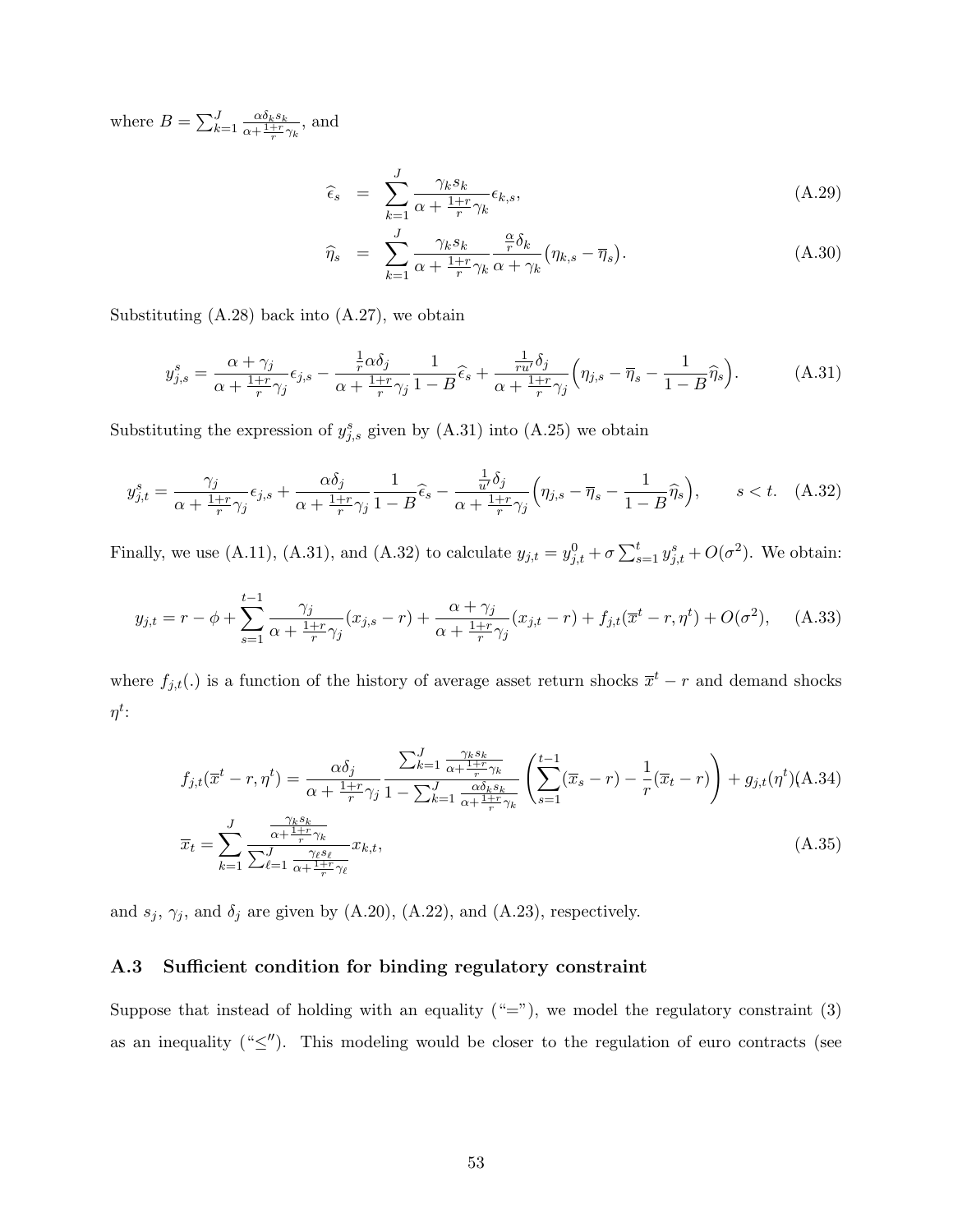where $B = \sum_{k=1}^{J} \frac{\alpha \delta_k s_k}{\alpha + \frac{1+r}{r}\gamma_k}$, and

$$\widehat{\epsilon}_s = \sum_{k=1}^{J} \frac{\gamma_k s_k}{\alpha + \frac{1+r}{r}\gamma_k} \epsilon_{k,s}, \tag{A.29}$$

$$\widehat{\eta}_s = \sum_{k=1}^{J} \frac{\gamma_k s_k}{\alpha + \frac{1+r}{r}\gamma_k} \frac{\frac{\alpha}{r}\delta_k}{\alpha + \gamma_k} \big(\eta_{k,s} - \overline{\eta}_s\big). \tag{A.30}$$

Substituting (A.28) back into (A.27), we obtain

$$y_{j,s}^s = \frac{\alpha + \gamma_j}{\alpha + \frac{1+r}{r}\gamma_j} \epsilon_{j,s} - \frac{\frac{1}{r}\alpha \delta_j}{\alpha + \frac{1+r}{r}\gamma_j} \frac{1}{1-B} \widehat{\epsilon}_s + \frac{\frac{1}{ru'}\delta_j}{\alpha + \frac{1+r}{r}\gamma_j} \Big(\eta_{j,s} - \overline{\eta}_s - \frac{1}{1-B}\widehat{\eta}_s\Big). \tag{A.31}$$

Substituting the expression of $y_{j,s}^s$ given by (A.31) into (A.25) we obtain

$$y_{j,t}^s = \frac{\gamma_j}{\alpha + \frac{1+r}{r}\gamma_j} \epsilon_{j,s} + \frac{\alpha \delta_j}{\alpha + \frac{1+r}{r}\gamma_j} \frac{1}{1-B} \widehat{\epsilon}_s - \frac{\frac{1}{u'}\delta_j}{\alpha + \frac{1+r}{r}\gamma_j} \Big(\eta_{j,s} - \overline{\eta}_s - \frac{1}{1-B}\widehat{\eta}_s\Big), \qquad s < t. \tag{A.32}$$

Finally, we use (A.11), (A.31), and (A.32) to calculate $y_{j,t} = y_{j,t}^0 + \sigma \sum_{s=1}^{t} y_{j,t}^s + O(\sigma^2)$. We obtain:

$$y_{j,t} = r - \phi + \sum_{s=1}^{t-1} \frac{\gamma_j}{\alpha + \frac{1+r}{r}\gamma_j}(x_{j,s} - r) + \frac{\alpha + \gamma_j}{\alpha + \frac{1+r}{r}\gamma_j}(x_{j,t} - r) + f_{j,t}(\overline{x}^t - r, \eta^t) + O(\sigma^2), \tag{A.33}$$

where $f_{j,t}(.)$ is a function of the history of average asset return shocks $\overline{x}^t - r$ and demand shocks $\eta^t$:

$$f_{j,t}(\overline{x}^t - r, \eta^t) = \frac{\alpha \delta_j}{\alpha + \frac{1+r}{r}\gamma_j} \frac{\sum_{k=1}^{J} \frac{\gamma_k s_k}{\alpha + \frac{1+r}{r}\gamma_k}}{1 - \sum_{k=1}^{J} \frac{\alpha \delta_k s_k}{\alpha + \frac{1+r}{r}\gamma_k}} \left(\sum_{s=1}^{t-1} (\overline{x}_s - r) - \frac{1}{r}(\overline{x}_t - r)\right) + g_{j,t}(\eta^t) \tag{A.34}$$

$$\overline{x}_t = \sum_{k=1}^{J} \frac{\frac{\gamma_k s_k}{\alpha + \frac{1+r}{r}\gamma_k}}{\sum_{\ell=1}^{J} \frac{\gamma_\ell s_\ell}{\alpha + \frac{1+r}{r}\gamma_\ell}} x_{k,t}, \tag{A.35}$$

and $s_j$, $\gamma_j$, and $\delta_j$ are given by (A.20), (A.22), and (A.23), respectively.

## A.3 Sufficient condition for binding regulatory constraint

Suppose that instead of holding with an equality ("="), we model the regulatory constraint (3) as an inequality ("≤"). This modeling would be closer to the regulation of euro contracts (see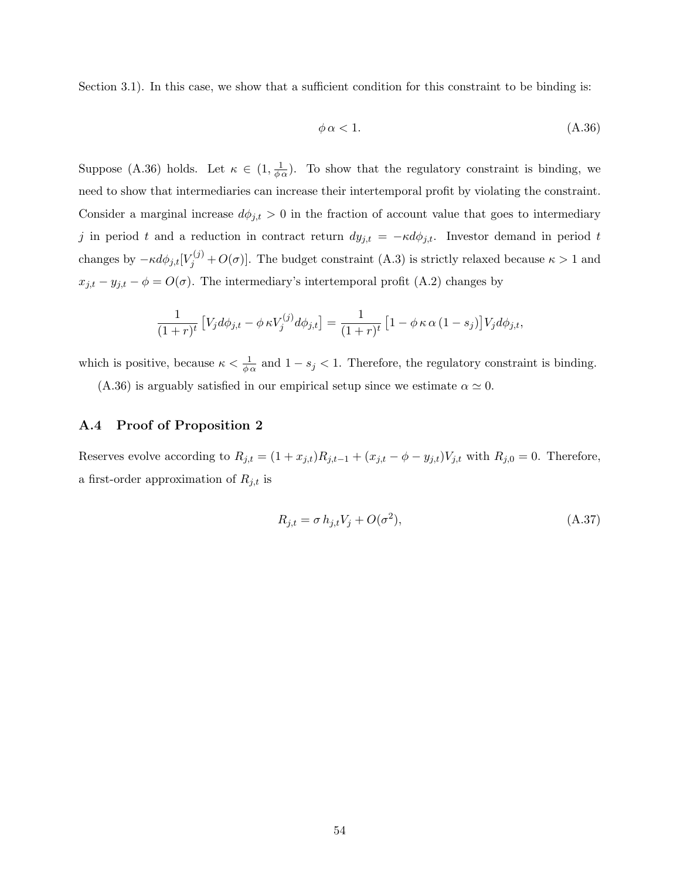Section 3.1). In this case, we show that a sufficient condition for this constraint to be binding is:

$$\phi\,\alpha < 1. \tag{A.36}$$

Suppose (A.36) holds. Let $\kappa \in (1, \frac{1}{\phi\,\alpha})$. To show that the regulatory constraint is binding, we need to show that intermediaries can increase their intertemporal profit by violating the constraint. Consider a marginal increase $d\phi_{j,t} > 0$ in the fraction of account value that goes to intermediary $j$ in period $t$ and a reduction in contract return $dy_{j,t} = -\kappa d\phi_{j,t}$. Investor demand in period $t$ changes by $-\kappa d\phi_{j,t}[V_j^{(j)} + O(\sigma)]$. The budget constraint (A.3) is strictly relaxed because $\kappa > 1$ and $x_{j,t} - y_{j,t} - \phi = O(\sigma)$. The intermediary's intertemporal profit (A.2) changes by

$$\frac{1}{(1+r)^t}\left[V_j d\phi_{j,t} - \phi\,\kappa V_j^{(j)} d\phi_{j,t}\right] = \frac{1}{(1+r)^t}\left[1 - \phi\,\kappa\,\alpha\,(1-s_j)\right] V_j d\phi_{j,t},$$

which is positive, because $\kappa < \frac{1}{\phi\,\alpha}$ and $1 - s_j < 1$. Therefore, the regulatory constraint is binding.

(A.36) is arguably satisfied in our empirical setup since we estimate $\alpha \simeq 0$.

### A.4 Proof of Proposition 2

Reserves evolve according to $R_{j,t} = (1 + x_{j,t})R_{j,t-1} + (x_{j,t} - \phi - y_{j,t})V_{j,t}$ with $R_{j,0} = 0$. Therefore, a first-order approximation of $R_{j,t}$ is

$$R_{j,t} = \sigma\, h_{j,t} V_j + O(\sigma^2), \tag{A.37}$$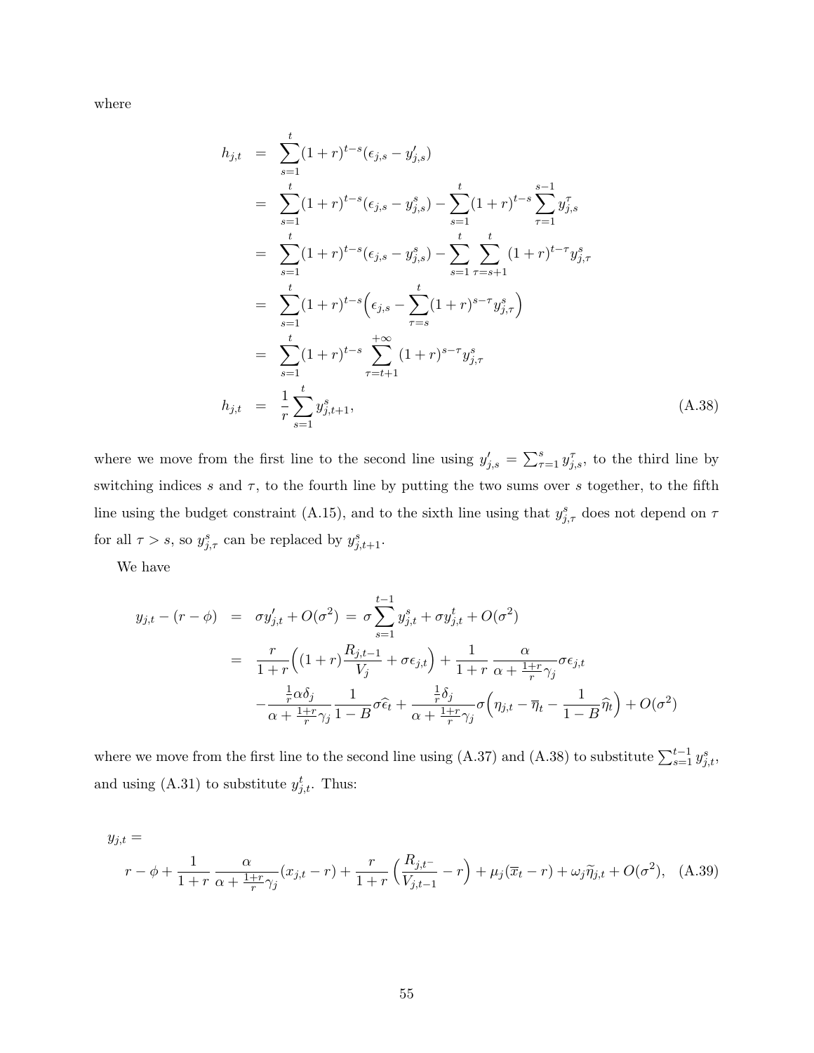where

$$
\begin{aligned}
h_{j,t} &= \sum_{s=1}^{t}(1+r)^{t-s}(\epsilon_{j,s} - y'_{j,s}) \\
&= \sum_{s=1}^{t}(1+r)^{t-s}(\epsilon_{j,s} - y^s_{j,s}) - \sum_{s=1}^{t}(1+r)^{t-s}\sum_{\tau=1}^{s-1} y^{\tau}_{j,s} \\
&= \sum_{s=1}^{t}(1+r)^{t-s}(\epsilon_{j,s} - y^s_{j,s}) - \sum_{s=1}^{t}\sum_{\tau=s+1}^{t}(1+r)^{t-\tau} y^{s}_{j,\tau} \\
&= \sum_{s=1}^{t}(1+r)^{t-s}\Big(\epsilon_{j,s} - \sum_{\tau=s}^{t}(1+r)^{s-\tau} y^s_{j,\tau}\Big) \\
&= \sum_{s=1}^{t}(1+r)^{t-s}\sum_{\tau=t+1}^{+\infty}(1+r)^{s-\tau} y^s_{j,\tau} \\
h_{j,t} &= \frac{1}{r}\sum_{s=1}^{t} y^s_{j,t+1},
\end{aligned}
\tag{A.38}
$$

where we move from the first line to the second line using $y'_{j,s} = \sum_{\tau=1}^{s} y^{\tau}_{j,s}$, to the third line by switching indices $s$ and $\tau$, to the fourth line by putting the two sums over $s$ together, to the fifth line using the budget constraint (A.15), and to the sixth line using that $y^s_{j,\tau}$ does not depend on $\tau$ for all $\tau > s$, so $y^s_{j,\tau}$ can be replaced by $y^s_{j,t+1}$.

We have

$$
\begin{aligned}
y_{j,t} - (r - \phi) &= \sigma y'_{j,t} + O(\sigma^2) = \sigma \sum_{s=1}^{t-1} y^s_{j,t} + \sigma y^t_{j,t} + O(\sigma^2) \\
&= \frac{r}{1+r}\Big((1+r)\frac{R_{j,t-1}}{V_j} + \sigma\epsilon_{j,t}\Big) + \frac{1}{1+r}\,\frac{\alpha}{\alpha + \frac{1+r}{r}\gamma_j}\sigma\epsilon_{j,t} \\
&\quad - \frac{\frac{1}{r}\alpha\delta_j}{\alpha + \frac{1+r}{r}\gamma_j}\frac{1}{1-B}\sigma\widehat{\epsilon}_t + \frac{\frac{1}{r}\delta_j}{\alpha + \frac{1+r}{r}\gamma_j}\sigma\Big(\eta_{j,t} - \overline{\eta}_t - \frac{1}{1-B}\widehat{\eta}_t\Big) + O(\sigma^2)
\end{aligned}
$$

where we move from the first line to the second line using (A.37) and (A.38) to substitute $\sum_{s=1}^{t-1} y^s_{j,t}$, and using (A.31) to substitute $y^t_{j,t}$. Thus:

$$
y_{j,t} = r - \phi + \frac{1}{1+r}\,\frac{\alpha}{\alpha + \frac{1+r}{r}\gamma_j}(x_{j,t} - r) + \frac{r}{1+r}\Big(\frac{R_{j,t^-}}{V_{j,t-1}} - r\Big) + \mu_j(\overline{x}_t - r) + \omega_j\widetilde{\eta}_{j,t} + O(\sigma^2), \tag{A.39}
$$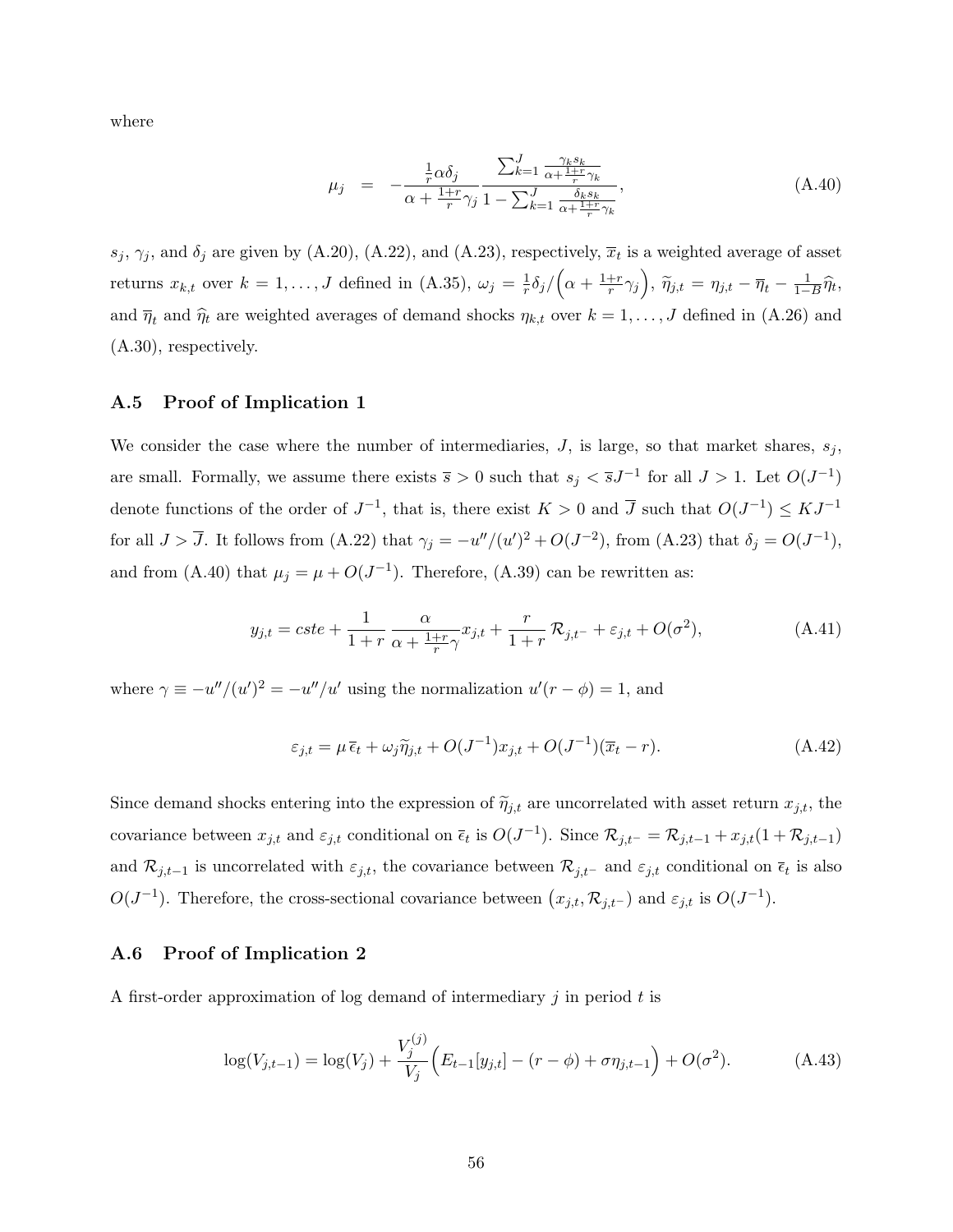where

$$\mu_j \quad = \quad -\frac{\frac{1}{r}\alpha\delta_j}{\alpha + \frac{1+r}{r}\gamma_j}\frac{\sum_{k=1}^{J}\frac{\gamma_k s_k}{\alpha+\frac{1+r}{r}\gamma_k}}{1-\sum_{k=1}^{J}\frac{\delta_k s_k}{\alpha+\frac{1+r}{r}\gamma_k}}, \tag{A.40}$$

$s_j$, $\gamma_j$, and $\delta_j$ are given by (A.20), (A.22), and (A.23), respectively, $\overline{x}_t$ is a weighted average of asset returns $x_{k,t}$ over $k = 1,\ldots,J$ defined in (A.35), $\omega_j = \frac{1}{r}\delta_j / \left(\alpha + \frac{1+r}{r}\gamma_j\right)$, $\widetilde{\eta}_{j,t} = \eta_{j,t} - \overline{\eta}_t - \frac{1}{1-B}\widehat{\eta}_t$, and $\overline{\eta}_t$ and $\widehat{\eta}_t$ are weighted averages of demand shocks $\eta_{k,t}$ over $k = 1,\ldots,J$ defined in (A.26) and (A.30), respectively.

### A.5 Proof of Implication 1

We consider the case where the number of intermediaries, $J$, is large, so that market shares, $s_j$, are small. Formally, we assume there exists $\overline{s} > 0$ such that $s_j < \overline{s}J^{-1}$ for all $J > 1$. Let $O(J^{-1})$ denote functions of the order of $J^{-1}$, that is, there exist $K > 0$ and $\overline{J}$ such that $O(J^{-1}) \leq KJ^{-1}$ for all $J > \overline{J}$. It follows from (A.22) that $\gamma_j = -u''/(u')^2 + O(J^{-2})$, from (A.23) that $\delta_j = O(J^{-1})$, and from (A.40) that $\mu_j = \mu + O(J^{-1})$. Therefore, (A.39) can be rewritten as:

$$y_{j,t} = cste + \frac{1}{1+r}\frac{\alpha}{\alpha + \frac{1+r}{r}\gamma}x_{j,t} + \frac{r}{1+r}\mathcal{R}_{j,t^-} + \varepsilon_{j,t} + O(\sigma^2), \tag{A.41}$$

where $\gamma \equiv -u''/(u')^2 = -u''/u'$ using the normalization $u'(r-\phi) = 1$, and

$$\varepsilon_{j,t} = \mu\,\overline{\epsilon}_t + \omega_j\widetilde{\eta}_{j,t} + O(J^{-1})x_{j,t} + O(J^{-1})(\overline{x}_t - r). \tag{A.42}$$

Since demand shocks entering into the expression of $\widetilde{\eta}_{j,t}$ are uncorrelated with asset return $x_{j,t}$, the covariance between $x_{j,t}$ and $\varepsilon_{j,t}$ conditional on $\overline{\epsilon}_t$ is $O(J^{-1})$. Since $\mathcal{R}_{j,t^-} = \mathcal{R}_{j,t-1} + x_{j,t}(1+\mathcal{R}_{j,t-1})$ and $\mathcal{R}_{j,t-1}$ is uncorrelated with $\varepsilon_{j,t}$, the covariance between $\mathcal{R}_{j,t^-}$ and $\varepsilon_{j,t}$ conditional on $\overline{\epsilon}_t$ is also $O(J^{-1})$. Therefore, the cross-sectional covariance between $\left(x_{j,t}, \mathcal{R}_{j,t^-}\right)$ and $\varepsilon_{j,t}$ is $O(J^{-1})$.

### A.6 Proof of Implication 2

A first-order approximation of log demand of intermediary $j$ in period $t$ is

$$\log(V_{j,t-1}) = \log(V_j) + \frac{V_j^{(j)}}{V_j}\Big(E_{t-1}[y_{j,t}] - (r-\phi) + \sigma\eta_{j,t-1}\Big) + O(\sigma^2). \tag{A.43}$$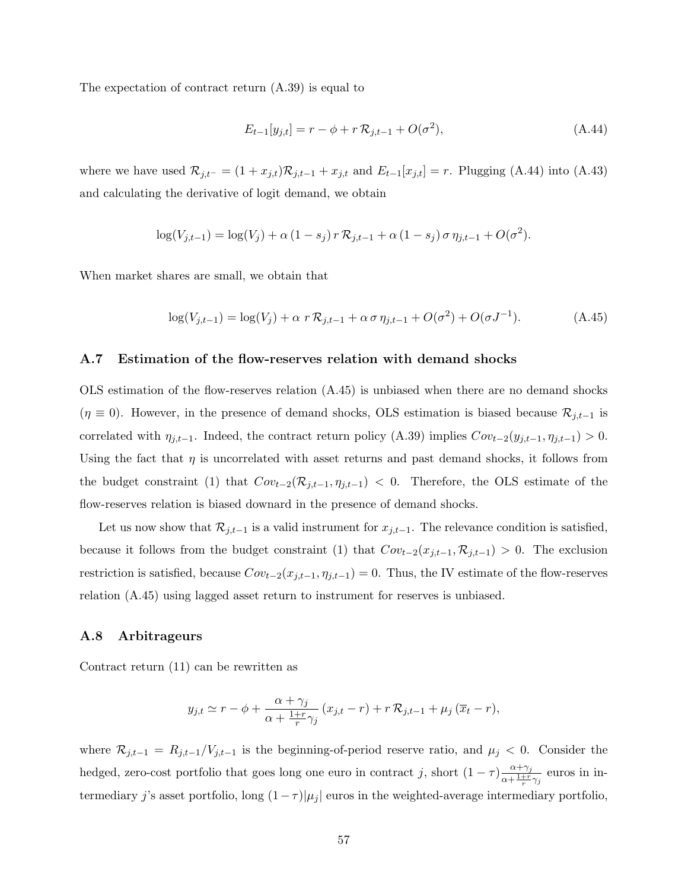The expectation of contract return (A.39) is equal to

$$E_{t-1}[y_{j,t}] = r - \phi + r\,\mathcal{R}_{j,t-1} + O(\sigma^2), \tag{A.44}$$

where we have used $\mathcal{R}_{j,t^-} = (1 + x_{j,t})\mathcal{R}_{j,t-1} + x_{j,t}$ and $E_{t-1}[x_{j,t}] = r$. Plugging (A.44) into (A.43) and calculating the derivative of logit demand, we obtain

$$\log(V_{j,t-1}) = \log(V_j) + \alpha\,(1 - s_j)\,r\,\mathcal{R}_{j,t-1} + \alpha\,(1 - s_j)\,\sigma\,\eta_{j,t-1} + O(\sigma^2).$$

When market shares are small, we obtain that

$$\log(V_{j,t-1}) = \log(V_j) + \alpha\;r\,\mathcal{R}_{j,t-1} + \alpha\,\sigma\,\eta_{j,t-1} + O(\sigma^2) + O(\sigma J^{-1}). \tag{A.45}$$

### A.7 Estimation of the flow-reserves relation with demand shocks

OLS estimation of the flow-reserves relation (A.45) is unbiased when there are no demand shocks ($\eta \equiv 0$). However, in the presence of demand shocks, OLS estimation is biased because $\mathcal{R}_{j,t-1}$ is correlated with $\eta_{j,t-1}$. Indeed, the contract return policy (A.39) implies $Cov_{t-2}(y_{j,t-1}, \eta_{j,t-1}) > 0$. Using the fact that $\eta$ is uncorrelated with asset returns and past demand shocks, it follows from the budget constraint (1) that $Cov_{t-2}(\mathcal{R}_{j,t-1}, \eta_{j,t-1}) < 0$. Therefore, the OLS estimate of the flow-reserves relation is biased downard in the presence of demand shocks.

Let us now show that $\mathcal{R}_{j,t-1}$ is a valid instrument for $x_{j,t-1}$. The relevance condition is satisfied, because it follows from the budget constraint (1) that $Cov_{t-2}(x_{j,t-1}, \mathcal{R}_{j,t-1}) > 0$. The exclusion restriction is satisfied, because $Cov_{t-2}(x_{j,t-1}, \eta_{j,t-1}) = 0$. Thus, the IV estimate of the flow-reserves relation (A.45) using lagged asset return to instrument for reserves is unbiased.

### A.8 Arbitrageurs

Contract return (11) can be rewritten as

$$y_{j,t} \simeq r - \phi + \frac{\alpha + \gamma_j}{\alpha + \frac{1+r}{r}\gamma_j}\,(x_{j,t} - r) + r\,\mathcal{R}_{j,t-1} + \mu_j\,(\overline{x}_t - r),$$

where $\mathcal{R}_{j,t-1} = R_{j,t-1}/V_{j,t-1}$ is the beginning-of-period reserve ratio, and $\mu_j < 0$. Consider the hedged, zero-cost portfolio that goes long one euro in contract $j$, short $(1-\tau)\frac{\alpha+\gamma_j}{\alpha+\frac{1+r}{r}\gamma_j}$ euros in intermediary $j$'s asset portfolio, long $(1-\tau)|\mu_j|$ euros in the weighted-average intermediary portfolio,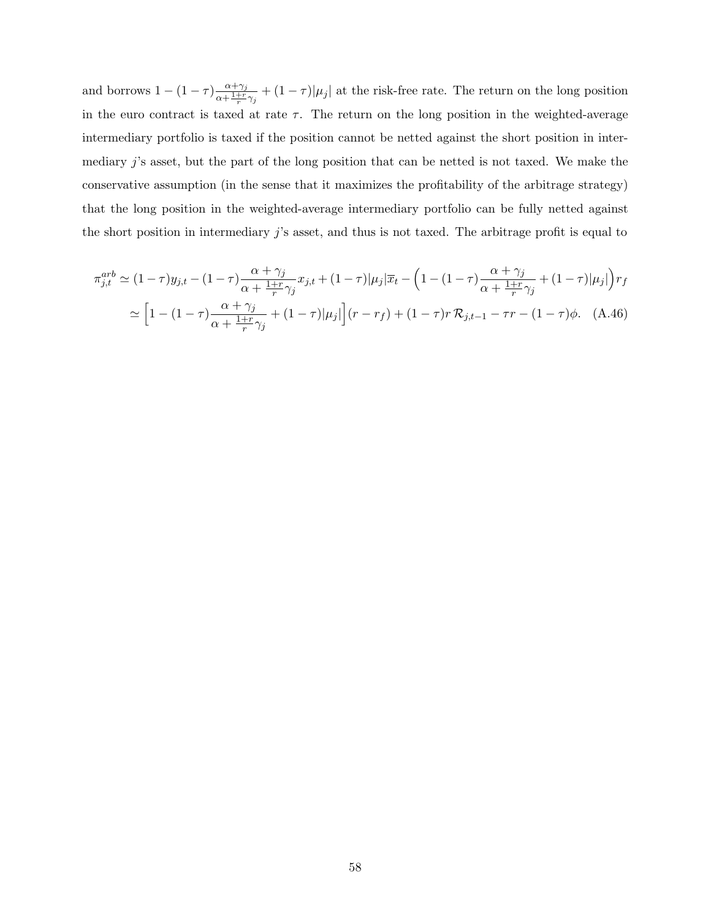and borrows $1-(1-\tau)\frac{\alpha+\gamma_j}{\alpha+\frac{1+r}{r}\gamma_j}+(1-\tau)|\mu_j|$ at the risk-free rate. The return on the long position in the euro contract is taxed at rate $\tau$. The return on the long position in the weighted-average intermediary portfolio is taxed if the position cannot be netted against the short position in intermediary $j$'s asset, but the part of the long position that can be netted is not taxed. We make the conservative assumption (in the sense that it maximizes the profitability of the arbitrage strategy) that the long position in the weighted-average intermediary portfolio can be fully netted against the short position in intermediary $j$'s asset, and thus is not taxed. The arbitrage profit is equal to

$$
\begin{aligned}
\pi_{j,t}^{arb} &\simeq (1-\tau)y_{j,t} - (1-\tau)\frac{\alpha+\gamma_j}{\alpha+\frac{1+r}{r}\gamma_j}x_{j,t} + (1-\tau)|\mu_j|\overline{x}_t - \Big(1-(1-\tau)\frac{\alpha+\gamma_j}{\alpha+\frac{1+r}{r}\gamma_j}+(1-\tau)|\mu_j|\Big)r_f \\
&\simeq \Big[1-(1-\tau)\frac{\alpha+\gamma_j}{\alpha+\frac{1+r}{r}\gamma_j}+(1-\tau)|\mu_j|\Big](r-r_f) + (1-\tau)r\,\mathcal{R}_{j,t-1} - \tau r - (1-\tau)\phi. \quad \text{(A.46)}
\end{aligned}
$$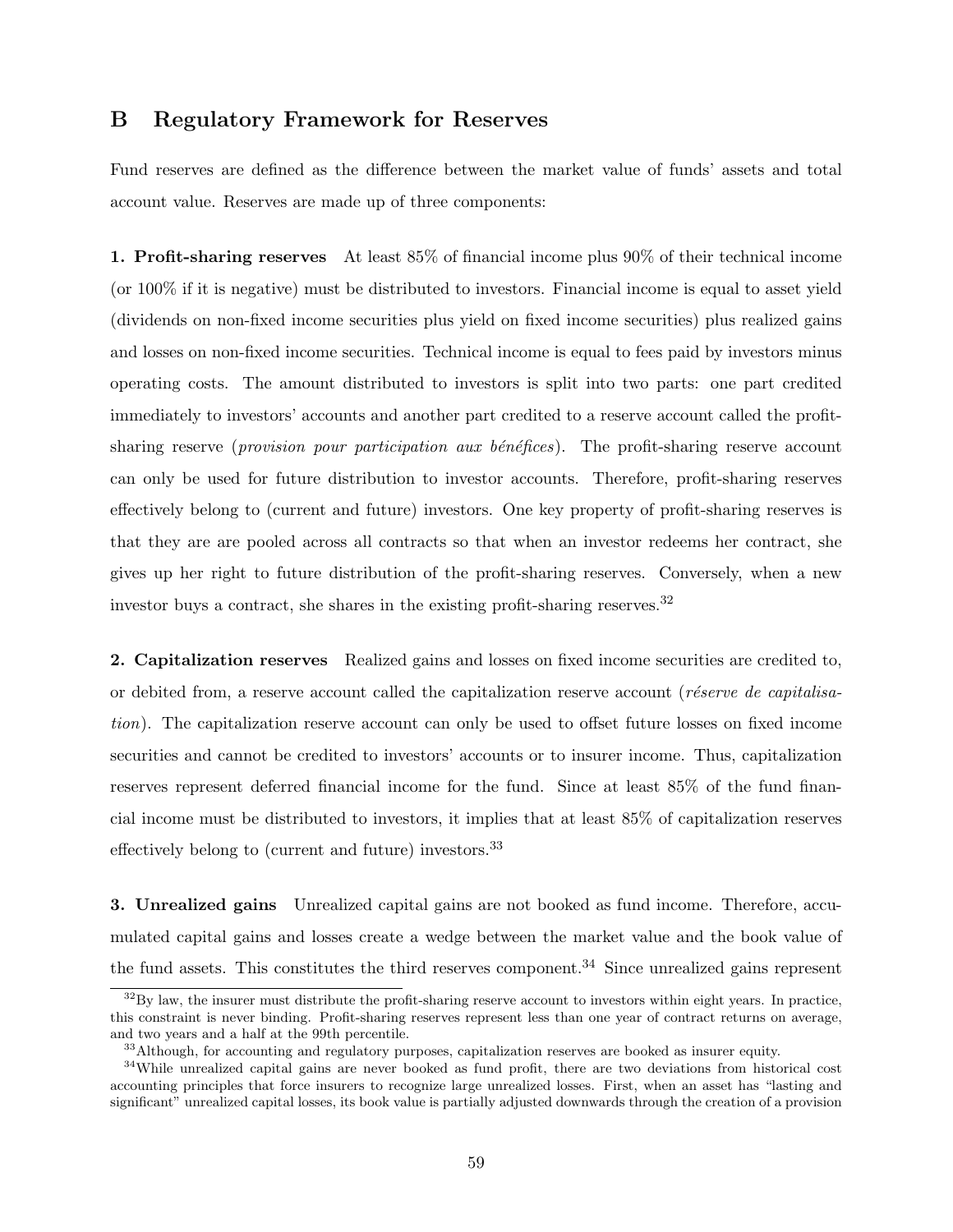## B Regulatory Framework for Reserves

Fund reserves are defined as the difference between the market value of funds' assets and total account value. Reserves are made up of three components:

**1. Profit-sharing reserves** At least 85% of financial income plus 90% of their technical income (or 100% if it is negative) must be distributed to investors. Financial income is equal to asset yield (dividends on non-fixed income securities plus yield on fixed income securities) plus realized gains and losses on non-fixed income securities. Technical income is equal to fees paid by investors minus operating costs. The amount distributed to investors is split into two parts: one part credited immediately to investors' accounts and another part credited to a reserve account called the profit-sharing reserve (*provision pour participation aux bénéfices*). The profit-sharing reserve account can only be used for future distribution to investor accounts. Therefore, profit-sharing reserves effectively belong to (current and future) investors. One key property of profit-sharing reserves is that they are are pooled across all contracts so that when an investor redeems her contract, she gives up her right to future distribution of the profit-sharing reserves. Conversely, when a new investor buys a contract, she shares in the existing profit-sharing reserves.[32]

**2. Capitalization reserves** Realized gains and losses on fixed income securities are credited to, or debited from, a reserve account called the capitalization reserve account (*réserve de capitalisation*). The capitalization reserve account can only be used to offset future losses on fixed income securities and cannot be credited to investors' accounts or to insurer income. Thus, capitalization reserves represent deferred financial income for the fund. Since at least 85% of the fund financial income must be distributed to investors, it implies that at least 85% of capitalization reserves effectively belong to (current and future) investors.[33]

**3. Unrealized gains** Unrealized capital gains are not booked as fund income. Therefore, accumulated capital gains and losses create a wedge between the market value and the book value of the fund assets. This constitutes the third reserves component.[34] Since unrealized gains represent

[32] By law, the insurer must distribute the profit-sharing reserve account to investors within eight years. In practice, this constraint is never binding. Profit-sharing reserves represent less than one year of contract returns on average, and two years and a half at the 99th percentile.

[33] Although, for accounting and regulatory purposes, capitalization reserves are booked as insurer equity.

[34] While unrealized capital gains are never booked as fund profit, there are two deviations from historical cost accounting principles that force insurers to recognize large unrealized losses. First, when an asset has "lasting and significant" unrealized capital losses, its book value is partially adjusted downwards through the creation of a provision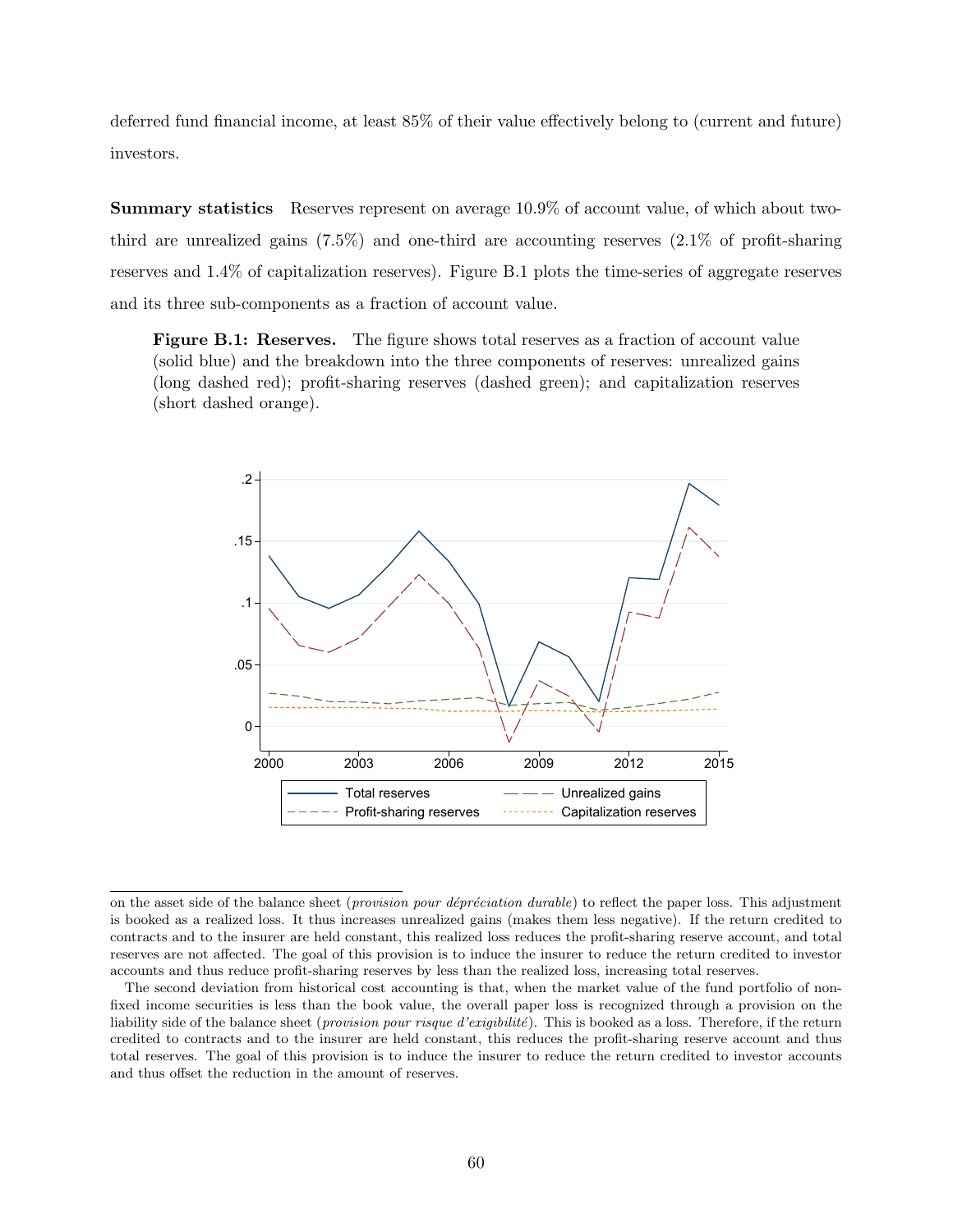deferred fund financial income, at least 85% of their value effectively belong to (current and future) investors.

**Summary statistics** Reserves represent on average 10.9% of account value, of which about two-third are unrealized gains (7.5%) and one-third are accounting reserves (2.1% of profit-sharing reserves and 1.4% of capitalization reserves). Figure B.1 plots the time-series of aggregate reserves and its three sub-components as a fraction of account value.

**Figure B.1: Reserves.** The figure shows total reserves as a fraction of account value (solid blue) and the breakdown into the three components of reserves: unrealized gains (long dashed red); profit-sharing reserves (dashed green); and capitalization reserves (short dashed orange).

on the asset side of the balance sheet (*provision pour dépréciation durable*) to reflect the paper loss. This adjustment is booked as a realized loss. It thus increases unrealized gains (makes them less negative). If the return credited to contracts and to the insurer are held constant, this realized loss reduces the profit-sharing reserve account, and total reserves are not affected. The goal of this provision is to induce the insurer to reduce the return credited to investor accounts and thus reduce profit-sharing reserves by less than the realized loss, increasing total reserves.

The second deviation from historical cost accounting is that, when the market value of the fund portfolio of non-fixed income securities is less than the book value, the overall paper loss is recognized through a provision on the liability side of the balance sheet (*provision pour risque d'exigibilité*). This is booked as a loss. Therefore, if the return credited to contracts and to the insurer are held constant, this reduces the profit-sharing reserve account and thus total reserves. The goal of this provision is to induce the insurer to reduce the return credited to investor accounts and thus offset the reduction in the amount of reserves.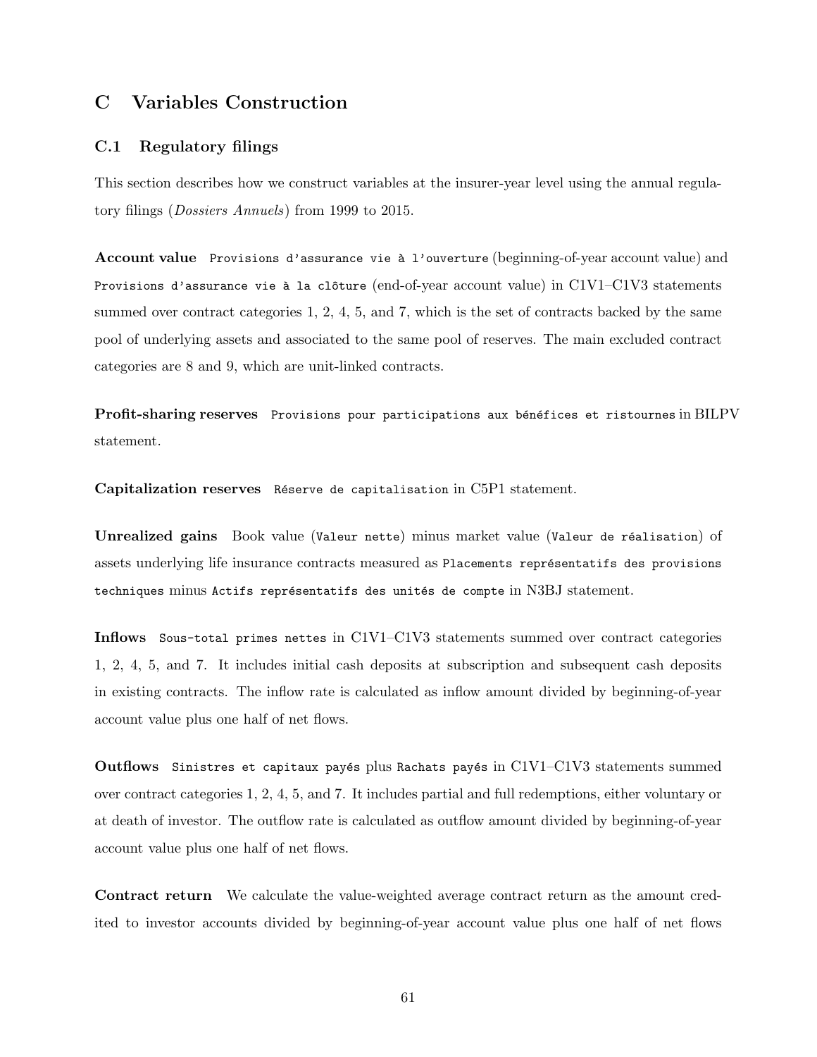# C Variables Construction

## C.1 Regulatory filings

This section describes how we construct variables at the insurer-year level using the annual regulatory filings (*Dossiers Annuels*) from 1999 to 2015.

**Account value** `Provisions d'assurance vie à l'ouverture` (beginning-of-year account value) and `Provisions d'assurance vie à la clôture` (end-of-year account value) in C1V1–C1V3 statements summed over contract categories 1, 2, 4, 5, and 7, which is the set of contracts backed by the same pool of underlying assets and associated to the same pool of reserves. The main excluded contract categories are 8 and 9, which are unit-linked contracts.

**Profit-sharing reserves** `Provisions pour participations aux bénéfices et ristournes` in BILPV statement.

**Capitalization reserves** `Réserve de capitalisation` in C5P1 statement.

**Unrealized gains** Book value (`Valeur nette`) minus market value (`Valeur de réalisation`) of assets underlying life insurance contracts measured as `Placements représentatifs des provisions techniques` minus `Actifs représentatifs des unités de compte` in N3BJ statement.

**Inflows** `Sous-total primes nettes` in C1V1–C1V3 statements summed over contract categories 1, 2, 4, 5, and 7. It includes initial cash deposits at subscription and subsequent cash deposits in existing contracts. The inflow rate is calculated as inflow amount divided by beginning-of-year account value plus one half of net flows.

**Outflows** `Sinistres et capitaux payés` plus `Rachats payés` in C1V1–C1V3 statements summed over contract categories 1, 2, 4, 5, and 7. It includes partial and full redemptions, either voluntary or at death of investor. The outflow rate is calculated as outflow amount divided by beginning-of-year account value plus one half of net flows.

**Contract return** We calculate the value-weighted average contract return as the amount credited to investor accounts divided by beginning-of-year account value plus one half of net flows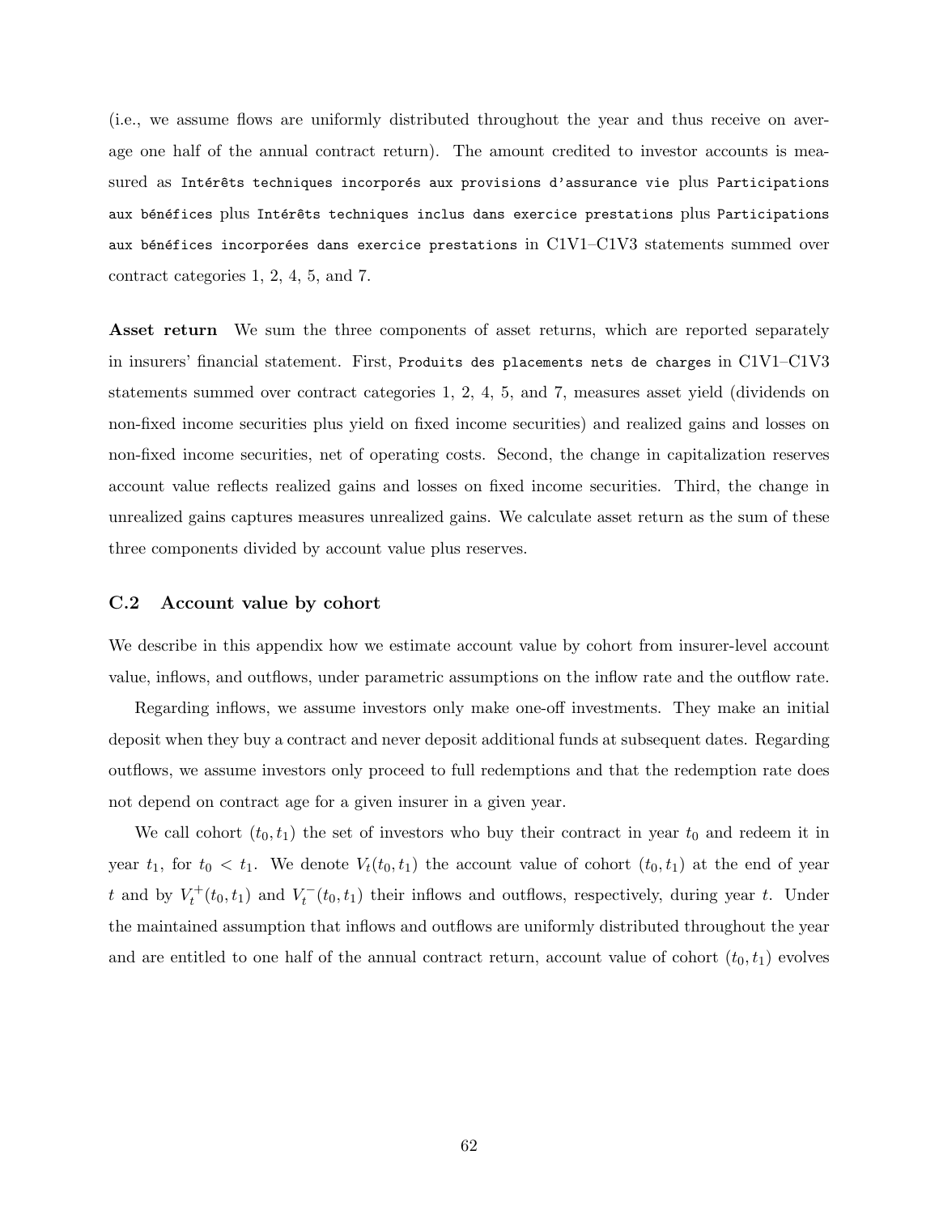(i.e., we assume flows are uniformly distributed throughout the year and thus receive on average one half of the annual contract return). The amount credited to investor accounts is measured as `Intérêts techniques incorporés aux provisions d'assurance vie` plus `Participations aux bénéfices` plus `Intérêts techniques inclus dans exercice prestations` plus `Participations aux bénéfices incorporées dans exercice prestations` in C1V1–C1V3 statements summed over contract categories 1, 2, 4, 5, and 7.

**Asset return** We sum the three components of asset returns, which are reported separately in insurers' financial statement. First, `Produits des placements nets de charges` in C1V1–C1V3 statements summed over contract categories 1, 2, 4, 5, and 7, measures asset yield (dividends on non-fixed income securities plus yield on fixed income securities) and realized gains and losses on non-fixed income securities, net of operating costs. Second, the change in capitalization reserves account value reflects realized gains and losses on fixed income securities. Third, the change in unrealized gains captures measures unrealized gains. We calculate asset return as the sum of these three components divided by account value plus reserves.

### C.2 Account value by cohort

We describe in this appendix how we estimate account value by cohort from insurer-level account value, inflows, and outflows, under parametric assumptions on the inflow rate and the outflow rate.

Regarding inflows, we assume investors only make one-off investments. They make an initial deposit when they buy a contract and never deposit additional funds at subsequent dates. Regarding outflows, we assume investors only proceed to full redemptions and that the redemption rate does not depend on contract age for a given insurer in a given year.

We call cohort $(t_0, t_1)$ the set of investors who buy their contract in year $t_0$ and redeem it in year $t_1$, for $t_0 < t_1$. We denote $V_t(t_0, t_1)$ the account value of cohort $(t_0, t_1)$ at the end of year $t$ and by $V_t^+(t_0, t_1)$ and $V_t^-(t_0, t_1)$ their inflows and outflows, respectively, during year $t$. Under the maintained assumption that inflows and outflows are uniformly distributed throughout the year and are entitled to one half of the annual contract return, account value of cohort $(t_0, t_1)$ evolves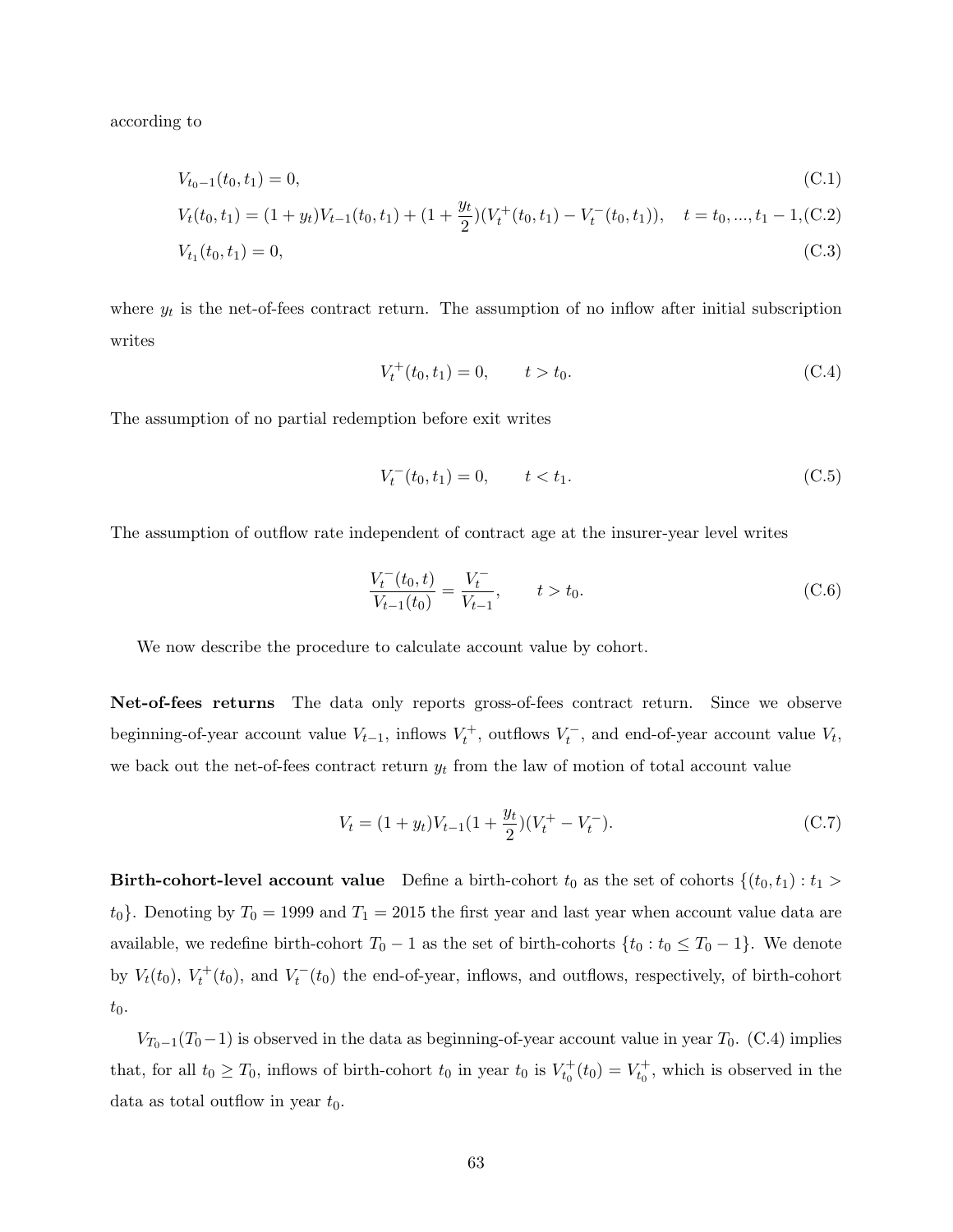according to

$$V_{t_0-1}(t_0, t_1) = 0, \tag{C.1}$$

$$V_t(t_0, t_1) = (1 + y_t)V_{t-1}(t_0, t_1) + (1 + \frac{y_t}{2})(V_t^+(t_0, t_1) - V_t^-(t_0, t_1)), \quad t = t_0, ..., t_1 - 1, \tag{C.2}$$

$$V_{t_1}(t_0, t_1) = 0, \tag{C.3}$$

where $y_t$ is the net-of-fees contract return. The assumption of no inflow after initial subscription writes

$$V_t^+(t_0, t_1) = 0, \qquad t > t_0. \tag{C.4}$$

The assumption of no partial redemption before exit writes

$$V_t^-(t_0, t_1) = 0, \qquad t < t_1. \tag{C.5}$$

The assumption of outflow rate independent of contract age at the insurer-year level writes

$$\frac{V_t^-(t_0, t)}{V_{t-1}(t_0)} = \frac{V_t^-}{V_{t-1}}, \qquad t > t_0. \tag{C.6}$$

We now describe the procedure to calculate account value by cohort.

**Net-of-fees returns** The data only reports gross-of-fees contract return. Since we observe beginning-of-year account value $V_{t-1}$, inflows $V_t^+$, outflows $V_t^-$, and end-of-year account value $V_t$, we back out the net-of-fees contract return $y_t$ from the law of motion of total account value

$$V_t = (1 + y_t)V_{t-1}(1 + \frac{y_t}{2})(V_t^+ - V_t^-). \tag{C.7}$$

**Birth-cohort-level account value** Define a birth-cohort $t_0$ as the set of cohorts $\{(t_0, t_1) : t_1 > t_0\}$. Denoting by $T_0 = 1999$ and $T_1 = 2015$ the first year and last year when account value data are available, we redefine birth-cohort $T_0 - 1$ as the set of birth-cohorts $\{t_0 : t_0 \leq T_0 - 1\}$. We denote by $V_t(t_0)$, $V_t^+(t_0)$, and $V_t^-(t_0)$ the end-of-year, inflows, and outflows, respectively, of birth-cohort $t_0$.

$V_{T_0-1}(T_0-1)$ is observed in the data as beginning-of-year account value in year $T_0$. (C.4) implies that, for all $t_0 \geq T_0$, inflows of birth-cohort $t_0$ in year $t_0$ is $V_{t_0}^+(t_0) = V_{t_0}^+$, which is observed in the data as total outflow in year $t_0$.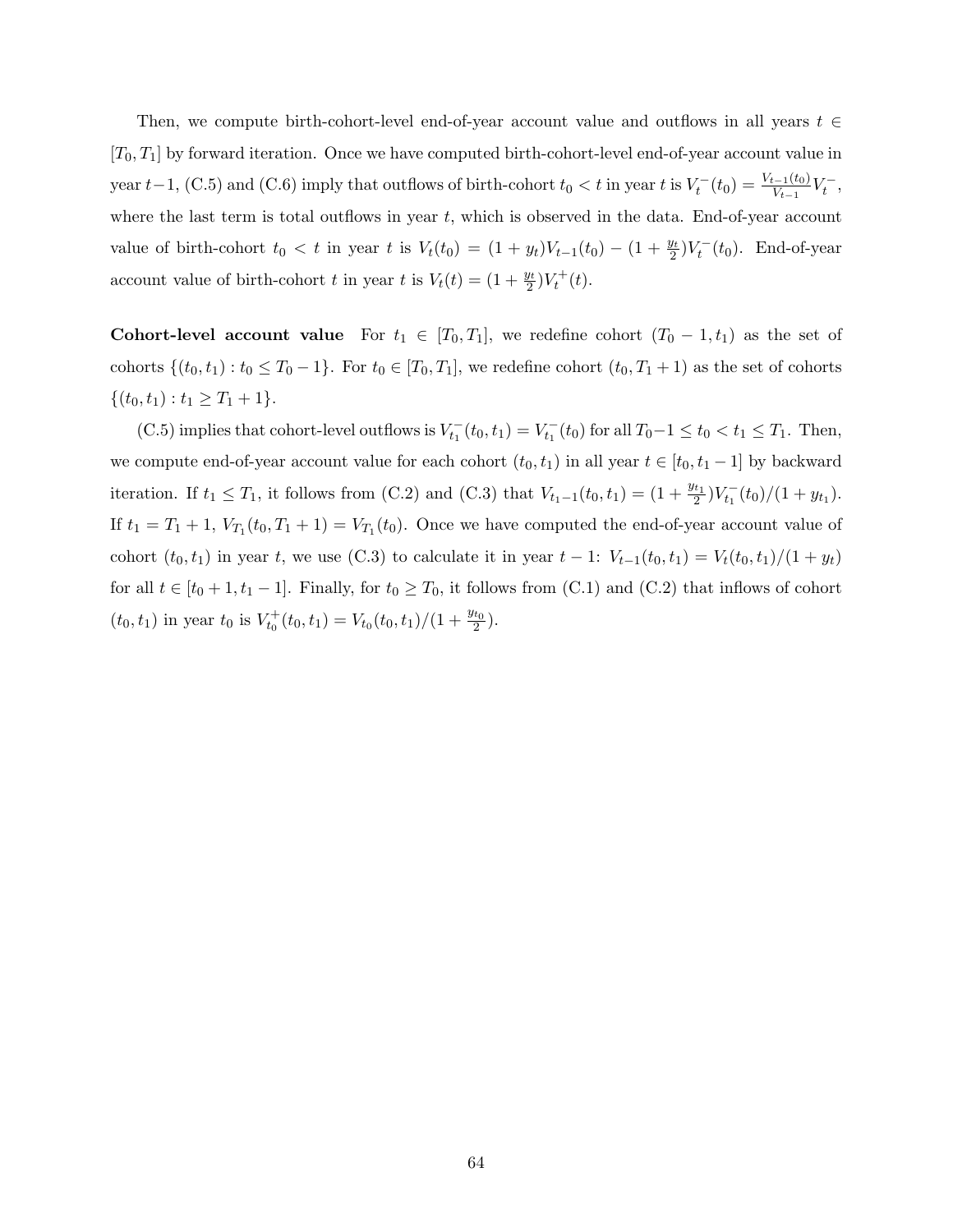Then, we compute birth-cohort-level end-of-year account value and outflows in all years $t \in [T_0, T_1]$ by forward iteration. Once we have computed birth-cohort-level end-of-year account value in year $t-1$, (C.5) and (C.6) imply that outflows of birth-cohort $t_0 < t$ in year $t$ is $V_t^-(t_0) = \frac{V_{t-1}(t_0)}{V_{t-1}} V_t^-$, where the last term is total outflows in year $t$, which is observed in the data. End-of-year account value of birth-cohort $t_0 < t$ in year $t$ is $V_t(t_0) = (1 + y_t)V_{t-1}(t_0) - (1 + \frac{y_t}{2})V_t^-(t_0)$. End-of-year account value of birth-cohort $t$ in year $t$ is $V_t(t) = (1 + \frac{y_t}{2})V_t^+(t)$.

**Cohort-level account value** For $t_1 \in [T_0, T_1]$, we redefine cohort $(T_0 - 1, t_1)$ as the set of cohorts $\{(t_0, t_1) : t_0 \leq T_0 - 1\}$. For $t_0 \in [T_0, T_1]$, we redefine cohort $(t_0, T_1 + 1)$ as the set of cohorts $\{(t_0, t_1) : t_1 \geq T_1 + 1\}$.

(C.5) implies that cohort-level outflows is $V_{t_1}^-(t_0, t_1) = V_{t_1}^-(t_0)$ for all $T_0 - 1 \leq t_0 < t_1 \leq T_1$. Then, we compute end-of-year account value for each cohort $(t_0, t_1)$ in all year $t \in [t_0, t_1 - 1]$ by backward iteration. If $t_1 \leq T_1$, it follows from (C.2) and (C.3) that $V_{t_1-1}(t_0, t_1) = (1 + \frac{y_{t_1}}{2})V_{t_1}^-(t_0)/(1 + y_{t_1})$. If $t_1 = T_1 + 1$, $V_{T_1}(t_0, T_1 + 1) = V_{T_1}(t_0)$. Once we have computed the end-of-year account value of cohort $(t_0, t_1)$ in year $t$, we use (C.3) to calculate it in year $t - 1$: $V_{t-1}(t_0, t_1) = V_t(t_0, t_1)/(1 + y_t)$ for all $t \in [t_0 + 1, t_1 - 1]$. Finally, for $t_0 \geq T_0$, it follows from (C.1) and (C.2) that inflows of cohort $(t_0, t_1)$ in year $t_0$ is $V_{t_0}^+(t_0, t_1) = V_{t_0}(t_0, t_1)/(1 + \frac{y_{t_0}}{2})$.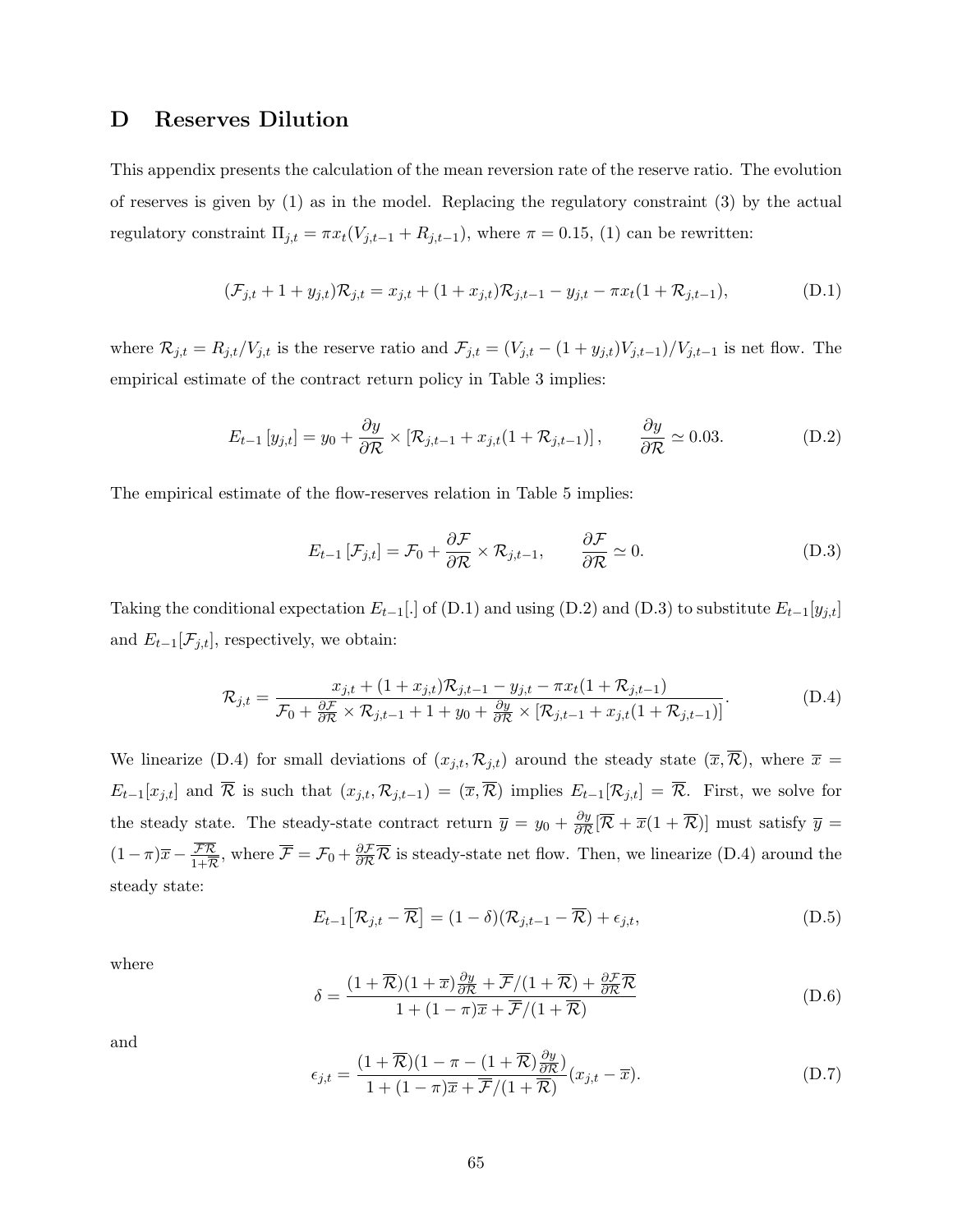# D Reserves Dilution

This appendix presents the calculation of the mean reversion rate of the reserve ratio. The evolution of reserves is given by (1) as in the model. Replacing the regulatory constraint (3) by the actual regulatory constraint $\Pi_{j,t} = \pi x_t(V_{j,t-1} + R_{j,t-1})$, where $\pi = 0.15$, (1) can be rewritten:

$$(\mathcal{F}_{j,t} + 1 + y_{j,t})\mathcal{R}_{j,t} = x_{j,t} + (1 + x_{j,t})\mathcal{R}_{j,t-1} - y_{j,t} - \pi x_t(1 + \mathcal{R}_{j,t-1}), \tag{D.1}$$

where $\mathcal{R}_{j,t} = R_{j,t}/V_{j,t}$ is the reserve ratio and $\mathcal{F}_{j,t} = (V_{j,t} - (1 + y_{j,t})V_{j,t-1})/V_{j,t-1}$ is net flow. The empirical estimate of the contract return policy in Table 3 implies:

$$E_{t-1}[y_{j,t}] = y_0 + \frac{\partial y}{\partial \mathcal{R}} \times [\mathcal{R}_{j,t-1} + x_{j,t}(1 + \mathcal{R}_{j,t-1})], \qquad \frac{\partial y}{\partial \mathcal{R}} \simeq 0.03. \tag{D.2}$$

The empirical estimate of the flow-reserves relation in Table 5 implies:

$$E_{t-1}[\mathcal{F}_{j,t}] = \mathcal{F}_0 + \frac{\partial \mathcal{F}}{\partial \mathcal{R}} \times \mathcal{R}_{j,t-1}, \qquad \frac{\partial \mathcal{F}}{\partial \mathcal{R}} \simeq 0. \tag{D.3}$$

Taking the conditional expectation $E_{t-1}[.]$ of (D.1) and using (D.2) and (D.3) to substitute $E_{t-1}[y_{j,t}]$ and $E_{t-1}[\mathcal{F}_{j,t}]$, respectively, we obtain:

$$\mathcal{R}_{j,t} = \frac{x_{j,t} + (1 + x_{j,t})\mathcal{R}_{j,t-1} - y_{j,t} - \pi x_t(1 + \mathcal{R}_{j,t-1})}{\mathcal{F}_0 + \frac{\partial \mathcal{F}}{\partial \mathcal{R}} \times \mathcal{R}_{j,t-1} + 1 + y_0 + \frac{\partial y}{\partial \mathcal{R}} \times [\mathcal{R}_{j,t-1} + x_{j,t}(1 + \mathcal{R}_{j,t-1})]}. \tag{D.4}$$

We linearize (D.4) for small deviations of $(x_{j,t}, \mathcal{R}_{j,t})$ around the steady state $(\overline{x}, \overline{\mathcal{R}})$, where $\overline{x} = E_{t-1}[x_{j,t}]$ and $\overline{\mathcal{R}}$ is such that $(x_{j,t}, \mathcal{R}_{j,t-1}) = (\overline{x}, \overline{\mathcal{R}})$ implies $E_{t-1}[\mathcal{R}_{j,t}] = \overline{\mathcal{R}}$. First, we solve for the steady state. The steady-state contract return $\overline{y} = y_0 + \frac{\partial y}{\partial \mathcal{R}}[\overline{\mathcal{R}} + \overline{x}(1 + \overline{\mathcal{R}})]$ must satisfy $\overline{y} = (1 - \pi)\overline{x} - \frac{\overline{\mathcal{F}}\overline{\mathcal{R}}}{1 + \overline{\mathcal{R}}}$, where $\overline{\mathcal{F}} = \mathcal{F}_0 + \frac{\partial \mathcal{F}}{\partial \mathcal{R}}\overline{\mathcal{R}}$ is steady-state net flow. Then, we linearize (D.4) around the steady state:

$$E_{t-1}\big[\mathcal{R}_{j,t} - \overline{\mathcal{R}}\big] = (1 - \delta)(\mathcal{R}_{j,t-1} - \overline{\mathcal{R}}) + \epsilon_{j,t}, \tag{D.5}$$

where

$$\delta = \frac{(1 + \overline{\mathcal{R}})(1 + \overline{x})\frac{\partial y}{\partial \mathcal{R}} + \overline{\mathcal{F}}/(1 + \overline{\mathcal{R}}) + \frac{\partial \mathcal{F}}{\partial \mathcal{R}}\overline{\mathcal{R}}}{1 + (1 - \pi)\overline{x} + \overline{\mathcal{F}}/(1 + \overline{\mathcal{R}})} \tag{D.6}$$

and

$$\epsilon_{j,t} = \frac{(1 + \overline{\mathcal{R}})(1 - \pi - (1 + \overline{\mathcal{R}})\frac{\partial y}{\partial \mathcal{R}})}{1 + (1 - \pi)\overline{x} + \overline{\mathcal{F}}/(1 + \overline{\mathcal{R}})}(x_{j,t} - \overline{x}). \tag{D.7}$$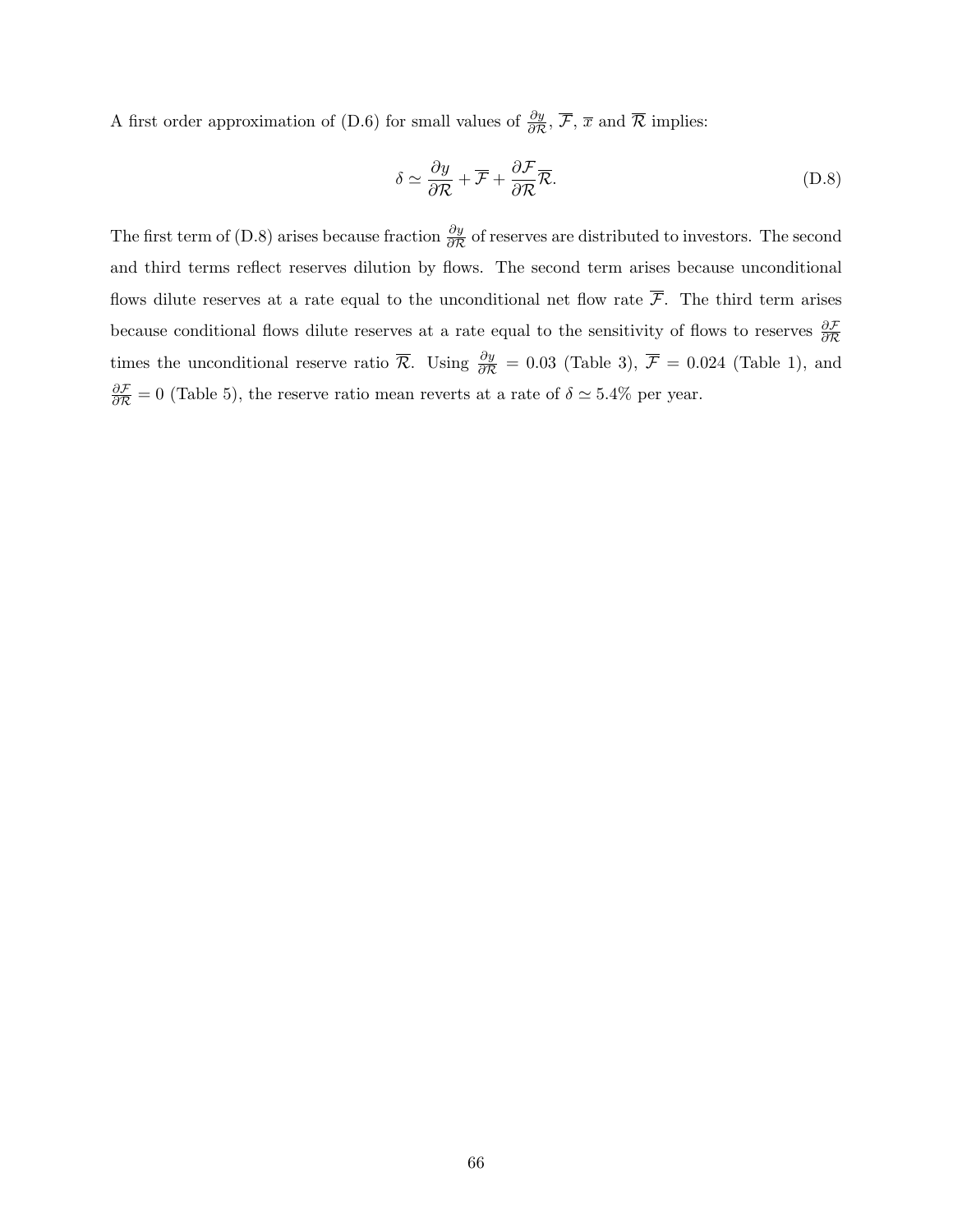A first order approximation of (D.6) for small values of $\frac{\partial y}{\partial \mathcal{R}}$, $\overline{\mathcal{F}}$, $\overline{x}$ and $\overline{\mathcal{R}}$ implies:

$$\delta \simeq \frac{\partial y}{\partial \mathcal{R}} + \overline{\mathcal{F}} + \frac{\partial \mathcal{F}}{\partial \mathcal{R}} \overline{\mathcal{R}}. \tag{D.8}$$

The first term of (D.8) arises because fraction $\frac{\partial y}{\partial \mathcal{R}}$ of reserves are distributed to investors. The second and third terms reflect reserves dilution by flows. The second term arises because unconditional flows dilute reserves at a rate equal to the unconditional net flow rate $\overline{\mathcal{F}}$. The third term arises because conditional flows dilute reserves at a rate equal to the sensitivity of flows to reserves $\frac{\partial \mathcal{F}}{\partial \mathcal{R}}$ times the unconditional reserve ratio $\overline{\mathcal{R}}$. Using $\frac{\partial y}{\partial \mathcal{R}} = 0.03$ (Table 3), $\overline{\mathcal{F}} = 0.024$ (Table 1), and $\frac{\partial \mathcal{F}}{\partial \mathcal{R}} = 0$ (Table 5), the reserve ratio mean reverts at a rate of $\delta \simeq 5.4\%$ per year.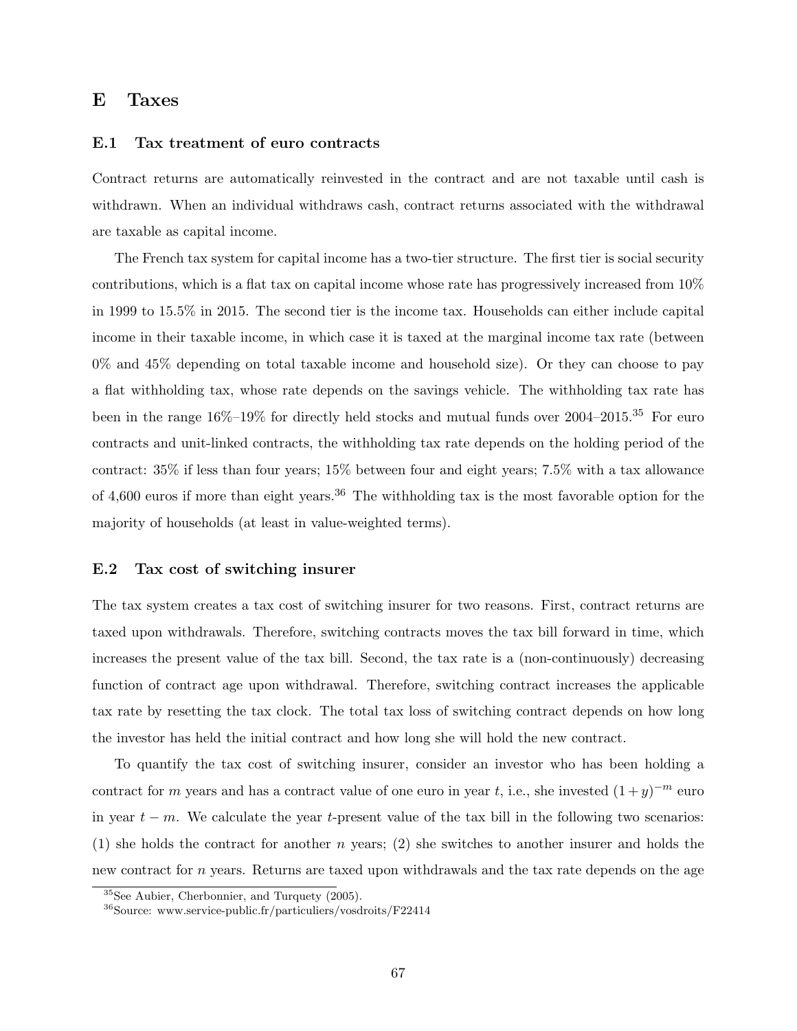# E Taxes

## E.1 Tax treatment of euro contracts

Contract returns are automatically reinvested in the contract and are not taxable until cash is withdrawn. When an individual withdraws cash, contract returns associated with the withdrawal are taxable as capital income.

The French tax system for capital income has a two-tier structure. The first tier is social security contributions, which is a flat tax on capital income whose rate has progressively increased from 10% in 1999 to 15.5% in 2015. The second tier is the income tax. Households can either include capital income in their taxable income, in which case it is taxed at the marginal income tax rate (between 0% and 45% depending on total taxable income and household size). Or they can choose to pay a flat withholding tax, whose rate depends on the savings vehicle. The withholding tax rate has been in the range 16%–19% for directly held stocks and mutual funds over 2004–2015.[35] For euro contracts and unit-linked contracts, the withholding tax rate depends on the holding period of the contract: 35% if less than four years; 15% between four and eight years; 7.5% with a tax allowance of 4,600 euros if more than eight years.[36] The withholding tax is the most favorable option for the majority of households (at least in value-weighted terms).

## E.2 Tax cost of switching insurer

The tax system creates a tax cost of switching insurer for two reasons. First, contract returns are taxed upon withdrawals. Therefore, switching contracts moves the tax bill forward in time, which increases the present value of the tax bill. Second, the tax rate is a (non-continuously) decreasing function of contract age upon withdrawal. Therefore, switching contract increases the applicable tax rate by resetting the tax clock. The total tax loss of switching contract depends on how long the investor has held the initial contract and how long she will hold the new contract.

To quantify the tax cost of switching insurer, consider an investor who has been holding a contract for $m$ years and has a contract value of one euro in year $t$, i.e., she invested $(1+y)^{-m}$ euro in year $t-m$. We calculate the year $t$-present value of the tax bill in the following two scenarios: (1) she holds the contract for another $n$ years; (2) she switches to another insurer and holds the new contract for $n$ years. Returns are taxed upon withdrawals and the tax rate depends on the age

[35] See Aubier, Cherbonnier, and Turquety (2005).

[36] Source: www.service-public.fr/particuliers/vosdroits/F22414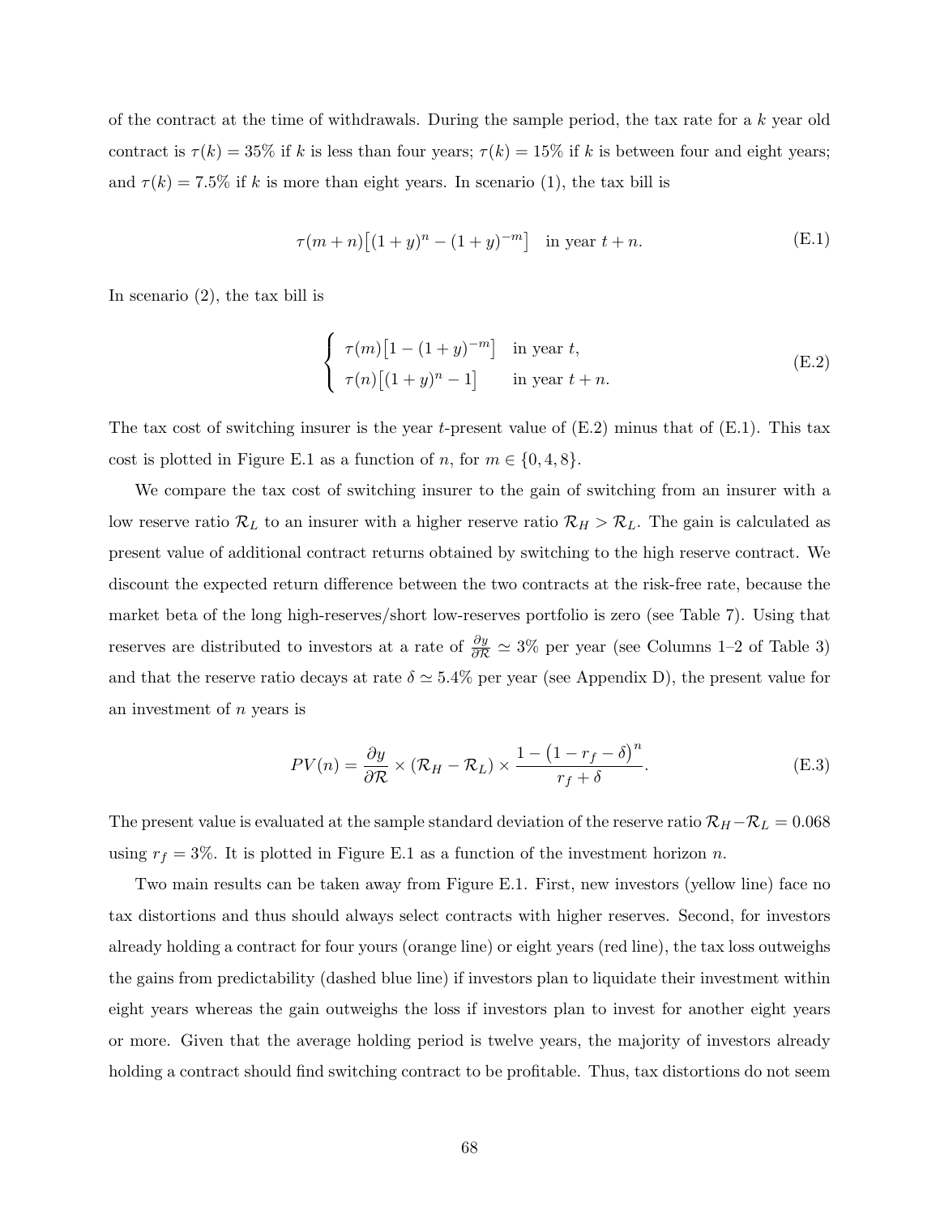of the contract at the time of withdrawals. During the sample period, the tax rate for a $k$ year old contract is $\tau(k) = 35\%$ if $k$ is less than four years; $\tau(k) = 15\%$ if $k$ is between four and eight years; and $\tau(k) = 7.5\%$ if $k$ is more than eight years. In scenario (1), the tax bill is

$$\tau(m+n)\big[(1+y)^n - (1+y)^{-m}\big] \quad \text{in year } t+n. \tag{E.1}$$

In scenario (2), the tax bill is

$$\begin{cases} \tau(m)\big[1-(1+y)^{-m}\big] & \text{in year } t, \\ \tau(n)\big[(1+y)^n - 1\big] & \text{in year } t+n. \end{cases} \tag{E.2}$$

The tax cost of switching insurer is the year $t$-present value of (E.2) minus that of (E.1). This tax cost is plotted in Figure E.1 as a function of $n$, for $m \in \{0, 4, 8\}$.

We compare the tax cost of switching insurer to the gain of switching from an insurer with a low reserve ratio $\mathcal{R}_L$ to an insurer with a higher reserve ratio $\mathcal{R}_H > \mathcal{R}_L$. The gain is calculated as present value of additional contract returns obtained by switching to the high reserve contract. We discount the expected return difference between the two contracts at the risk-free rate, because the market beta of the long high-reserves/short low-reserves portfolio is zero (see Table 7). Using that reserves are distributed to investors at a rate of $\frac{\partial y}{\partial \mathcal{R}} \simeq 3\%$ per year (see Columns 1–2 of Table 3) and that the reserve ratio decays at rate $\delta \simeq 5.4\%$ per year (see Appendix D), the present value for an investment of $n$ years is

$$PV(n) = \frac{\partial y}{\partial \mathcal{R}} \times (\mathcal{R}_H - \mathcal{R}_L) \times \frac{1-\big(1-r_f-\delta\big)^n}{r_f+\delta}. \tag{E.3}$$

The present value is evaluated at the sample standard deviation of the reserve ratio $\mathcal{R}_H - \mathcal{R}_L = 0.068$ using $r_f = 3\%$. It is plotted in Figure E.1 as a function of the investment horizon $n$.

Two main results can be taken away from Figure E.1. First, new investors (yellow line) face no tax distortions and thus should always select contracts with higher reserves. Second, for investors already holding a contract for four yours (orange line) or eight years (red line), the tax loss outweighs the gains from predictability (dashed blue line) if investors plan to liquidate their investment within eight years whereas the gain outweighs the loss if investors plan to invest for another eight years or more. Given that the average holding period is twelve years, the majority of investors already holding a contract should find switching contract to be profitable. Thus, tax distortions do not seem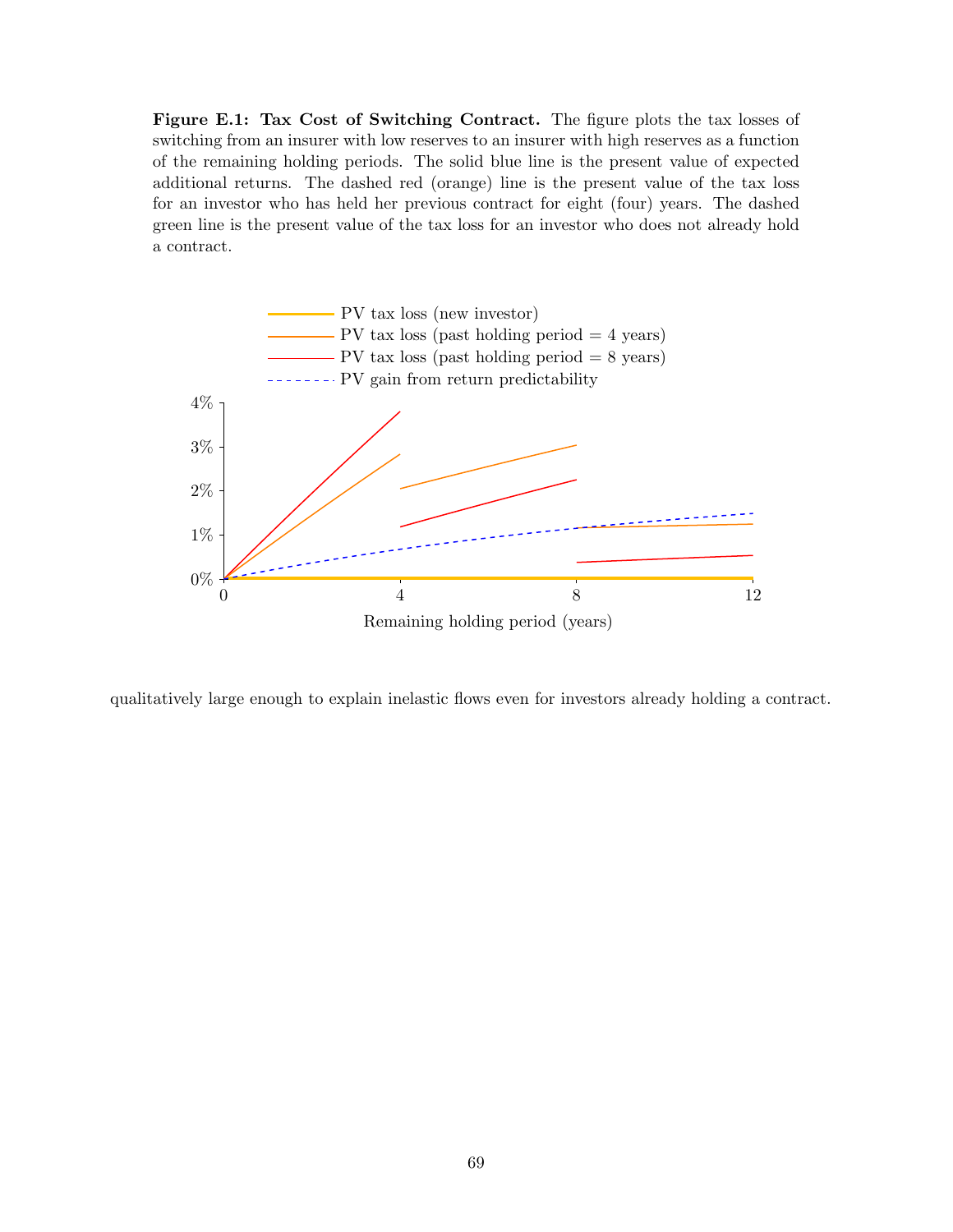**Figure E.1: Tax Cost of Switching Contract.** The figure plots the tax losses of switching from an insurer with low reserves to an insurer with high reserves as a function of the remaining holding periods. The solid blue line is the present value of expected additional returns. The dashed red (orange) line is the present value of the tax loss for an investor who has held her previous contract for eight (four) years. The dashed green line is the present value of the tax loss for an investor who does not already hold a contract.

PV tax loss (new investor)
PV tax loss (past holding period = 4 years)
PV tax loss (past holding period = 8 years)
PV gain from return predictability

4%
3%
2%
1%
0%

0
4
8
12

Remaining holding period (years)

qualitatively large enough to explain inelastic flows even for investors already holding a contract.